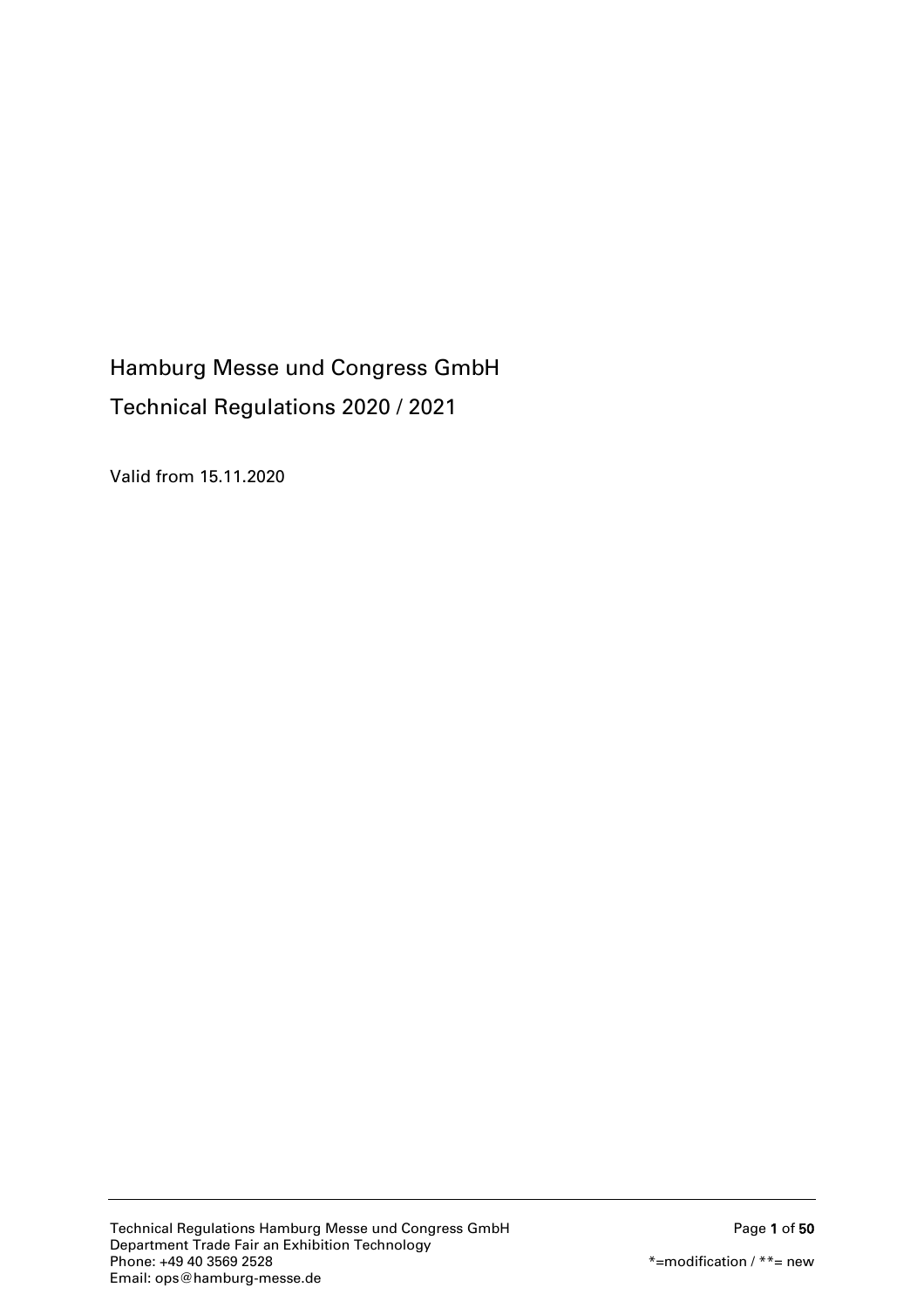# Hamburg Messe und Congress GmbH

## Technical Regulations 2020 / 2021

Valid from 15.11.2020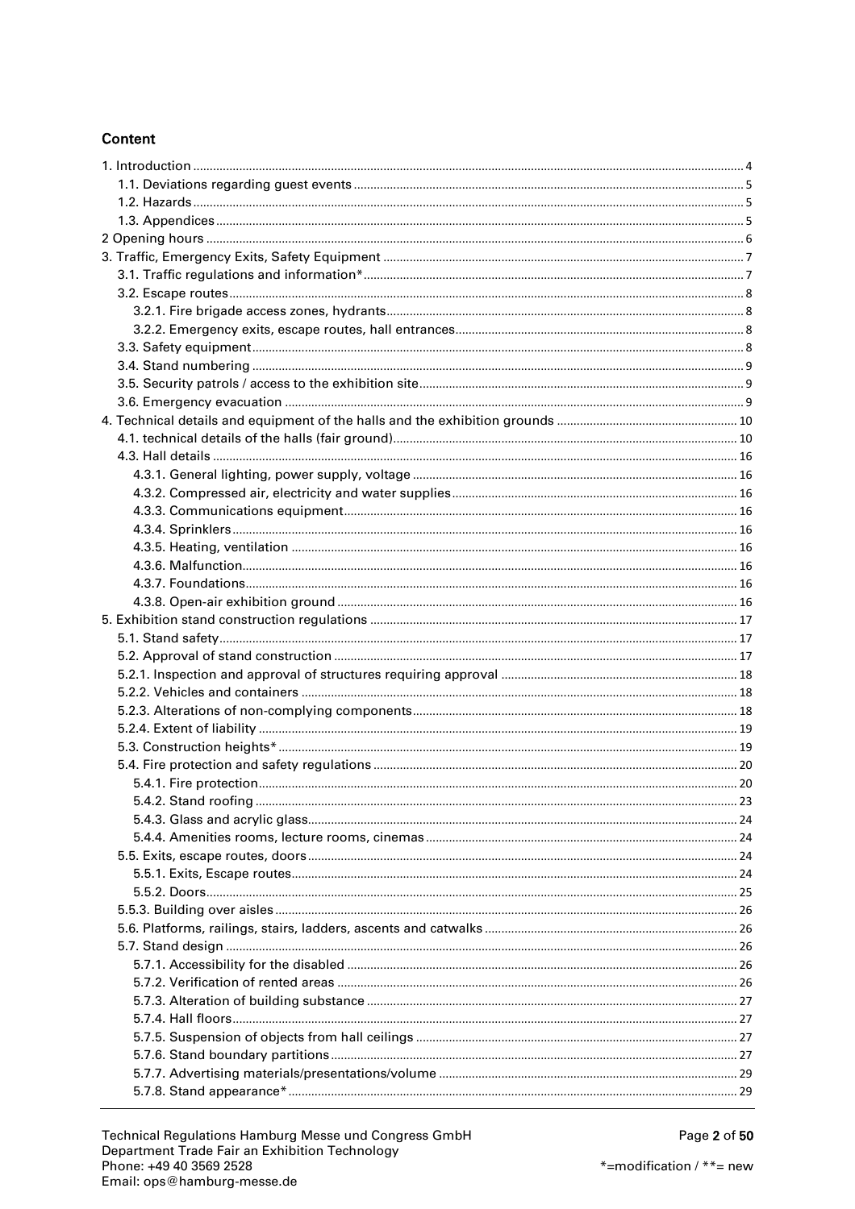## Content

1. Introduction ..... 4
   - 1.1. Deviations regarding guest events ..... 5
   - 1.2. Hazards ..... 5
   - 1.3. Appendices ..... 5

2 Opening hours ..... 6

3. Traffic, Emergency Exits, Safety Equipment ..... 7
   - 3.1. Traffic regulations and information* ..... 7
   - 3.2. Escape routes ..... 8
     - 3.2.1. Fire brigade access zones, hydrants ..... 8
     - 3.2.2. Emergency exits, escape routes, hall entrances ..... 8
   - 3.3. Safety equipment ..... 8
   - 3.4. Stand numbering ..... 9
   - 3.5. Security patrols / access to the exhibition site ..... 9
   - 3.6. Emergency evacuation ..... 9

4. Technical details and equipment of the halls and the exhibition grounds ..... 10
   - 4.1. technical details of the halls (fair ground) ..... 10
   - 4.3. Hall details ..... 16
     - 4.3.1. General lighting, power supply, voltage ..... 16
     - 4.3.2. Compressed air, electricity and water supplies ..... 16
     - 4.3.3. Communications equipment ..... 16
     - 4.3.4. Sprinklers ..... 16
     - 4.3.5. Heating, ventilation ..... 16
     - 4.3.6. Malfunction ..... 16
     - 4.3.7. Foundations ..... 16
     - 4.3.8. Open-air exhibition ground ..... 16

5. Exhibition stand construction regulations ..... 17
   - 5.1. Stand safety ..... 17
   - 5.2. Approval of stand construction ..... 17
   - 5.2.1. Inspection and approval of structures requiring approval ..... 18
   - 5.2.2. Vehicles and containers ..... 18
   - 5.2.3. Alterations of non-complying components ..... 18
   - 5.2.4. Extent of liability ..... 19
   - 5.3. Construction heights* ..... 19
   - 5.4. Fire protection and safety regulations ..... 20
     - 5.4.1. Fire protection ..... 20
     - 5.4.2. Stand roofing ..... 23
     - 5.4.3. Glass and acrylic glass ..... 24
     - 5.4.4. Amenities rooms, lecture rooms, cinemas ..... 24
   - 5.5. Exits, escape routes, doors ..... 24
     - 5.5.1. Exits, Escape routes ..... 24
     - 5.5.2. Doors ..... 25
   - 5.5.3. Building over aisles ..... 26
   - 5.6. Platforms, railings, stairs, ladders, ascents and catwalks ..... 26
   - 5.7. Stand design ..... 26
     - 5.7.1. Accessibility for the disabled ..... 26
     - 5.7.2. Verification of rented areas ..... 26
     - 5.7.3. Alteration of building substance ..... 27
     - 5.7.4. Hall floors ..... 27
     - 5.7.5. Suspension of objects from hall ceilings ..... 27
     - 5.7.6. Stand boundary partitions ..... 27
     - 5.7.7. Advertising materials/presentations/volume ..... 29
     - 5.7.8. Stand appearance* ..... 29

Technical Regulations Hamburg Messe und Congress GmbH
Department Trade Fair an Exhibition Technology
Phone: +49 40 3569 2528
Email: ops@hamburg-messe.de

*=modification / **= new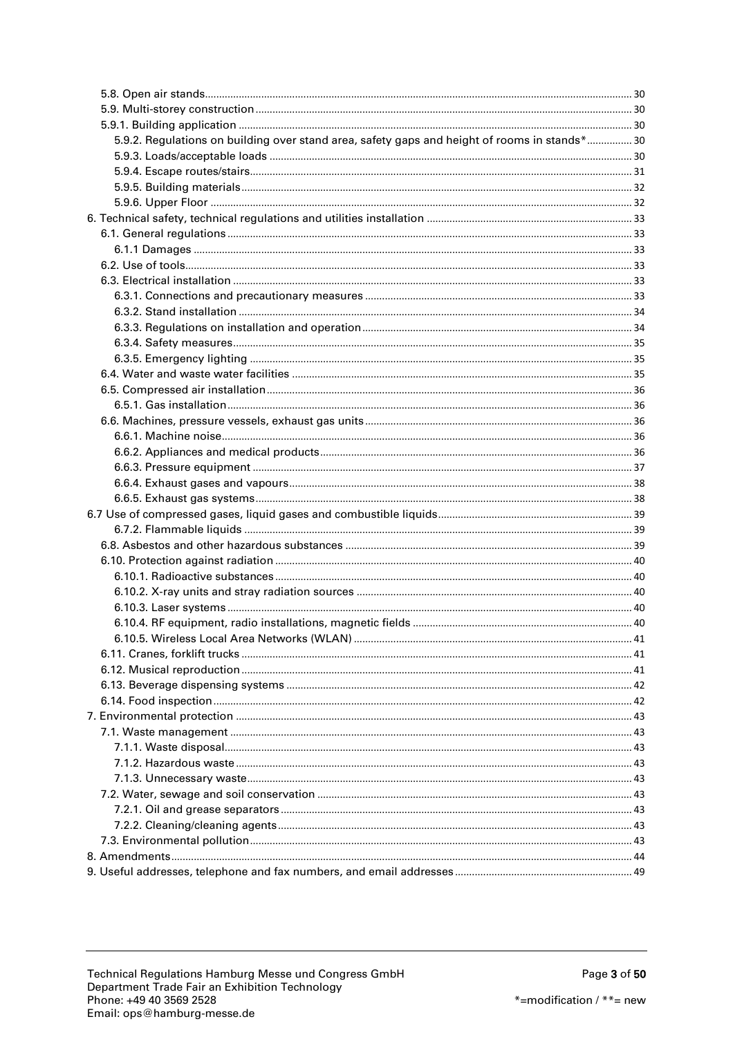- 5.8. Open air stands ........ 30
- 5.9. Multi-storey construction ........ 30
  - 5.9.1. Building application ........ 30
  - 5.9.2. Regulations on building over stand area, safety gaps and height of rooms in stands* ........ 30
  - 5.9.3. Loads/acceptable loads ........ 30
  - 5.9.4. Escape routes/stairs ........ 31
  - 5.9.5. Building materials ........ 32
  - 5.9.6. Upper Floor ........ 32
- 6. Technical safety, technical regulations and utilities installation ........ 33
  - 6.1. General regulations ........ 33
    - 6.1.1 Damages ........ 33
  - 6.2. Use of tools ........ 33
  - 6.3. Electrical installation ........ 33
    - 6.3.1. Connections and precautionary measures ........ 33
    - 6.3.2. Stand installation ........ 34
    - 6.3.3. Regulations on installation and operation ........ 34
    - 6.3.4. Safety measures ........ 35
    - 6.3.5. Emergency lighting ........ 35
  - 6.4. Water and waste water facilities ........ 35
  - 6.5. Compressed air installation ........ 36
    - 6.5.1. Gas installation ........ 36
  - 6.6. Machines, pressure vessels, exhaust gas units ........ 36
    - 6.6.1. Machine noise ........ 36
    - 6.6.2. Appliances and medical products ........ 36
    - 6.6.3. Pressure equipment ........ 37
    - 6.6.4. Exhaust gases and vapours ........ 38
    - 6.6.5. Exhaust gas systems ........ 38
- 6.7 Use of compressed gases, liquid gases and combustible liquids ........ 39
    - 6.7.2. Flammable liquids ........ 39
  - 6.8. Asbestos and other hazardous substances ........ 39
  - 6.10. Protection against radiation ........ 40
    - 6.10.1. Radioactive substances ........ 40
    - 6.10.2. X-ray units and stray radiation sources ........ 40
    - 6.10.3. Laser systems ........ 40
    - 6.10.4. RF equipment, radio installations, magnetic fields ........ 40
    - 6.10.5. Wireless Local Area Networks (WLAN) ........ 41
  - 6.11. Cranes, forklift trucks ........ 41
  - 6.12. Musical reproduction ........ 41
  - 6.13. Beverage dispensing systems ........ 42
  - 6.14. Food inspection ........ 42
- 7. Environmental protection ........ 43
  - 7.1. Waste management ........ 43
    - 7.1.1. Waste disposal ........ 43
    - 7.1.2. Hazardous waste ........ 43
    - 7.1.3. Unnecessary waste ........ 43
  - 7.2. Water, sewage and soil conservation ........ 43
    - 7.2.1. Oil and grease separators ........ 43
    - 7.2.2. Cleaning/cleaning agents ........ 43
  - 7.3. Environmental pollution ........ 43
- 8. Amendments ........ 44
- 9. Useful addresses, telephone and fax numbers, and email addresses ........ 49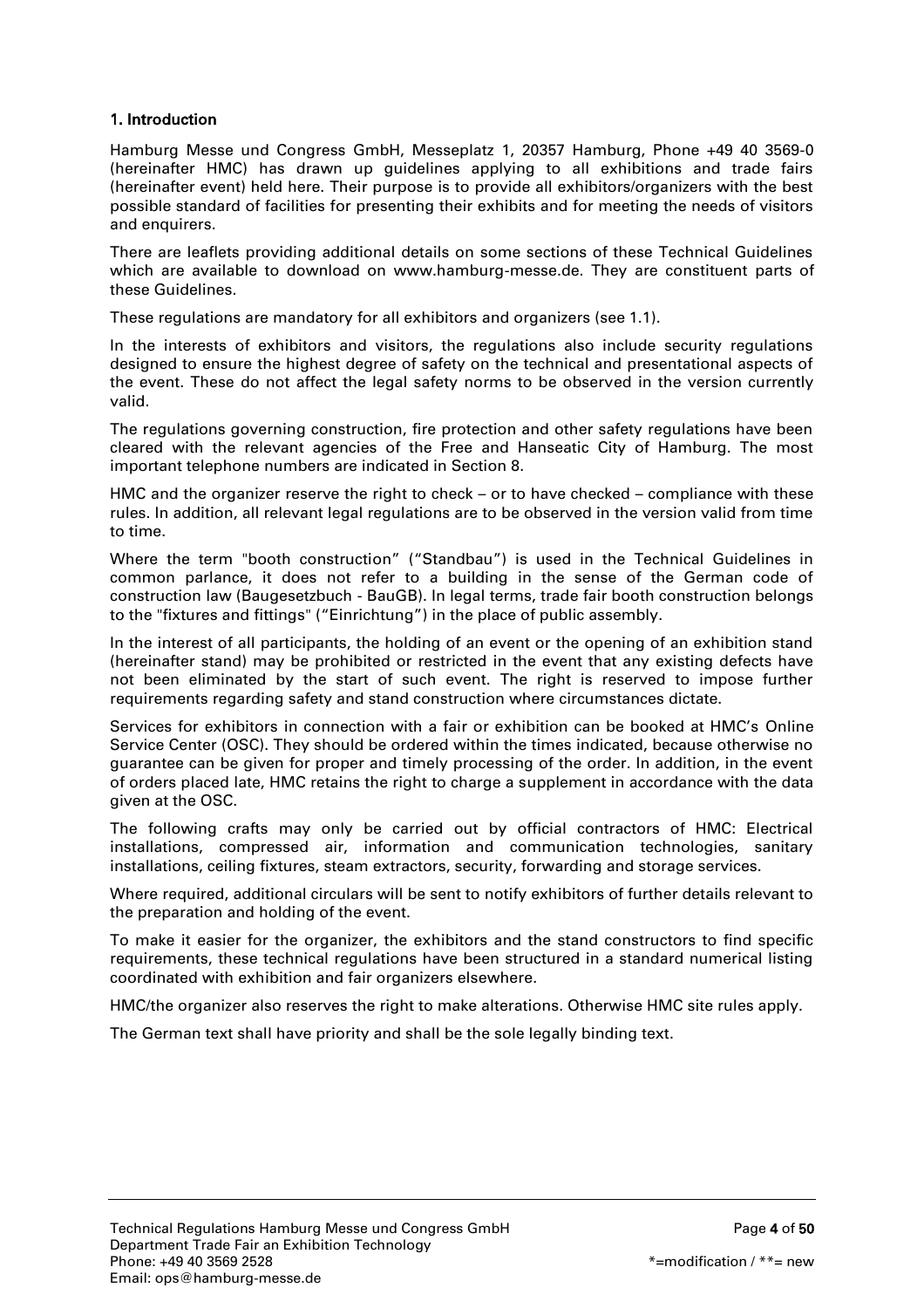## 1. Introduction

Hamburg Messe und Congress GmbH, Messeplatz 1, 20357 Hamburg, Phone +49 40 3569-0 (hereinafter HMC) has drawn up guidelines applying to all exhibitions and trade fairs (hereinafter event) held here. Their purpose is to provide all exhibitors/organizers with the best possible standard of facilities for presenting their exhibits and for meeting the needs of visitors and enquirers.

There are leaflets providing additional details on some sections of these Technical Guidelines which are available to download on www.hamburg-messe.de. They are constituent parts of these Guidelines.

These regulations are mandatory for all exhibitors and organizers (see 1.1).

In the interests of exhibitors and visitors, the regulations also include security regulations designed to ensure the highest degree of safety on the technical and presentational aspects of the event. These do not affect the legal safety norms to be observed in the version currently valid.

The regulations governing construction, fire protection and other safety regulations have been cleared with the relevant agencies of the Free and Hanseatic City of Hamburg. The most important telephone numbers are indicated in Section 8.

HMC and the organizer reserve the right to check – or to have checked – compliance with these rules. In addition, all relevant legal regulations are to be observed in the version valid from time to time.

Where the term "booth construction" ("Standbau") is used in the Technical Guidelines in common parlance, it does not refer to a building in the sense of the German code of construction law (Baugesetzbuch - BauGB). In legal terms, trade fair booth construction belongs to the "fixtures and fittings" ("Einrichtung") in the place of public assembly.

In the interest of all participants, the holding of an event or the opening of an exhibition stand (hereinafter stand) may be prohibited or restricted in the event that any existing defects have not been eliminated by the start of such event. The right is reserved to impose further requirements regarding safety and stand construction where circumstances dictate.

Services for exhibitors in connection with a fair or exhibition can be booked at HMC's Online Service Center (OSC). They should be ordered within the times indicated, because otherwise no guarantee can be given for proper and timely processing of the order. In addition, in the event of orders placed late, HMC retains the right to charge a supplement in accordance with the data given at the OSC.

The following crafts may only be carried out by official contractors of HMC: Electrical installations, compressed air, information and communication technologies, sanitary installations, ceiling fixtures, steam extractors, security, forwarding and storage services.

Where required, additional circulars will be sent to notify exhibitors of further details relevant to the preparation and holding of the event.

To make it easier for the organizer, the exhibitors and the stand constructors to find specific requirements, these technical regulations have been structured in a standard numerical listing coordinated with exhibition and fair organizers elsewhere.

HMC/the organizer also reserves the right to make alterations. Otherwise HMC site rules apply.

The German text shall have priority and shall be the sole legally binding text.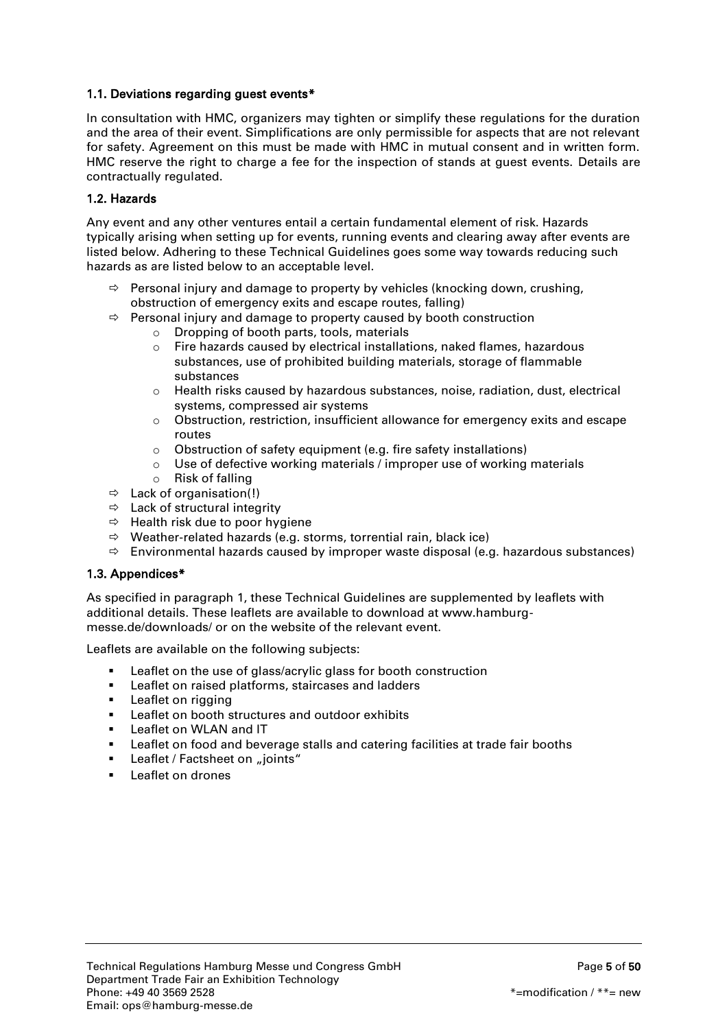### 1.1. Deviations regarding guest events*

In consultation with HMC, organizers may tighten or simplify these regulations for the duration and the area of their event. Simplifications are only permissible for aspects that are not relevant for safety. Agreement on this must be made with HMC in mutual consent and in written form. HMC reserve the right to charge a fee for the inspection of stands at guest events. Details are contractually regulated.

### 1.2. Hazards

Any event and any other ventures entail a certain fundamental element of risk. Hazards typically arising when setting up for events, running events and clearing away after events are listed below. Adhering to these Technical Guidelines goes some way towards reducing such hazards as are listed below to an acceptable level.

- ⇨ Personal injury and damage to property by vehicles (knocking down, crushing, obstruction of emergency exits and escape routes, falling)
- ⇨ Personal injury and damage to property caused by booth construction
  - o Dropping of booth parts, tools, materials
  - o Fire hazards caused by electrical installations, naked flames, hazardous substances, use of prohibited building materials, storage of flammable substances
  - o Health risks caused by hazardous substances, noise, radiation, dust, electrical systems, compressed air systems
  - o Obstruction, restriction, insufficient allowance for emergency exits and escape routes
  - o Obstruction of safety equipment (e.g. fire safety installations)
  - o Use of defective working materials / improper use of working materials
  - o Risk of falling
- ⇨ Lack of organisation(!)
- ⇨ Lack of structural integrity
- ⇨ Health risk due to poor hygiene
- ⇨ Weather-related hazards (e.g. storms, torrential rain, black ice)
- ⇨ Environmental hazards caused by improper waste disposal (e.g. hazardous substances)

### 1.3. Appendices*

As specified in paragraph 1, these Technical Guidelines are supplemented by leaflets with additional details. These leaflets are available to download at www.hamburg-messe.de/downloads/ or on the website of the relevant event.

Leaflets are available on the following subjects:

- Leaflet on the use of glass/acrylic glass for booth construction
- Leaflet on raised platforms, staircases and ladders
- Leaflet on rigging
- Leaflet on booth structures and outdoor exhibits
- Leaflet on WLAN and IT
- Leaflet on food and beverage stalls and catering facilities at trade fair booths
- Leaflet / Factsheet on „joints“
- Leaflet on drones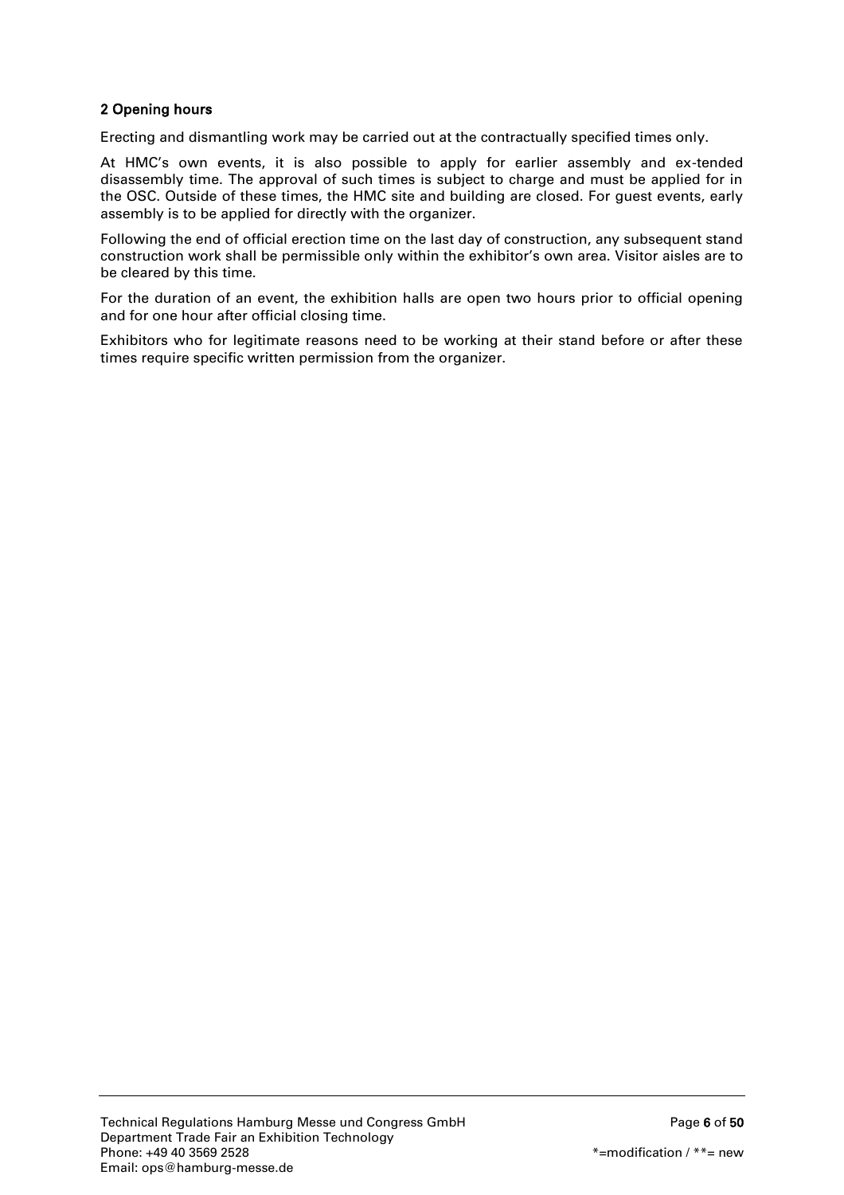## 2 Opening hours

Erecting and dismantling work may be carried out at the contractually specified times only.

At HMC's own events, it is also possible to apply for earlier assembly and ex-tended disassembly time. The approval of such times is subject to charge and must be applied for in the OSC. Outside of these times, the HMC site and building are closed. For guest events, early assembly is to be applied for directly with the organizer.

Following the end of official erection time on the last day of construction, any subsequent stand construction work shall be permissible only within the exhibitor's own area. Visitor aisles are to be cleared by this time.

For the duration of an event, the exhibition halls are open two hours prior to official opening and for one hour after official closing time.

Exhibitors who for legitimate reasons need to be working at their stand before or after these times require specific written permission from the organizer.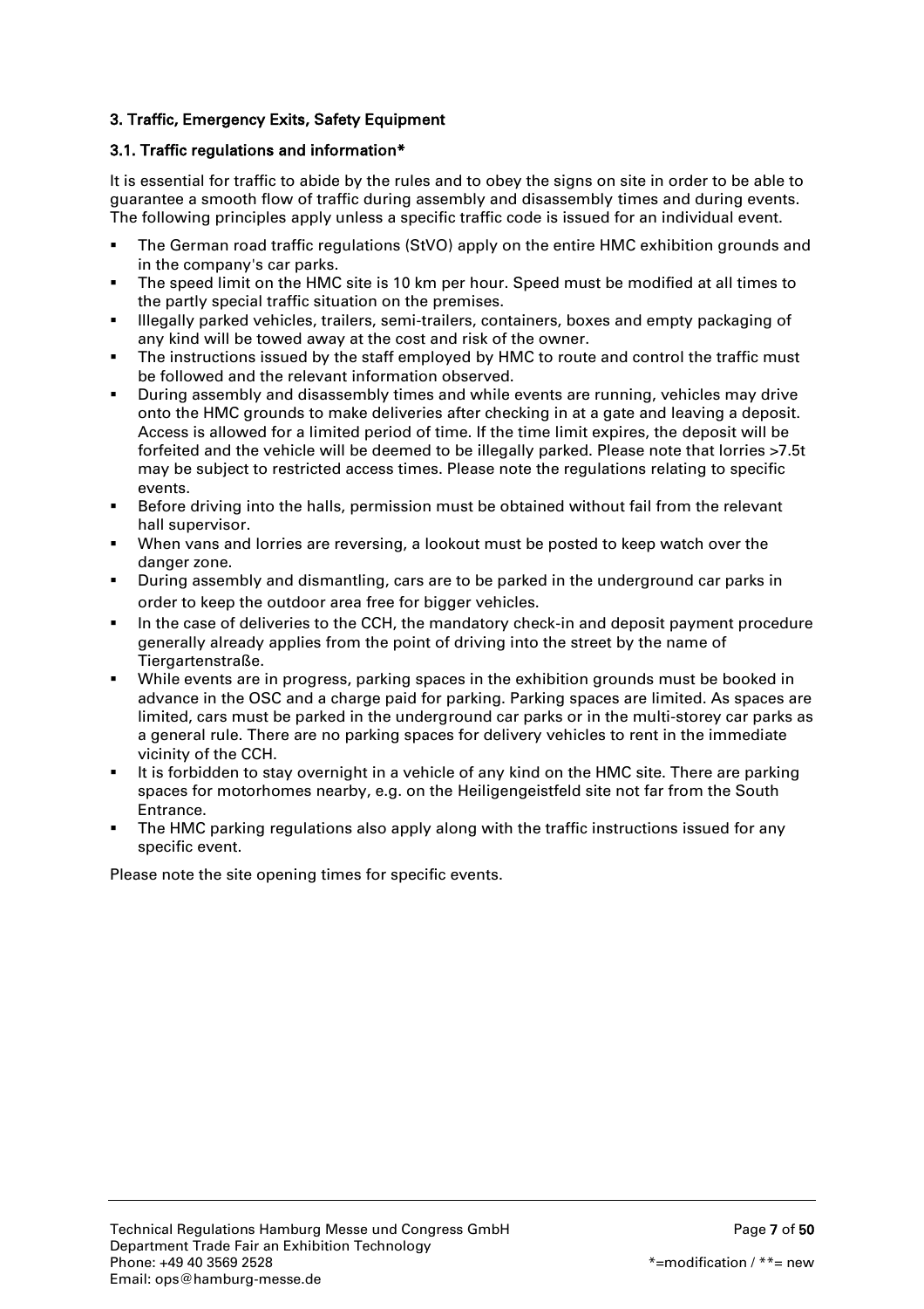## 3. Traffic, Emergency Exits, Safety Equipment

### 3.1. Traffic regulations and information*

It is essential for traffic to abide by the rules and to obey the signs on site in order to be able to guarantee a smooth flow of traffic during assembly and disassembly times and during events. The following principles apply unless a specific traffic code is issued for an individual event.

- The German road traffic regulations (StVO) apply on the entire HMC exhibition grounds and in the company's car parks.
- The speed limit on the HMC site is 10 km per hour. Speed must be modified at all times to the partly special traffic situation on the premises.
- Illegally parked vehicles, trailers, semi-trailers, containers, boxes and empty packaging of any kind will be towed away at the cost and risk of the owner.
- The instructions issued by the staff employed by HMC to route and control the traffic must be followed and the relevant information observed.
- During assembly and disassembly times and while events are running, vehicles may drive onto the HMC grounds to make deliveries after checking in at a gate and leaving a deposit. Access is allowed for a limited period of time. If the time limit expires, the deposit will be forfeited and the vehicle will be deemed to be illegally parked. Please note that lorries >7.5t may be subject to restricted access times. Please note the regulations relating to specific events.
- Before driving into the halls, permission must be obtained without fail from the relevant hall supervisor.
- When vans and lorries are reversing, a lookout must be posted to keep watch over the danger zone.
- During assembly and dismantling, cars are to be parked in the underground car parks in order to keep the outdoor area free for bigger vehicles.
- In the case of deliveries to the CCH, the mandatory check-in and deposit payment procedure generally already applies from the point of driving into the street by the name of Tiergartenstraße.
- While events are in progress, parking spaces in the exhibition grounds must be booked in advance in the OSC and a charge paid for parking. Parking spaces are limited. As spaces are limited, cars must be parked in the underground car parks or in the multi-storey car parks as a general rule. There are no parking spaces for delivery vehicles to rent in the immediate vicinity of the CCH.
- It is forbidden to stay overnight in a vehicle of any kind on the HMC site. There are parking spaces for motorhomes nearby, e.g. on the Heiligengeistfeld site not far from the South Entrance.
- The HMC parking regulations also apply along with the traffic instructions issued for any specific event.

Please note the site opening times for specific events.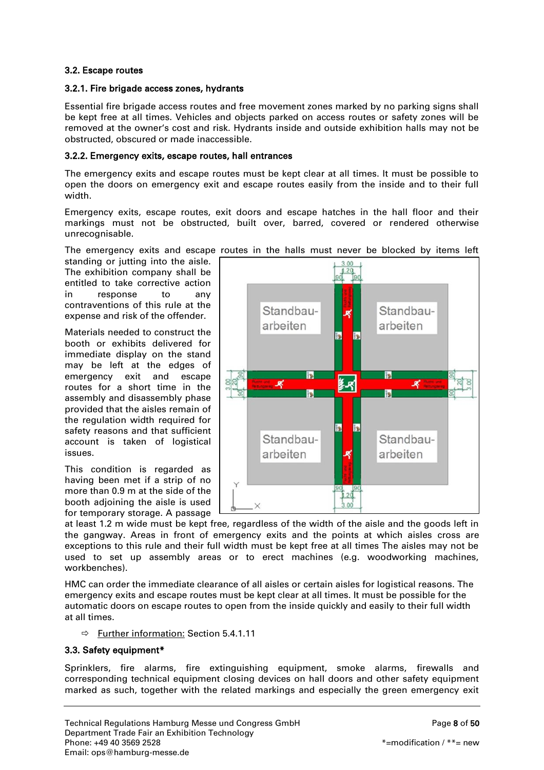### 3.2. Escape routes

#### 3.2.1. Fire brigade access zones, hydrants

Essential fire brigade access routes and free movement zones marked by no parking signs shall be kept free at all times. Vehicles and objects parked on access routes or safety zones will be removed at the owner's cost and risk. Hydrants inside and outside exhibition halls may not be obstructed, obscured or made inaccessible.

#### 3.2.2. Emergency exits, escape routes, hall entrances

The emergency exits and escape routes must be kept clear at all times. It must be possible to open the doors on emergency exit and escape routes easily from the inside and to their full width.

Emergency exits, escape routes, exit doors and escape hatches in the hall floor and their markings must not be obstructed, built over, barred, covered or rendered otherwise unrecognisable.

The emergency exits and escape routes in the halls must never be blocked by items left standing or jutting into the aisle. The exhibition company shall be entitled to take corrective action in response to any contraventions of this rule at the expense and risk of the offender.

Materials needed to construct the booth or exhibits delivered for immediate display on the stand may be left at the edges of emergency exit and escape routes for a short time in the assembly and disassembly phase provided that the aisles remain of the regulation width required for safety reasons and that sufficient account is taken of logistical issues.

This condition is regarded as having been met if a strip of no more than 0.9 m at the side of the booth adjoining the aisle is used for temporary storage. A passage at least 1.2 m wide must be kept free, regardless of the width of the aisle and the goods left in the gangway. Areas in front of emergency exits and the points at which aisles cross are exceptions to this rule and their full width must be kept free at all times The aisles may not be used to set up assembly areas or to erect machines (e.g. woodworking machines, workbenches).

HMC can order the immediate clearance of all aisles or certain aisles for logistical reasons. The emergency exits and escape routes must be kept clear at all times. It must be possible for the automatic doors on escape routes to open from the inside quickly and easily to their full width at all times.

⇨ Further information: Section 5.4.1.11

### 3.3. Safety equipment*

Sprinklers, fire alarms, fire extinguishing equipment, smoke alarms, firewalls and corresponding technical equipment closing devices on hall doors and other safety equipment marked as such, together with the related markings and especially the green emergency exit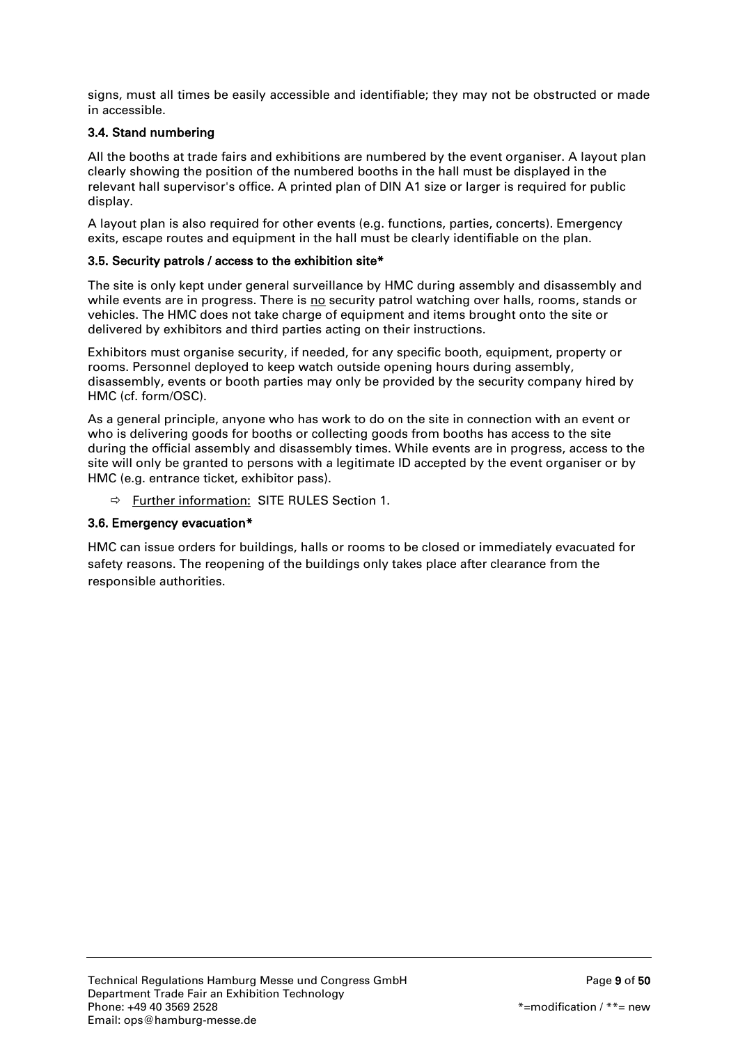signs, must all times be easily accessible and identifiable; they may not be obstructed or made in accessible.

### 3.4. Stand numbering

All the booths at trade fairs and exhibitions are numbered by the event organiser. A layout plan clearly showing the position of the numbered booths in the hall must be displayed in the relevant hall supervisor's office. A printed plan of DIN A1 size or larger is required for public display.

A layout plan is also required for other events (e.g. functions, parties, concerts). Emergency exits, escape routes and equipment in the hall must be clearly identifiable on the plan.

### 3.5. Security patrols / access to the exhibition site*

The site is only kept under general surveillance by HMC during assembly and disassembly and while events are in progress. There is no security patrol watching over halls, rooms, stands or vehicles. The HMC does not take charge of equipment and items brought onto the site or delivered by exhibitors and third parties acting on their instructions.

Exhibitors must organise security, if needed, for any specific booth, equipment, property or rooms. Personnel deployed to keep watch outside opening hours during assembly, disassembly, events or booth parties may only be provided by the security company hired by HMC (cf. form/OSC).

As a general principle, anyone who has work to do on the site in connection with an event or who is delivering goods for booths or collecting goods from booths has access to the site during the official assembly and disassembly times. While events are in progress, access to the site will only be granted to persons with a legitimate ID accepted by the event organiser or by HMC (e.g. entrance ticket, exhibitor pass).

- ⇨ Further information: SITE RULES Section 1.

### 3.6. Emergency evacuation*

HMC can issue orders for buildings, halls or rooms to be closed or immediately evacuated for safety reasons. The reopening of the buildings only takes place after clearance from the responsible authorities.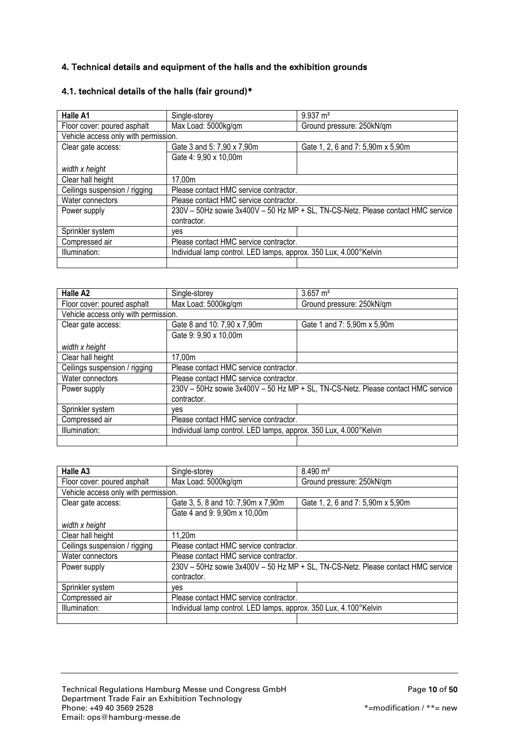## 4. Technical details and equipment of the halls and the exhibition grounds

### 4.1. technical details of the halls (fair ground)*

| Halle A1 | Single-storey | 9.937 m² |
|---|---|---|
| Floor cover: poured asphalt | Max Load: 5000kg/qm | Ground pressure: 250kN/qm |
| Vehicle access only with permission. | | |
| Clear gate access:<br><br>*width x height* | Gate 3 and 5: 7,90 x 7,90m<br>Gate 4: 9,90 x 10,00m | Gate 1, 2, 6 and 7: 5,90m x 5,90m |
| Clear hall height | 17,00m | |
| Ceilings suspension / rigging | Please contact HMC service contractor. | |
| Water connectors | Please contact HMC service contractor. | |
| Power supply | 230V – 50Hz sowie 3x400V – 50 Hz MP + SL, TN-CS-Netz. Please contact HMC service contractor. | |
| Sprinkler system | yes | |
| Compressed air | Please contact HMC service contractor. | |
| Illumination: | Individual lamp control. LED lamps, approx. 350 Lux, 4.000°Kelvin | |
| | | |

| Halle A2 | Single-storey | 3.657 m² |
|---|---|---|
| Floor cover: poured asphalt | Max Load: 5000kg/qm | Ground pressure: 250kN/qm |
| Vehicle access only with permission. | | |
| Clear gate access:<br><br>*width x height* | Gate 8 and 10: 7,90 x 7,90m<br>Gate 9: 9,90 x 10,00m | Gate 1 and 7: 5,90m x 5,90m |
| Clear hall height | 17,00m | |
| Ceilings suspension / rigging | Please contact HMC service contractor. | |
| Water connectors | Please contact HMC service contractor. | |
| Power supply | 230V – 50Hz sowie 3x400V – 50 Hz MP + SL, TN-CS-Netz. Please contact HMC service contractor. | |
| Sprinkler system | yes | |
| Compressed air | Please contact HMC service contractor. | |
| Illumination: | Individual lamp control. LED lamps, approx. 350 Lux, 4.000°Kelvin | |
| | | |

| Halle A3 | Single-storey | 8.490 m² |
|---|---|---|
| Floor cover: poured asphalt | Max Load: 5000kg/qm | Ground pressure: 250kN/qm |
| Vehicle access only with permission. | | |
| Clear gate access:<br><br>*width x height* | Gate 3, 5, 8 and 10: 7,90m x 7,90m<br>Gate 4 and 9: 9,90m x 10,00m | Gate 1, 2, 6 and 7: 5,90m x 5,90m |
| Clear hall height | 11,20m | |
| Ceilings suspension / rigging | Please contact HMC service contractor. | |
| Water connectors | Please contact HMC service contractor. | |
| Power supply | 230V – 50Hz sowie 3x400V – 50 Hz MP + SL, TN-CS-Netz. Please contact HMC service contractor. | |
| Sprinkler system | yes | |
| Compressed air | Please contact HMC service contractor. | |
| Illumination: | Individual lamp control. LED lamps, approx. 350 Lux, 4.100°Kelvin | |
| | | |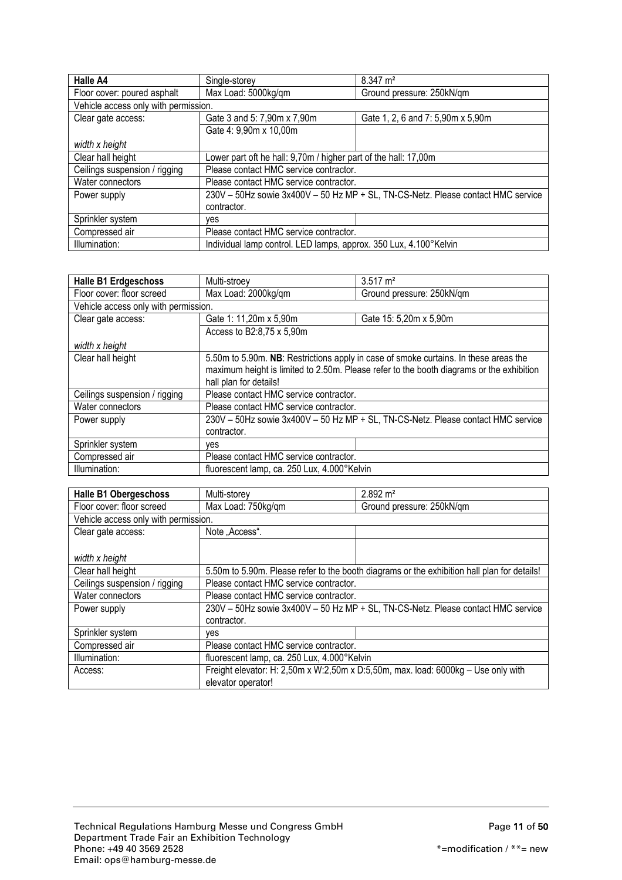| Halle A4 | Single-storey | 8.347 m² |
| --- | --- | --- |
| Floor cover: poured asphalt | Max Load: 5000kg/qm | Ground pressure: 250kN/qm |
| Vehicle access only with permission. | | |
| Clear gate access:<br><br>*width x height* | Gate 3 and 5: 7,90m x 7,90m<br>Gate 4: 9,90m x 10,00m | Gate 1, 2, 6 and 7: 5,90m x 5,90m |
| Clear hall height | Lower part oft he hall: 9,70m / higher part of the hall: 17,00m | |
| Ceilings suspension / rigging | Please contact HMC service contractor. | |
| Water connectors | Please contact HMC service contractor. | |
| Power supply | 230V – 50Hz sowie 3x400V – 50 Hz MP + SL, TN-CS-Netz. Please contact HMC service contractor. | |
| Sprinkler system | yes | |
| Compressed air | Please contact HMC service contractor. | |
| Illumination: | Individual lamp control. LED lamps, approx. 350 Lux, 4.100°Kelvin | |

| Halle B1 Erdgeschoss | Multi-stroey | 3.517 m² |
| --- | --- | --- |
| Floor cover: floor screed | Max Load: 2000kg/qm | Ground pressure: 250kN/qm |
| Vehicle access only with permission. | | |
| Clear gate access:<br><br>*width x height* | Gate 1: 11,20m x 5,90m<br>Access to B2:8,75 x 5,90m | Gate 15: 5,20m x 5,90m |
| Clear hall height | 5.50m to 5.90m. **NB**: Restrictions apply in case of smoke curtains. In these areas the maximum height is limited to 2.50m. Please refer to the booth diagrams or the exhibition hall plan for details! | |
| Ceilings suspension / rigging | Please contact HMC service contractor. | |
| Water connectors | Please contact HMC service contractor. | |
| Power supply | 230V – 50Hz sowie 3x400V – 50 Hz MP + SL, TN-CS-Netz. Please contact HMC service contractor. | |
| Sprinkler system | yes | |
| Compressed air | Please contact HMC service contractor. | |
| Illumination: | fluorescent lamp, ca. 250 Lux, 4.000°Kelvin | |

| Halle B1 Obergeschoss | Multi-storey | 2.892 m² |
| --- | --- | --- |
| Floor cover: floor screed | Max Load: 750kg/qm | Ground pressure: 250kN/qm |
| Vehicle access only with permission. | | |
| Clear gate access:<br><br>*width x height* | Note „Access“. | |
| Clear hall height | 5.50m to 5.90m. Please refer to the booth diagrams or the exhibition hall plan for details! | |
| Ceilings suspension / rigging | Please contact HMC service contractor. | |
| Water connectors | Please contact HMC service contractor. | |
| Power supply | 230V – 50Hz sowie 3x400V – 50 Hz MP + SL, TN-CS-Netz. Please contact HMC service contractor. | |
| Sprinkler system | yes | |
| Compressed air | Please contact HMC service contractor. | |
| Illumination: | fluorescent lamp, ca. 250 Lux, 4.000°Kelvin | |
| Access: | Freight elevator: H: 2,50m x W:2,50m x D:5,50m, max. load: 6000kg – Use only with elevator operator! | |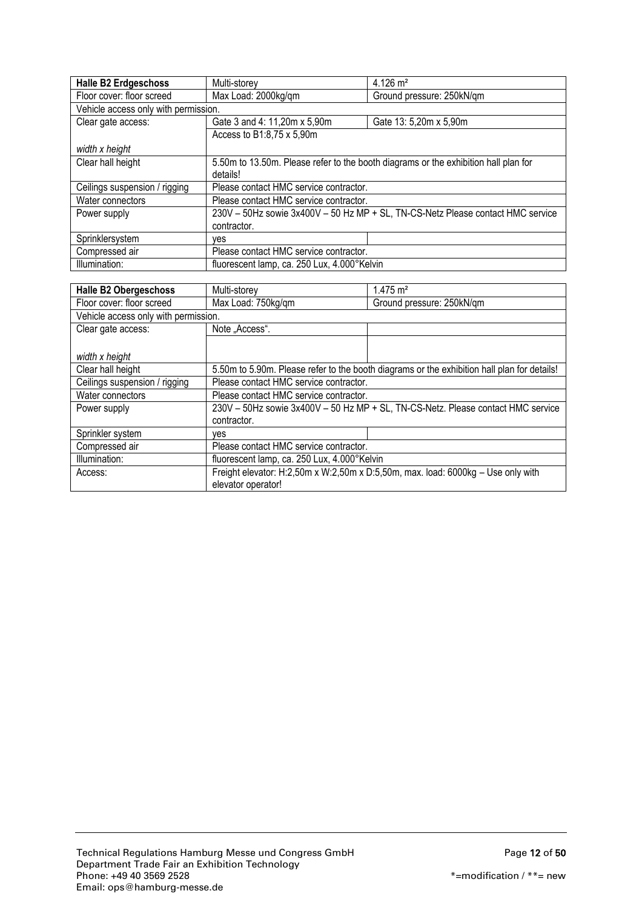| **Halle B2 Erdgeschoss** | Multi-storey | 4.126 m² |
|---|---|---|
| Floor cover: floor screed | Max Load: 2000kg/qm | Ground pressure: 250kN/qm |
| Vehicle access only with permission. | | |
| Clear gate access: | Gate 3 and 4: 11,20m x 5,90m | Gate 13: 5,20m x 5,90m |
| *width x height* | Access to B1:8,75 x 5,90m | |
| Clear hall height | 5.50m to 13.50m. Please refer to the booth diagrams or the exhibition hall plan for details! | |
| Ceilings suspension / rigging | Please contact HMC service contractor. | |
| Water connectors | Please contact HMC service contractor. | |
| Power supply | 230V – 50Hz sowie 3x400V – 50 Hz MP + SL, TN-CS-Netz Please contact HMC service contractor. | |
| Sprinklersystem | yes | |
| Compressed air | Please contact HMC service contractor. | |
| Illumination: | fluorescent lamp, ca. 250 Lux, 4.000°Kelvin | |

| **Halle B2 Obergeschoss** | Multi-storey | 1.475 m² |
|---|---|---|
| Floor cover: floor screed | Max Load: 750kg/qm | Ground pressure: 250kN/qm |
| Vehicle access only with permission. | | |
| Clear gate access: | Note „Access". | |
| *width x height* | | |
| Clear hall height | 5.50m to 5.90m. Please refer to the booth diagrams or the exhibition hall plan for details! | |
| Ceilings suspension / rigging | Please contact HMC service contractor. | |
| Water connectors | Please contact HMC service contractor. | |
| Power supply | 230V – 50Hz sowie 3x400V – 50 Hz MP + SL, TN-CS-Netz. Please contact HMC service contractor. | |
| Sprinkler system | yes | |
| Compressed air | Please contact HMC service contractor. | |
| Illumination: | fluorescent lamp, ca. 250 Lux, 4.000°Kelvin | |
| Access: | Freight elevator: H:2,50m x W:2,50m x D:5,50m, max. load: 6000kg – Use only with elevator operator! | |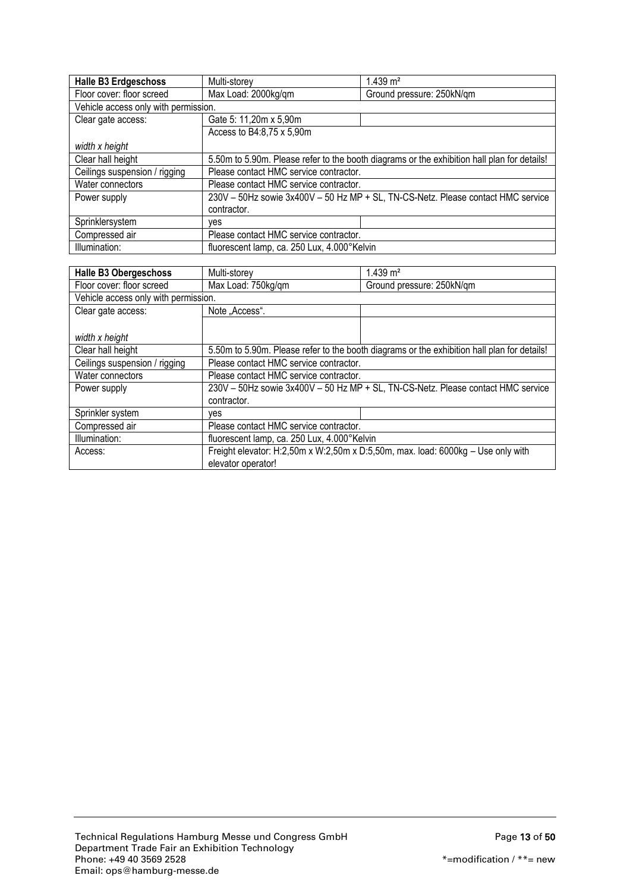| **Halle B3 Erdgeschoss** | Multi-storey | 1.439 m² |
|---|---|---|
| Floor cover: floor screed | Max Load: 2000kg/qm | Ground pressure: 250kN/qm |
| Vehicle access only with permission. | | |
| Clear gate access: | Gate 5: 11,20m x 5,90m | |
| *width x height* | Access to B4:8,75 x 5,90m | |
| Clear hall height | 5.50m to 5.90m. Please refer to the booth diagrams or the exhibition hall plan for details! | |
| Ceilings suspension / rigging | Please contact HMC service contractor. | |
| Water connectors | Please contact HMC service contractor. | |
| Power supply | 230V – 50Hz sowie 3x400V – 50 Hz MP + SL, TN-CS-Netz. Please contact HMC service contractor. | |
| Sprinklersystem | yes | |
| Compressed air | Please contact HMC service contractor. | |
| Illumination: | fluorescent lamp, ca. 250 Lux, 4.000°Kelvin | |

| **Halle B3 Obergeschoss** | Multi-storey | 1.439 m² |
|---|---|---|
| Floor cover: floor screed | Max Load: 750kg/qm | Ground pressure: 250kN/qm |
| Vehicle access only with permission. | | |
| Clear gate access: | Note „Access". | |
| *width x height* | | |
| Clear hall height | 5.50m to 5.90m. Please refer to the booth diagrams or the exhibition hall plan for details! | |
| Ceilings suspension / rigging | Please contact HMC service contractor. | |
| Water connectors | Please contact HMC service contractor. | |
| Power supply | 230V – 50Hz sowie 3x400V – 50 Hz MP + SL, TN-CS-Netz. Please contact HMC service contractor. | |
| Sprinkler system | yes | |
| Compressed air | Please contact HMC service contractor. | |
| Illumination: | fluorescent lamp, ca. 250 Lux, 4.000°Kelvin | |
| Access: | Freight elevator: H:2,50m x W:2,50m x D:5,50m, max. load: 6000kg – Use only with elevator operator! | |

Technical Regulations Hamburg Messe und Congress GmbH
Department Trade Fair an Exhibition Technology
Phone: +49 40 3569 2528
Email: ops@hamburg-messe.de

*=modification / **= new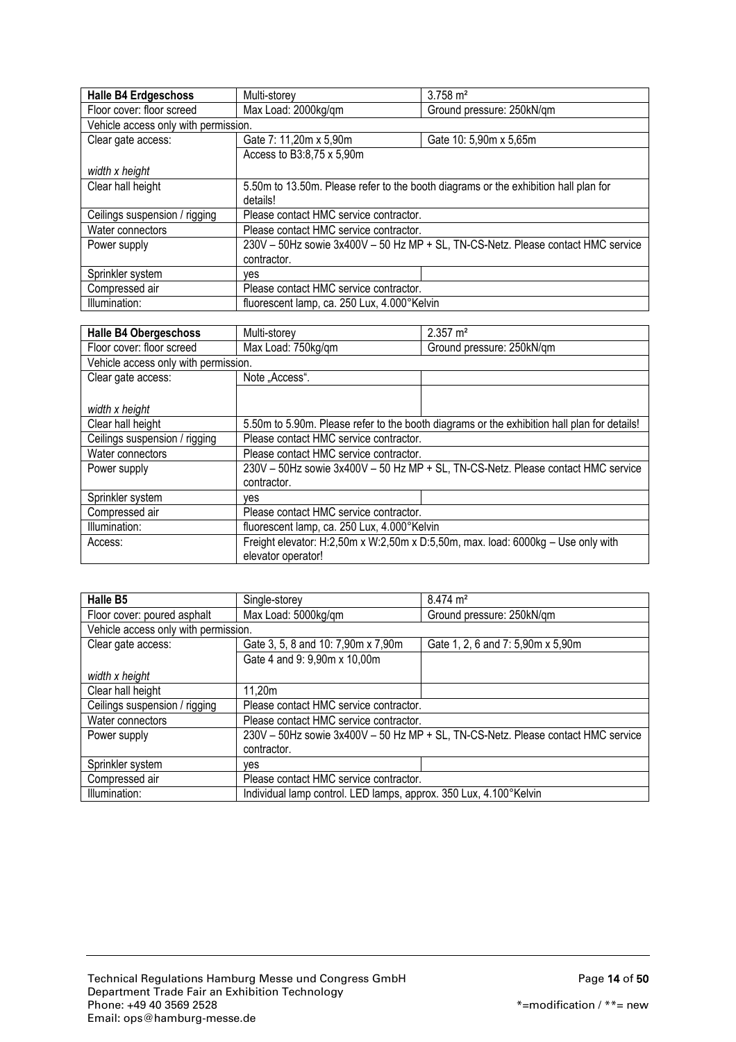| **Halle B4 Erdgeschoss** | Multi-storey | 3.758 m² |
|---|---|---|
| Floor cover: floor screed | Max Load: 2000kg/qm | Ground pressure: 250kN/qm |
| Vehicle access only with permission. | | |
| Clear gate access: <br><br> *width x height* | Gate 7: 11,20m x 5,90m <br> Access to B3:8,75 x 5,90m | Gate 10: 5,90m x 5,65m |
| Clear hall height | 5.50m to 13.50m. Please refer to the booth diagrams or the exhibition hall plan for details! | |
| Ceilings suspension / rigging | Please contact HMC service contractor. | |
| Water connectors | Please contact HMC service contractor. | |
| Power supply | 230V – 50Hz sowie 3x400V – 50 Hz MP + SL, TN-CS-Netz. Please contact HMC service contractor. | |
| Sprinkler system | yes | |
| Compressed air | Please contact HMC service contractor. | |
| Illumination: | fluorescent lamp, ca. 250 Lux, 4.000°Kelvin | |

| **Halle B4 Obergeschoss** | Multi-storey | 2.357 m² |
|---|---|---|
| Floor cover: floor screed | Max Load: 750kg/qm | Ground pressure: 250kN/qm |
| Vehicle access only with permission. | | |
| Clear gate access: <br><br> *width x height* | Note „Access". | |
| Clear hall height | 5.50m to 5.90m. Please refer to the booth diagrams or the exhibition hall plan for details! | |
| Ceilings suspension / rigging | Please contact HMC service contractor. | |
| Water connectors | Please contact HMC service contractor. | |
| Power supply | 230V – 50Hz sowie 3x400V – 50 Hz MP + SL, TN-CS-Netz. Please contact HMC service contractor. | |
| Sprinkler system | yes | |
| Compressed air | Please contact HMC service contractor. | |
| Illumination: | fluorescent lamp, ca. 250 Lux, 4.000°Kelvin | |
| Access: | Freight elevator: H:2,50m x W:2,50m x D:5,50m, max. load: 6000kg – Use only with elevator operator! | |

| **Halle B5** | Single-storey | 8.474 m² |
|---|---|---|
| Floor cover: poured asphalt | Max Load: 5000kg/qm | Ground pressure: 250kN/qm |
| Vehicle access only with permission. | | |
| Clear gate access: <br><br> *width x height* | Gate 3, 5, 8 and 10: 7,90m x 7,90m <br> Gate 4 and 9: 9,90m x 10,00m | Gate 1, 2, 6 and 7: 5,90m x 5,90m |
| Clear hall height | 11,20m | |
| Ceilings suspension / rigging | Please contact HMC service contractor. | |
| Water connectors | Please contact HMC service contractor. | |
| Power supply | 230V – 50Hz sowie 3x400V – 50 Hz MP + SL, TN-CS-Netz. Please contact HMC service contractor. | |
| Sprinkler system | yes | |
| Compressed air | Please contact HMC service contractor. | |
| Illumination: | Individual lamp control. LED lamps, approx. 350 Lux, 4.100°Kelvin | |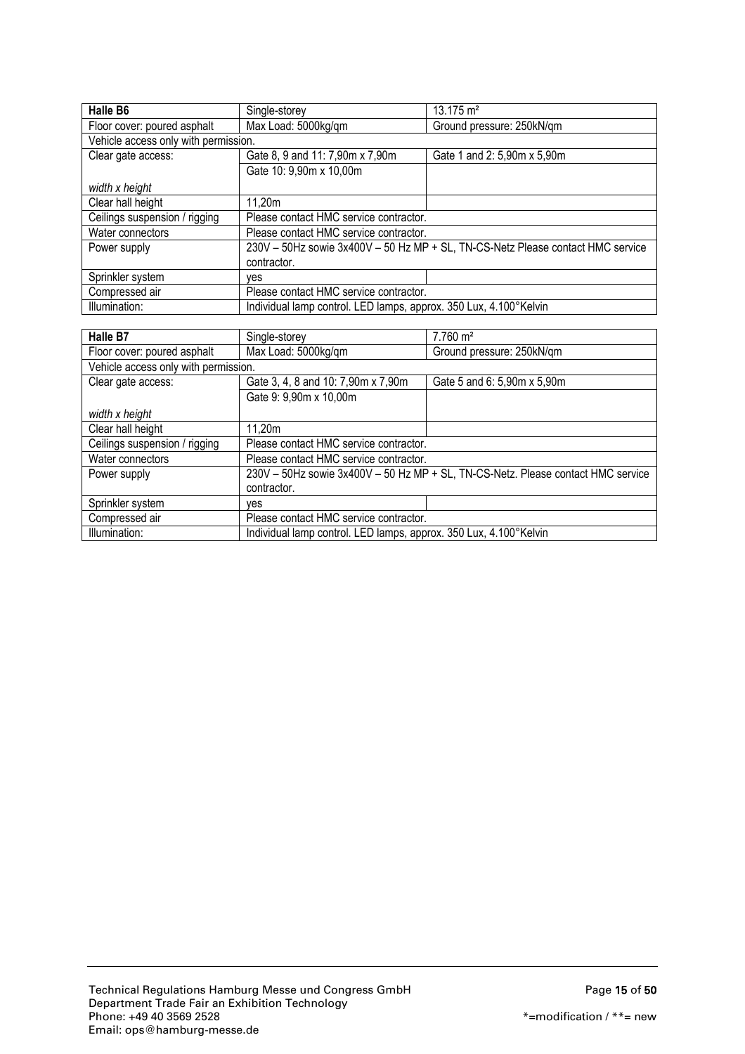| **Halle B6** | Single-storey | 13.175 m² |
|---|---|---|
| Floor cover: poured asphalt | Max Load: 5000kg/qm | Ground pressure: 250kN/qm |
| Vehicle access only with permission. | | |
| Clear gate access:<br><br>*width x height* | Gate 8, 9 and 11: 7,90m x 7,90m<br>Gate 10: 9,90m x 10,00m | Gate 1 and 2: 5,90m x 5,90m |
| Clear hall height | 11,20m | |
| Ceilings suspension / rigging | Please contact HMC service contractor. | |
| Water connectors | Please contact HMC service contractor. | |
| Power supply | 230V – 50Hz sowie 3x400V – 50 Hz MP + SL, TN-CS-Netz Please contact HMC service contractor. | |
| Sprinkler system | yes | |
| Compressed air | Please contact HMC service contractor. | |
| Illumination: | Individual lamp control. LED lamps, approx. 350 Lux, 4.100°Kelvin | |

| **Halle B7** | Single-storey | 7.760 m² |
|---|---|---|
| Floor cover: poured asphalt | Max Load: 5000kg/qm | Ground pressure: 250kN/qm |
| Vehicle access only with permission. | | |
| Clear gate access:<br><br>*width x height* | Gate 3, 4, 8 and 10: 7,90m x 7,90m<br>Gate 9: 9,90m x 10,00m | Gate 5 and 6: 5,90m x 5,90m |
| Clear hall height | 11,20m | |
| Ceilings suspension / rigging | Please contact HMC service contractor. | |
| Water connectors | Please contact HMC service contractor. | |
| Power supply | 230V – 50Hz sowie 3x400V – 50 Hz MP + SL, TN-CS-Netz. Please contact HMC service contractor. | |
| Sprinkler system | yes | |
| Compressed air | Please contact HMC service contractor. | |
| Illumination: | Individual lamp control. LED lamps, approx. 350 Lux, 4.100°Kelvin | |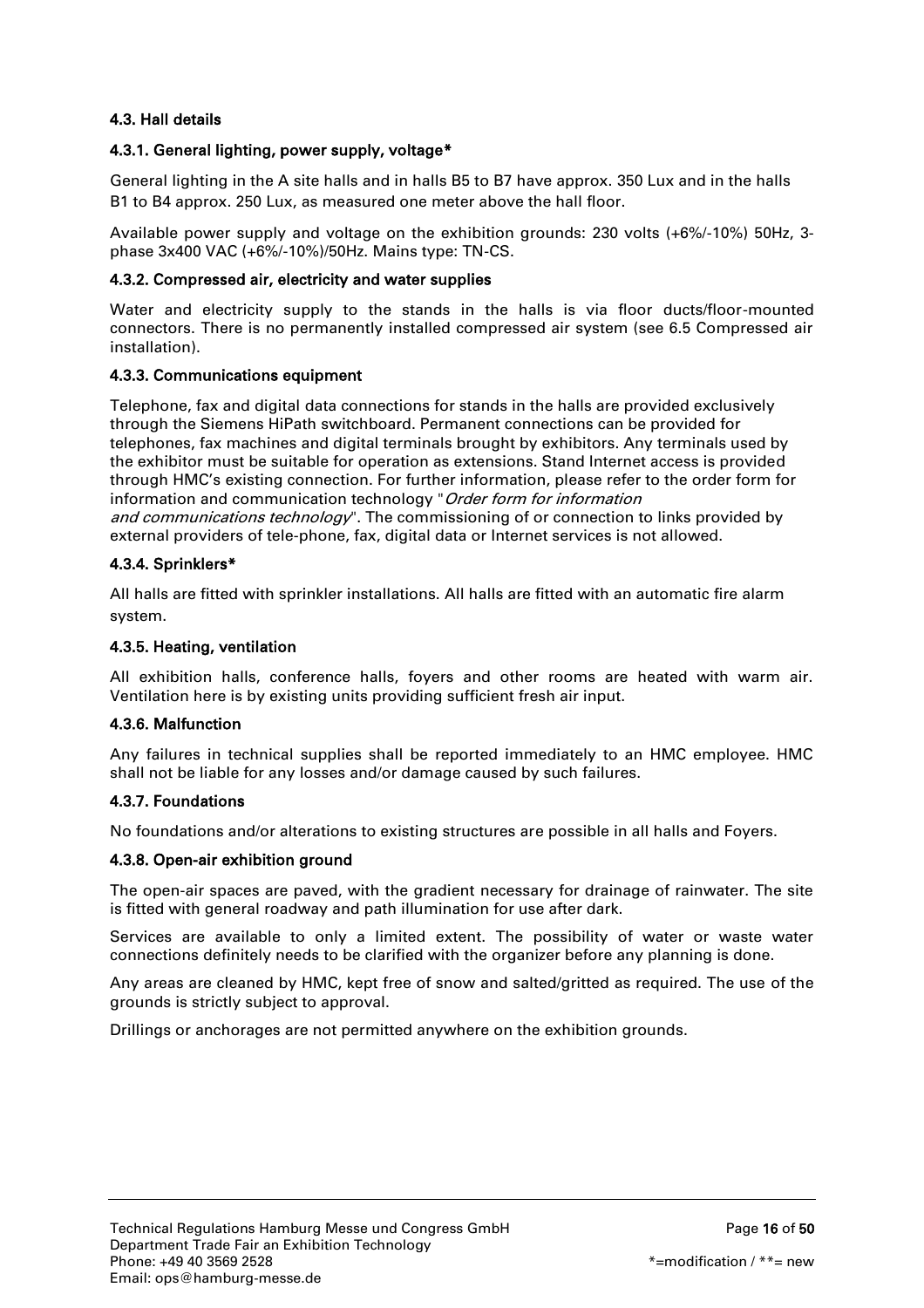### 4.3. Hall details

#### 4.3.1. General lighting, power supply, voltage*

General lighting in the A site halls and in halls B5 to B7 have approx. 350 Lux and in the halls B1 to B4 approx. 250 Lux, as measured one meter above the hall floor.

Available power supply and voltage on the exhibition grounds: 230 volts (+6%/-10%) 50Hz, 3-phase 3x400 VAC (+6%/-10%)/50Hz. Mains type: TN-CS.

#### 4.3.2. Compressed air, electricity and water supplies

Water and electricity supply to the stands in the halls is via floor ducts/floor-mounted connectors. There is no permanently installed compressed air system (see 6.5 Compressed air installation).

#### 4.3.3. Communications equipment

Telephone, fax and digital data connections for stands in the halls are provided exclusively through the Siemens HiPath switchboard. Permanent connections can be provided for telephones, fax machines and digital terminals brought by exhibitors. Any terminals used by the exhibitor must be suitable for operation as extensions. Stand Internet access is provided through HMC's existing connection. For further information, please refer to the order form for information and communication technology "*Order form for information and communications technology*". The commissioning of or connection to links provided by external providers of tele-phone, fax, digital data or Internet services is not allowed.

#### 4.3.4. Sprinklers*

All halls are fitted with sprinkler installations. All halls are fitted with an automatic fire alarm system.

#### 4.3.5. Heating, ventilation

All exhibition halls, conference halls, foyers and other rooms are heated with warm air. Ventilation here is by existing units providing sufficient fresh air input.

#### 4.3.6. Malfunction

Any failures in technical supplies shall be reported immediately to an HMC employee. HMC shall not be liable for any losses and/or damage caused by such failures.

#### 4.3.7. Foundations

No foundations and/or alterations to existing structures are possible in all halls and Foyers.

#### 4.3.8. Open-air exhibition ground

The open-air spaces are paved, with the gradient necessary for drainage of rainwater. The site is fitted with general roadway and path illumination for use after dark.

Services are available to only a limited extent. The possibility of water or waste water connections definitely needs to be clarified with the organizer before any planning is done.

Any areas are cleaned by HMC, kept free of snow and salted/gritted as required. The use of the grounds is strictly subject to approval.

Drillings or anchorages are not permitted anywhere on the exhibition grounds.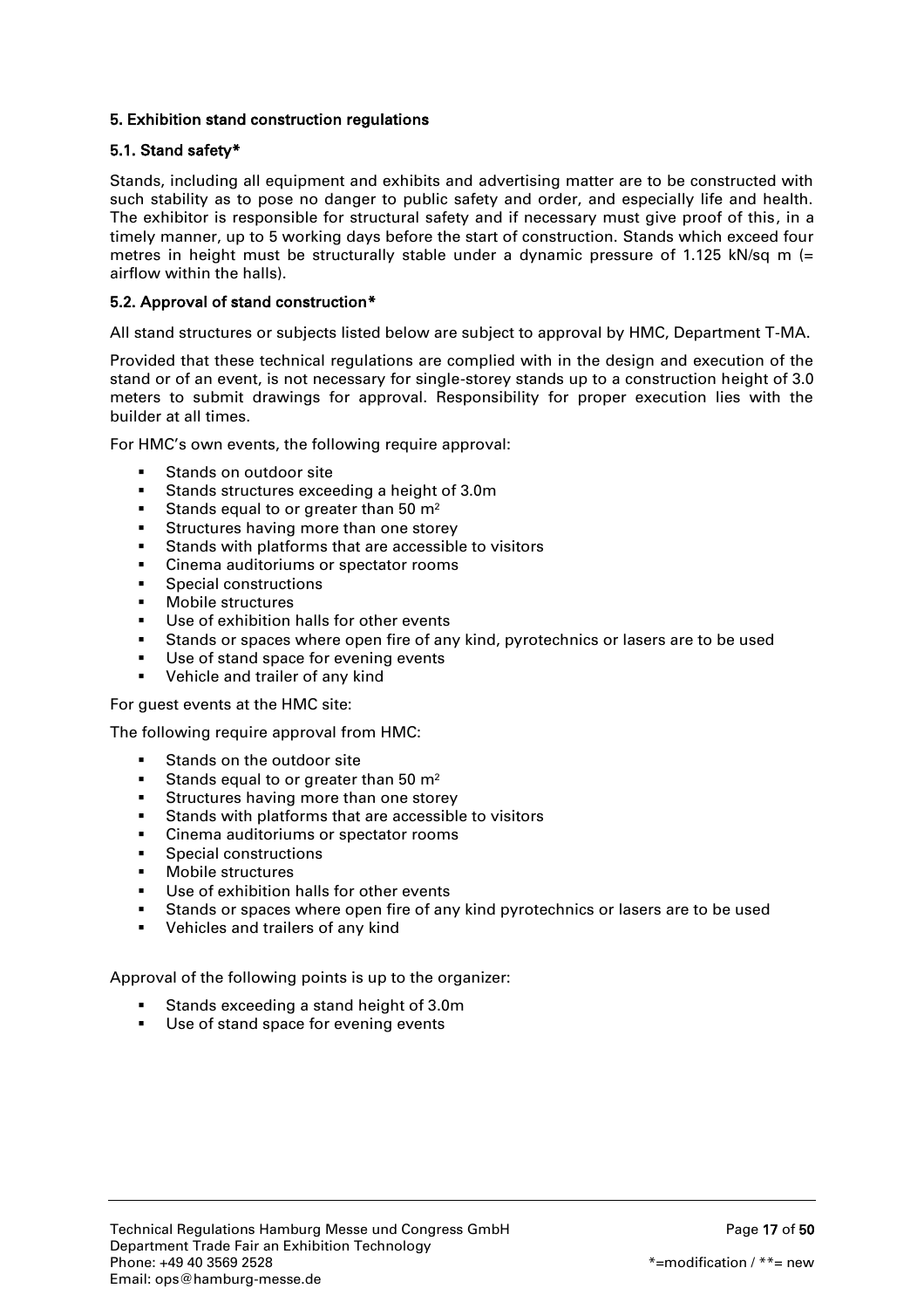## 5. Exhibition stand construction regulations

### 5.1. Stand safety*

Stands, including all equipment and exhibits and advertising matter are to be constructed with such stability as to pose no danger to public safety and order, and especially life and health. The exhibitor is responsible for structural safety and if necessary must give proof of this, in a timely manner, up to 5 working days before the start of construction. Stands which exceed four metres in height must be structurally stable under a dynamic pressure of 1.125 kN/sq m (= airflow within the halls).

### 5.2. Approval of stand construction*

All stand structures or subjects listed below are subject to approval by HMC, Department T-MA.

Provided that these technical regulations are complied with in the design and execution of the stand or of an event, is not necessary for single-storey stands up to a construction height of 3.0 meters to submit drawings for approval. Responsibility for proper execution lies with the builder at all times.

For HMC's own events, the following require approval:

- Stands on outdoor site
- Stands structures exceeding a height of 3.0m
- Stands equal to or greater than 50 m²
- Structures having more than one storey
- Stands with platforms that are accessible to visitors
- Cinema auditoriums or spectator rooms
- Special constructions
- Mobile structures
- Use of exhibition halls for other events
- Stands or spaces where open fire of any kind, pyrotechnics or lasers are to be used
- Use of stand space for evening events
- Vehicle and trailer of any kind

For guest events at the HMC site:

The following require approval from HMC:

- Stands on the outdoor site
- Stands equal to or greater than 50 m²
- Structures having more than one storey
- Stands with platforms that are accessible to visitors
- Cinema auditoriums or spectator rooms
- Special constructions
- Mobile structures
- Use of exhibition halls for other events
- Stands or spaces where open fire of any kind pyrotechnics or lasers are to be used
- Vehicles and trailers of any kind

Approval of the following points is up to the organizer:

- Stands exceeding a stand height of 3.0m
- Use of stand space for evening events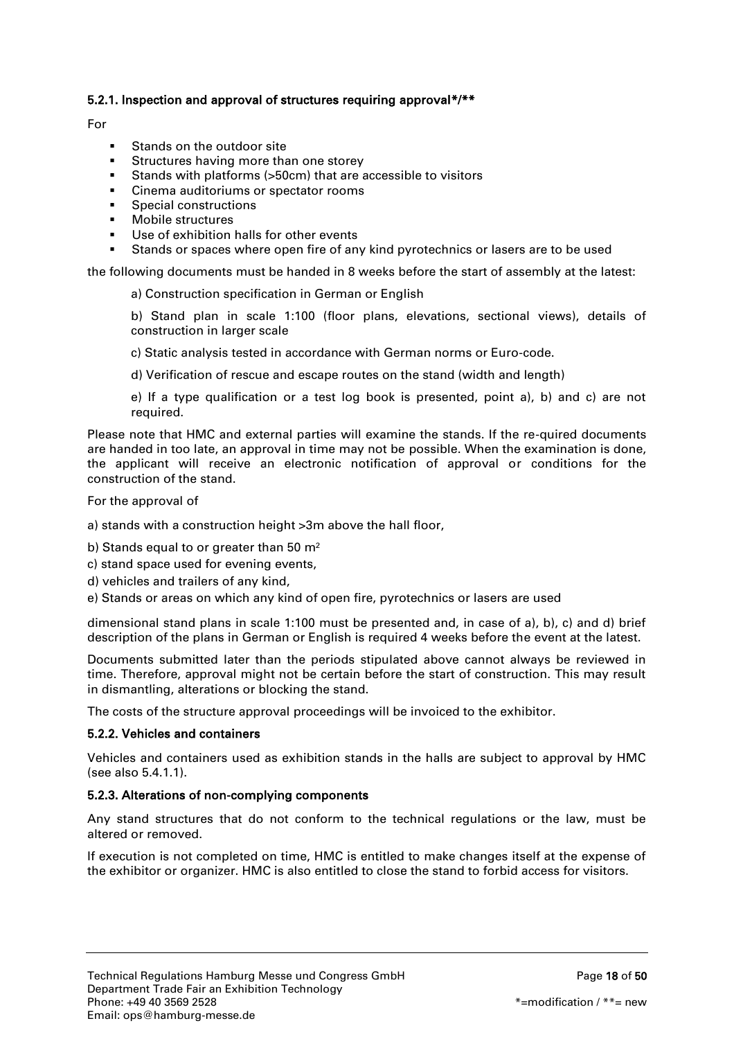#### 5.2.1. Inspection and approval of structures requiring approval*/**

For

- Stands on the outdoor site
- Structures having more than one storey
- Stands with platforms (>50cm) that are accessible to visitors
- Cinema auditoriums or spectator rooms
- Special constructions
- Mobile structures
- Use of exhibition halls for other events
- Stands or spaces where open fire of any kind pyrotechnics or lasers are to be used

the following documents must be handed in 8 weeks before the start of assembly at the latest:

a) Construction specification in German or English

b) Stand plan in scale 1:100 (floor plans, elevations, sectional views), details of construction in larger scale

c) Static analysis tested in accordance with German norms or Euro-code.

d) Verification of rescue and escape routes on the stand (width and length)

e) If a type qualification or a test log book is presented, point a), b) and c) are not required.

Please note that HMC and external parties will examine the stands. If the re-quired documents are handed in too late, an approval in time may not be possible. When the examination is done, the applicant will receive an electronic notification of approval or conditions for the construction of the stand.

For the approval of

a) stands with a construction height >3m above the hall floor,

b) Stands equal to or greater than 50 m²

c) stand space used for evening events,

d) vehicles and trailers of any kind,

e) Stands or areas on which any kind of open fire, pyrotechnics or lasers are used

dimensional stand plans in scale 1:100 must be presented and, in case of a), b), c) and d) brief description of the plans in German or English is required 4 weeks before the event at the latest.

Documents submitted later than the periods stipulated above cannot always be reviewed in time. Therefore, approval might not be certain before the start of construction. This may result in dismantling, alterations or blocking the stand.

The costs of the structure approval proceedings will be invoiced to the exhibitor.

#### 5.2.2. Vehicles and containers

Vehicles and containers used as exhibition stands in the halls are subject to approval by HMC (see also 5.4.1.1).

#### 5.2.3. Alterations of non-complying components

Any stand structures that do not conform to the technical regulations or the law, must be altered or removed.

If execution is not completed on time, HMC is entitled to make changes itself at the expense of the exhibitor or organizer. HMC is also entitled to close the stand to forbid access for visitors.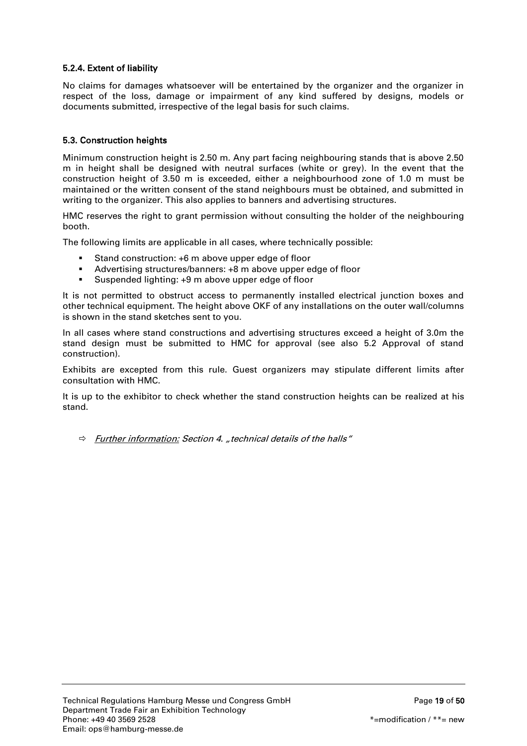### 5.2.4. Extent of liability

No claims for damages whatsoever will be entertained by the organizer and the organizer in respect of the loss, damage or impairment of any kind suffered by designs, models or documents submitted, irrespective of the legal basis for such claims.

## 5.3. Construction heights

Minimum construction height is 2.50 m. Any part facing neighbouring stands that is above 2.50 m in height shall be designed with neutral surfaces (white or grey). In the event that the construction height of 3.50 m is exceeded, either a neighbourhood zone of 1.0 m must be maintained or the written consent of the stand neighbours must be obtained, and submitted in writing to the organizer. This also applies to banners and advertising structures.

HMC reserves the right to grant permission without consulting the holder of the neighbouring booth.

The following limits are applicable in all cases, where technically possible:

- Stand construction: +6 m above upper edge of floor
- Advertising structures/banners: +8 m above upper edge of floor
- Suspended lighting: +9 m above upper edge of floor

It is not permitted to obstruct access to permanently installed electrical junction boxes and other technical equipment. The height above OKF of any installations on the outer wall/columns is shown in the stand sketches sent to you.

In all cases where stand constructions and advertising structures exceed a height of 3.0m the stand design must be submitted to HMC for approval (see also 5.2 Approval of stand construction).

Exhibits are excepted from this rule. Guest organizers may stipulate different limits after consultation with HMC.

It is up to the exhibitor to check whether the stand construction heights can be realized at his stand.

⇨ *Further information: Section 4. „technical details of the halls"*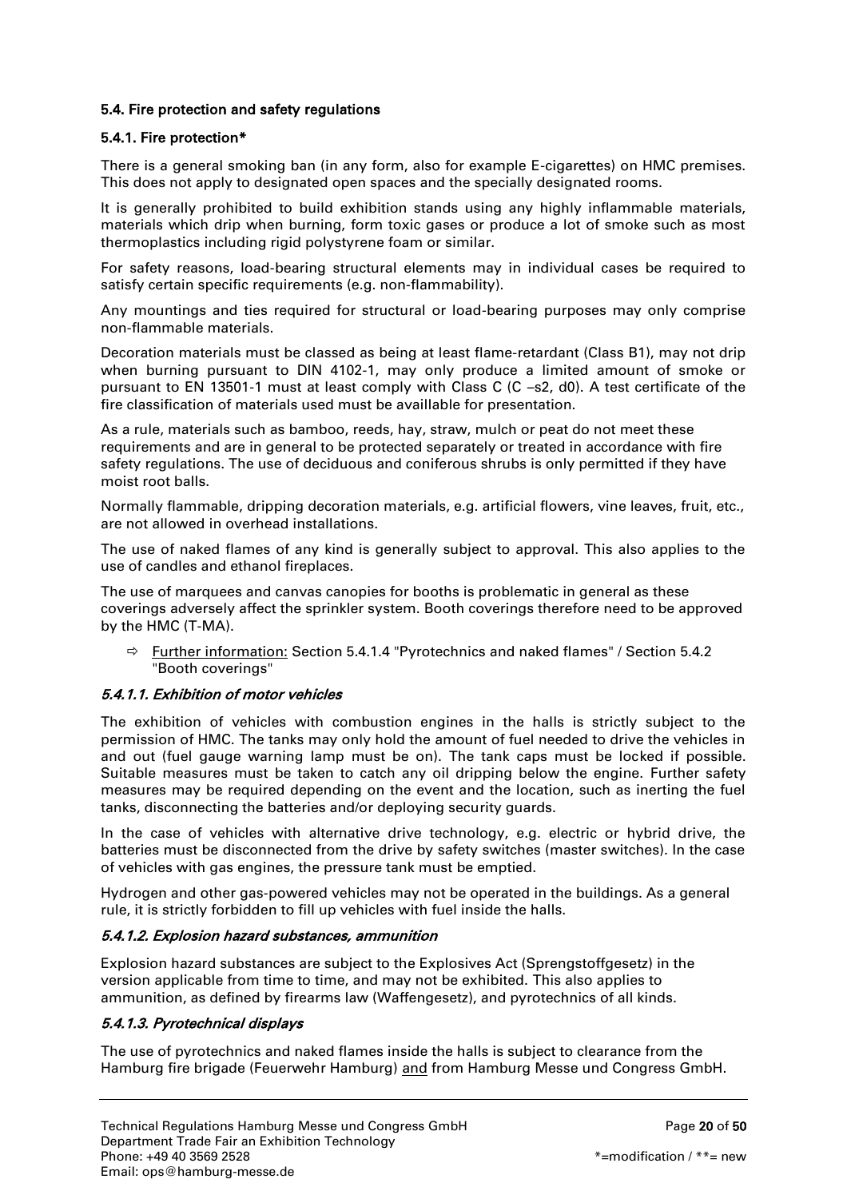### 5.4. Fire protection and safety regulations

#### 5.4.1. Fire protection*

There is a general smoking ban (in any form, also for example E-cigarettes) on HMC premises. This does not apply to designated open spaces and the specially designated rooms.

It is generally prohibited to build exhibition stands using any highly inflammable materials, materials which drip when burning, form toxic gases or produce a lot of smoke such as most thermoplastics including rigid polystyrene foam or similar.

For safety reasons, load-bearing structural elements may in individual cases be required to satisfy certain specific requirements (e.g. non-flammability).

Any mountings and ties required for structural or load-bearing purposes may only comprise non-flammable materials.

Decoration materials must be classed as being at least flame-retardant (Class B1), may not drip when burning pursuant to DIN 4102-1, may only produce a limited amount of smoke or pursuant to EN 13501-1 must at least comply with Class C (C –s2, d0). A test certificate of the fire classification of materials used must be availlable for presentation.

As a rule, materials such as bamboo, reeds, hay, straw, mulch or peat do not meet these requirements and are in general to be protected separately or treated in accordance with fire safety regulations. The use of deciduous and coniferous shrubs is only permitted if they have moist root balls.

Normally flammable, dripping decoration materials, e.g. artificial flowers, vine leaves, fruit, etc., are not allowed in overhead installations.

The use of naked flames of any kind is generally subject to approval. This also applies to the use of candles and ethanol fireplaces.

The use of marquees and canvas canopies for booths is problematic in general as these coverings adversely affect the sprinkler system. Booth coverings therefore need to be approved by the HMC (T-MA).

- ⇨ Further information: Section 5.4.1.4 "Pyrotechnics and naked flames" / Section 5.4.2 "Booth coverings"

##### *5.4.1.1. Exhibition of motor vehicles*

The exhibition of vehicles with combustion engines in the halls is strictly subject to the permission of HMC. The tanks may only hold the amount of fuel needed to drive the vehicles in and out (fuel gauge warning lamp must be on). The tank caps must be locked if possible. Suitable measures must be taken to catch any oil dripping below the engine. Further safety measures may be required depending on the event and the location, such as inerting the fuel tanks, disconnecting the batteries and/or deploying security guards.

In the case of vehicles with alternative drive technology, e.g. electric or hybrid drive, the batteries must be disconnected from the drive by safety switches (master switches). In the case of vehicles with gas engines, the pressure tank must be emptied.

Hydrogen and other gas-powered vehicles may not be operated in the buildings. As a general rule, it is strictly forbidden to fill up vehicles with fuel inside the halls.

##### *5.4.1.2. Explosion hazard substances, ammunition*

Explosion hazard substances are subject to the Explosives Act (Sprengstoffgesetz) in the version applicable from time to time, and may not be exhibited. This also applies to ammunition, as defined by firearms law (Waffengesetz), and pyrotechnics of all kinds.

##### *5.4.1.3. Pyrotechnical displays*

The use of pyrotechnics and naked flames inside the halls is subject to clearance from the Hamburg fire brigade (Feuerwehr Hamburg) and from Hamburg Messe und Congress GmbH.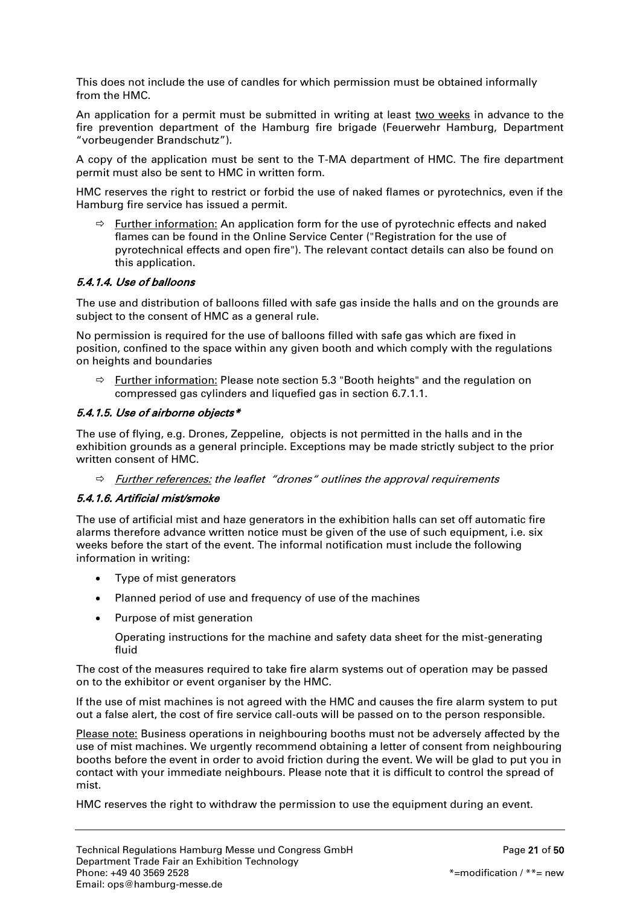This does not include the use of candles for which permission must be obtained informally from the HMC.

An application for a permit must be submitted in writing at least two weeks in advance to the fire prevention department of the Hamburg fire brigade (Feuerwehr Hamburg, Department "vorbeugender Brandschutz").

A copy of the application must be sent to the T-MA department of HMC. The fire department permit must also be sent to HMC in written form.

HMC reserves the right to restrict or forbid the use of naked flames or pyrotechnics, even if the Hamburg fire service has issued a permit.

⇨ Further information: An application form for the use of pyrotechnic effects and naked flames can be found in the Online Service Center ("Registration for the use of pyrotechnical effects and open fire"). The relevant contact details can also be found on this application.

#### *5.4.1.4. Use of balloons*

The use and distribution of balloons filled with safe gas inside the halls and on the grounds are subject to the consent of HMC as a general rule.

No permission is required for the use of balloons filled with safe gas which are fixed in position, confined to the space within any given booth and which comply with the regulations on heights and boundaries

⇨ Further information: Please note section 5.3 "Booth heights" and the regulation on compressed gas cylinders and liquefied gas in section 6.7.1.1.

#### *5.4.1.5. Use of airborne objects**

The use of flying, e.g. Drones, Zeppeline, objects is not permitted in the halls and in the exhibition grounds as a general principle. Exceptions may be made strictly subject to the prior written consent of HMC.

⇨ *Further references: the leaflet "drones" outlines the approval requirements*

#### *5.4.1.6. Artificial mist/smoke*

The use of artificial mist and haze generators in the exhibition halls can set off automatic fire alarms therefore advance written notice must be given of the use of such equipment, i.e. six weeks before the start of the event. The informal notification must include the following information in writing:

- Type of mist generators
- Planned period of use and frequency of use of the machines
- Purpose of mist generation

  Operating instructions for the machine and safety data sheet for the mist-generating fluid

The cost of the measures required to take fire alarm systems out of operation may be passed on to the exhibitor or event organiser by the HMC.

If the use of mist machines is not agreed with the HMC and causes the fire alarm system to put out a false alert, the cost of fire service call-outs will be passed on to the person responsible.

Please note: Business operations in neighbouring booths must not be adversely affected by the use of mist machines. We urgently recommend obtaining a letter of consent from neighbouring booths before the event in order to avoid friction during the event. We will be glad to put you in contact with your immediate neighbours. Please note that it is difficult to control the spread of mist.

HMC reserves the right to withdraw the permission to use the equipment during an event.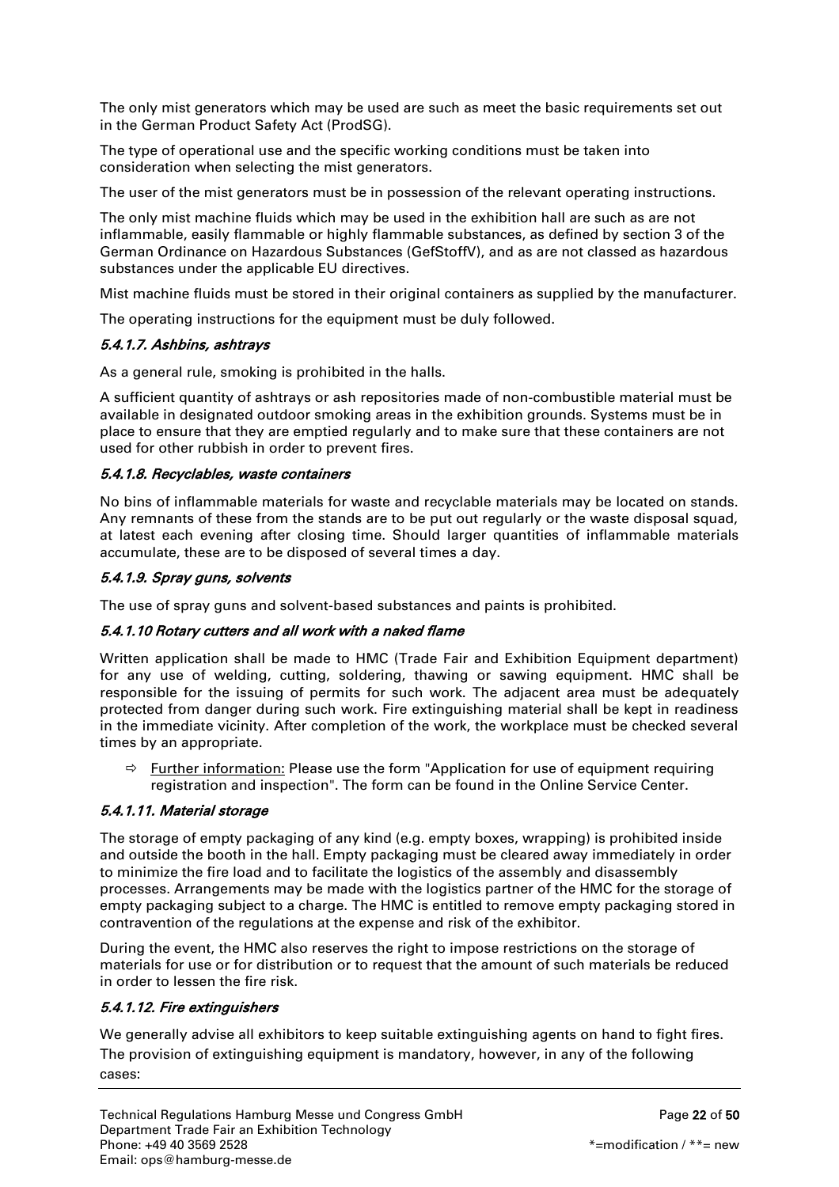The only mist generators which may be used are such as meet the basic requirements set out in the German Product Safety Act (ProdSG).

The type of operational use and the specific working conditions must be taken into consideration when selecting the mist generators.

The user of the mist generators must be in possession of the relevant operating instructions.

The only mist machine fluids which may be used in the exhibition hall are such as are not inflammable, easily flammable or highly flammable substances, as defined by section 3 of the German Ordinance on Hazardous Substances (GefStoffV), and as are not classed as hazardous substances under the applicable EU directives.

Mist machine fluids must be stored in their original containers as supplied by the manufacturer.

The operating instructions for the equipment must be duly followed.

#### *5.4.1.7. Ashbins, ashtrays*

As a general rule, smoking is prohibited in the halls.

A sufficient quantity of ashtrays or ash repositories made of non-combustible material must be available in designated outdoor smoking areas in the exhibition grounds. Systems must be in place to ensure that they are emptied regularly and to make sure that these containers are not used for other rubbish in order to prevent fires.

#### *5.4.1.8. Recyclables, waste containers*

No bins of inflammable materials for waste and recyclable materials may be located on stands. Any remnants of these from the stands are to be put out regularly or the waste disposal squad, at latest each evening after closing time. Should larger quantities of inflammable materials accumulate, these are to be disposed of several times a day.

#### *5.4.1.9. Spray guns, solvents*

The use of spray guns and solvent-based substances and paints is prohibited.

#### *5.4.1.10 Rotary cutters and all work with a naked flame*

Written application shall be made to HMC (Trade Fair and Exhibition Equipment department) for any use of welding, cutting, soldering, thawing or sawing equipment. HMC shall be responsible for the issuing of permits for such work. The adjacent area must be adequately protected from danger during such work. Fire extinguishing material shall be kept in readiness in the immediate vicinity. After completion of the work, the workplace must be checked several times by an appropriate.

⇨ Further information: Please use the form "Application for use of equipment requiring registration and inspection". The form can be found in the Online Service Center.

#### *5.4.1.11. Material storage*

The storage of empty packaging of any kind (e.g. empty boxes, wrapping) is prohibited inside and outside the booth in the hall. Empty packaging must be cleared away immediately in order to minimize the fire load and to facilitate the logistics of the assembly and disassembly processes. Arrangements may be made with the logistics partner of the HMC for the storage of empty packaging subject to a charge. The HMC is entitled to remove empty packaging stored in contravention of the regulations at the expense and risk of the exhibitor.

During the event, the HMC also reserves the right to impose restrictions on the storage of materials for use or for distribution or to request that the amount of such materials be reduced in order to lessen the fire risk.

#### *5.4.1.12. Fire extinguishers*

We generally advise all exhibitors to keep suitable extinguishing agents on hand to fight fires. The provision of extinguishing equipment is mandatory, however, in any of the following cases: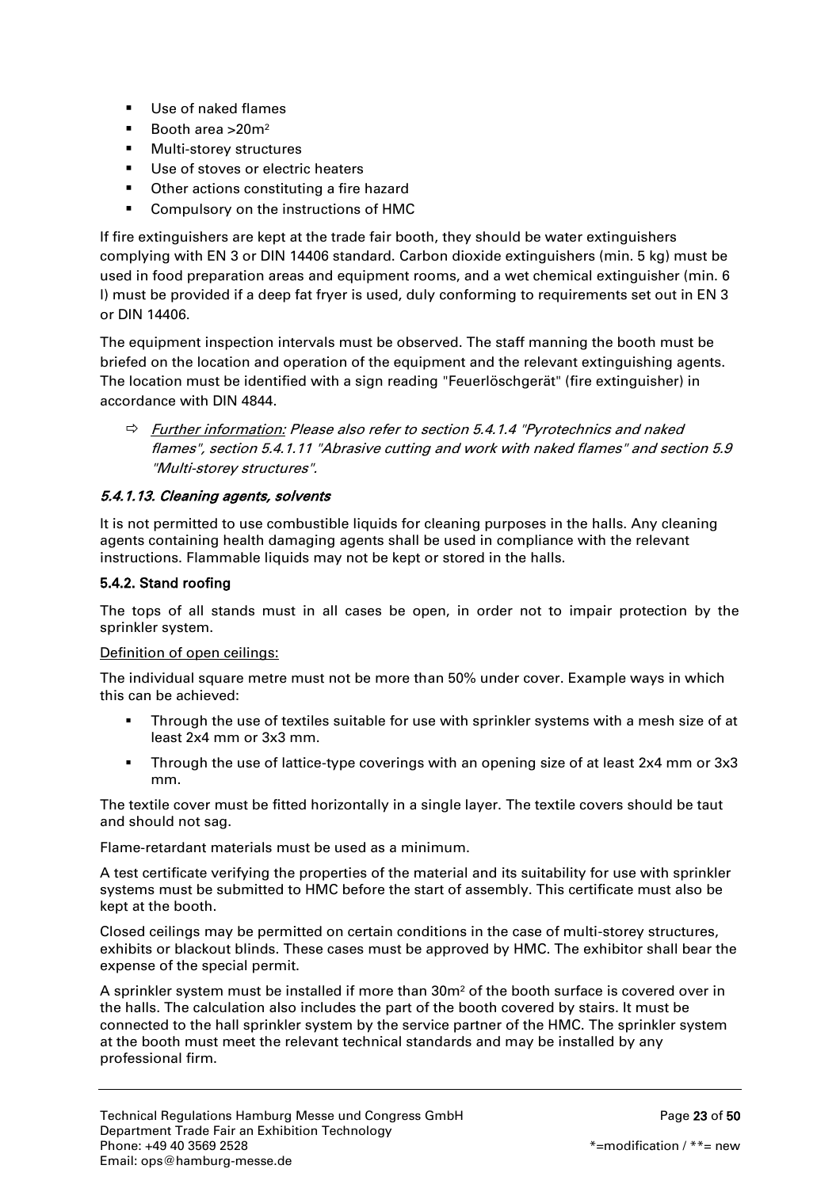- Use of naked flames
- Booth area >20m²
- Multi-storey structures
- Use of stoves or electric heaters
- Other actions constituting a fire hazard
- Compulsory on the instructions of HMC

If fire extinguishers are kept at the trade fair booth, they should be water extinguishers complying with EN 3 or DIN 14406 standard. Carbon dioxide extinguishers (min. 5 kg) must be used in food preparation areas and equipment rooms, and a wet chemical extinguisher (min. 6 l) must be provided if a deep fat fryer is used, duly conforming to requirements set out in EN 3 or DIN 14406.

The equipment inspection intervals must be observed. The staff manning the booth must be briefed on the location and operation of the equipment and the relevant extinguishing agents. The location must be identified with a sign reading "Feuerlöschgerät" (fire extinguisher) in accordance with DIN 4844.

⇨ *Further information: Please also refer to section 5.4.1.4 "Pyrotechnics and naked flames", section 5.4.1.11 "Abrasive cutting and work with naked flames" and section 5.9 "Multi-storey structures".*

#### *5.4.1.13. Cleaning agents, solvents*

It is not permitted to use combustible liquids for cleaning purposes in the halls. Any cleaning agents containing health damaging agents shall be used in compliance with the relevant instructions. Flammable liquids may not be kept or stored in the halls.

### 5.4.2. Stand roofing

The tops of all stands must in all cases be open, in order not to impair protection by the sprinkler system.

Definition of open ceilings:

The individual square metre must not be more than 50% under cover. Example ways in which this can be achieved:

- Through the use of textiles suitable for use with sprinkler systems with a mesh size of at least 2x4 mm or 3x3 mm.
- Through the use of lattice-type coverings with an opening size of at least 2x4 mm or 3x3 mm.

The textile cover must be fitted horizontally in a single layer. The textile covers should be taut and should not sag.

Flame-retardant materials must be used as a minimum.

A test certificate verifying the properties of the material and its suitability for use with sprinkler systems must be submitted to HMC before the start of assembly. This certificate must also be kept at the booth.

Closed ceilings may be permitted on certain conditions in the case of multi-storey structures, exhibits or blackout blinds. These cases must be approved by HMC. The exhibitor shall bear the expense of the special permit.

A sprinkler system must be installed if more than 30m² of the booth surface is covered over in the halls. The calculation also includes the part of the booth covered by stairs. It must be connected to the hall sprinkler system by the service partner of the HMC. The sprinkler system at the booth must meet the relevant technical standards and may be installed by any professional firm.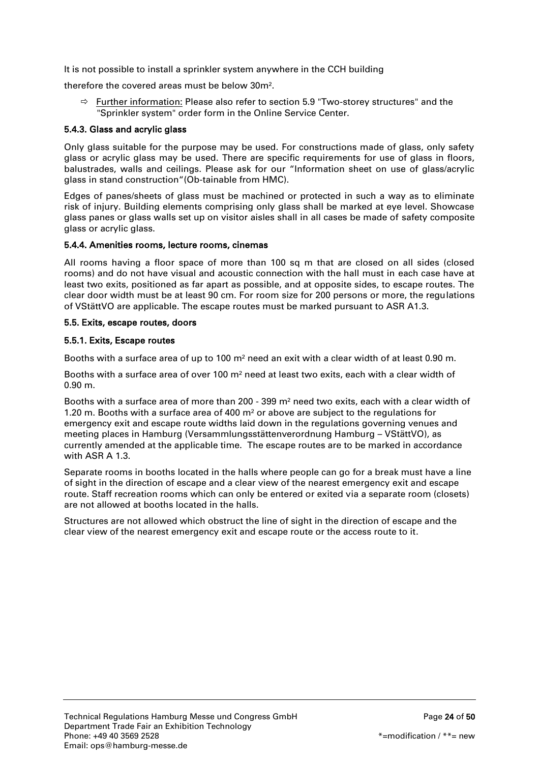It is not possible to install a sprinkler system anywhere in the CCH building

therefore the covered areas must be below 30m$^2$.

⇨ Further information: Please also refer to section 5.9 "Two-storey structures" and the "Sprinkler system" order form in the Online Service Center.

#### 5.4.3. Glass and acrylic glass

Only glass suitable for the purpose may be used. For constructions made of glass, only safety glass or acrylic glass may be used. There are specific requirements for use of glass in floors, balustrades, walls and ceilings. Please ask for our "Information sheet on use of glass/acrylic glass in stand construction"(Ob-tainable from HMC).

Edges of panes/sheets of glass must be machined or protected in such a way as to eliminate risk of injury. Building elements comprising only glass shall be marked at eye level. Showcase glass panes or glass walls set up on visitor aisles shall in all cases be made of safety composite glass or acrylic glass.

#### 5.4.4. Amenities rooms, lecture rooms, cinemas

All rooms having a floor space of more than 100 sq m that are closed on all sides (closed rooms) and do not have visual and acoustic connection with the hall must in each case have at least two exits, positioned as far apart as possible, and at opposite sides, to escape routes. The clear door width must be at least 90 cm. For room size for 200 persons or more, the regulations of VStättVO are applicable. The escape routes must be marked pursuant to ASR A1.3.

### 5.5. Exits, escape routes, doors

#### 5.5.1. Exits, Escape routes

Booths with a surface area of up to 100 m$^2$ need an exit with a clear width of at least 0.90 m.

Booths with a surface area of over 100 m$^2$ need at least two exits, each with a clear width of 0.90 m.

Booths with a surface area of more than 200 - 399 m$^2$ need two exits, each with a clear width of 1.20 m. Booths with a surface area of 400 m$^2$ or above are subject to the regulations for emergency exit and escape route widths laid down in the regulations governing venues and meeting places in Hamburg (Versammlungsstättenverordnung Hamburg – VStättVO), as currently amended at the applicable time. The escape routes are to be marked in accordance with ASR A 1.3.

Separate rooms in booths located in the halls where people can go for a break must have a line of sight in the direction of escape and a clear view of the nearest emergency exit and escape route. Staff recreation rooms which can only be entered or exited via a separate room (closets) are not allowed at booths located in the halls.

Structures are not allowed which obstruct the line of sight in the direction of escape and the clear view of the nearest emergency exit and escape route or the access route to it.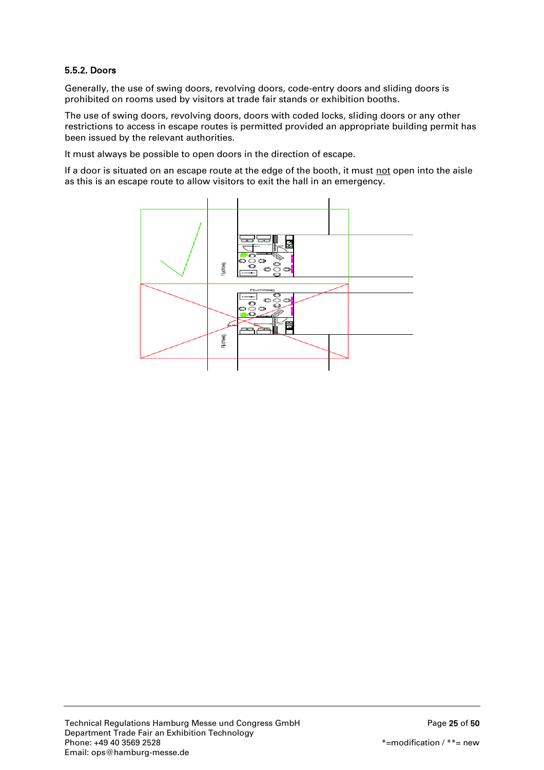### 5.5.2. Doors

Generally, the use of swing doors, revolving doors, code-entry doors and sliding doors is prohibited on rooms used by visitors at trade fair stands or exhibition booths.

The use of swing doors, revolving doors, doors with coded locks, sliding doors or any other restrictions to access in escape routes is permitted provided an appropriate building permit has been issued by the relevant authorities.

It must always be possible to open doors in the direction of escape.

If a door is situated on an escape route at the edge of the booth, it must <u>not</u> open into the aisle as this is an escape route to allow visitors to exit the hall in an emergency.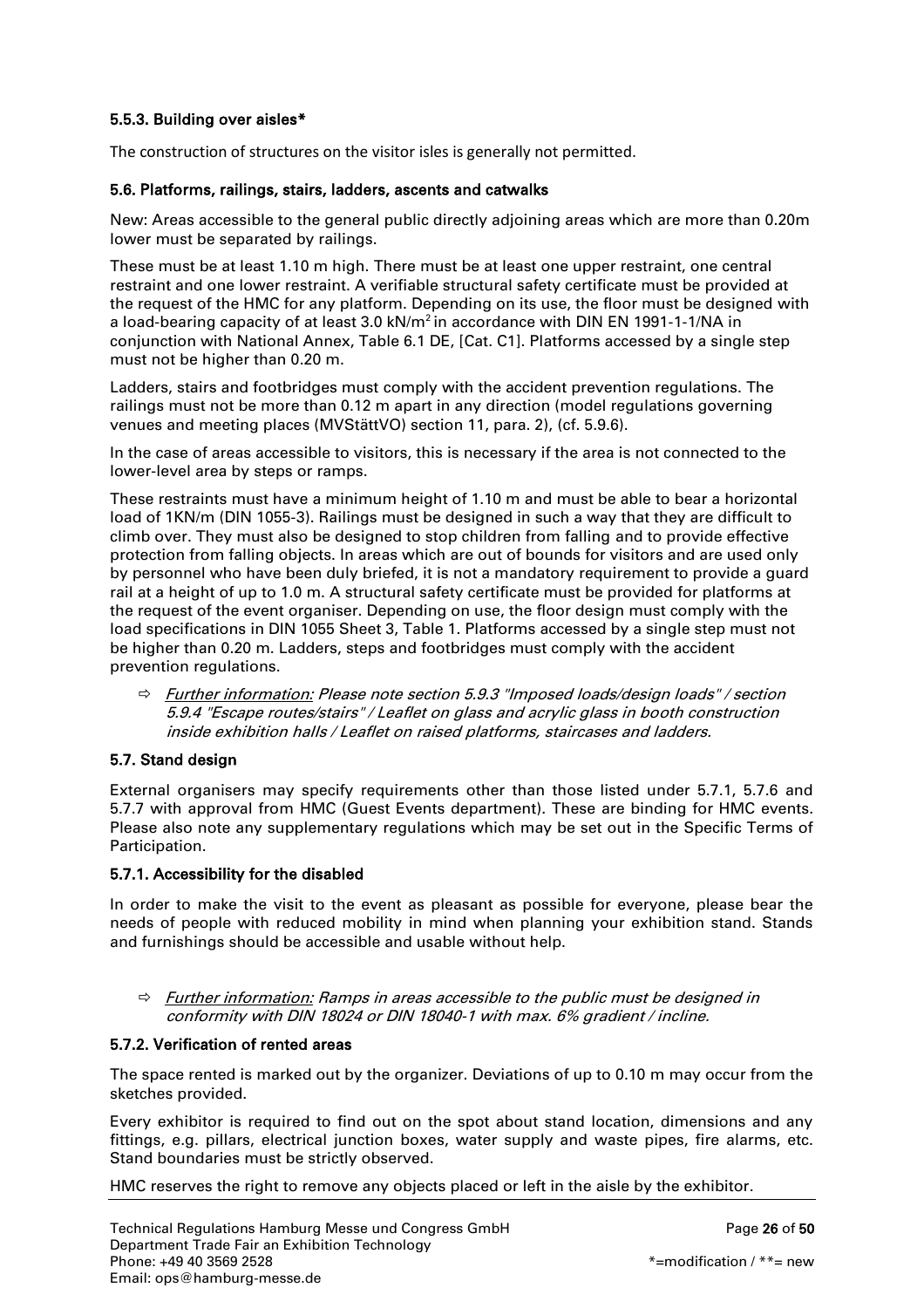#### 5.5.3. Building over aisles*

The construction of structures on the visitor isles is generally not permitted.

### 5.6. Platforms, railings, stairs, ladders, ascents and catwalks

New: Areas accessible to the general public directly adjoining areas which are more than 0.20m lower must be separated by railings.

These must be at least 1.10 m high. There must be at least one upper restraint, one central restraint and one lower restraint. A verifiable structural safety certificate must be provided at the request of the HMC for any platform. Depending on its use, the floor must be designed with a load-bearing capacity of at least 3.0 kN/m² in accordance with DIN EN 1991-1-1/NA in conjunction with National Annex, Table 6.1 DE, [Cat. C1]. Platforms accessed by a single step must not be higher than 0.20 m.

Ladders, stairs and footbridges must comply with the accident prevention regulations. The railings must not be more than 0.12 m apart in any direction (model regulations governing venues and meeting places (MVStättVO) section 11, para. 2), (cf. 5.9.6).

In the case of areas accessible to visitors, this is necessary if the area is not connected to the lower-level area by steps or ramps.

These restraints must have a minimum height of 1.10 m and must be able to bear a horizontal load of 1KN/m (DIN 1055-3). Railings must be designed in such a way that they are difficult to climb over. They must also be designed to stop children from falling and to provide effective protection from falling objects. In areas which are out of bounds for visitors and are used only by personnel who have been duly briefed, it is not a mandatory requirement to provide a guard rail at a height of up to 1.0 m. A structural safety certificate must be provided for platforms at the request of the event organiser. Depending on use, the floor design must comply with the load specifications in DIN 1055 Sheet 3, Table 1. Platforms accessed by a single step must not be higher than 0.20 m. Ladders, steps and footbridges must comply with the accident prevention regulations.

- ⇨ *Further information: Please note section 5.9.3 "Imposed loads/design loads" / section 5.9.4 "Escape routes/stairs" / Leaflet on glass and acrylic glass in booth construction inside exhibition halls / Leaflet on raised platforms, staircases and ladders.*

### 5.7. Stand design

External organisers may specify requirements other than those listed under 5.7.1, 5.7.6 and 5.7.7 with approval from HMC (Guest Events department). These are binding for HMC events. Please also note any supplementary regulations which may be set out in the Specific Terms of Participation.

#### 5.7.1. Accessibility for the disabled

In order to make the visit to the event as pleasant as possible for everyone, please bear the needs of people with reduced mobility in mind when planning your exhibition stand. Stands and furnishings should be accessible and usable without help.

- ⇨ *Further information: Ramps in areas accessible to the public must be designed in conformity with DIN 18024 or DIN 18040-1 with max. 6% gradient / incline.*

#### 5.7.2. Verification of rented areas

The space rented is marked out by the organizer. Deviations of up to 0.10 m may occur from the sketches provided.

Every exhibitor is required to find out on the spot about stand location, dimensions and any fittings, e.g. pillars, electrical junction boxes, water supply and waste pipes, fire alarms, etc. Stand boundaries must be strictly observed.

HMC reserves the right to remove any objects placed or left in the aisle by the exhibitor.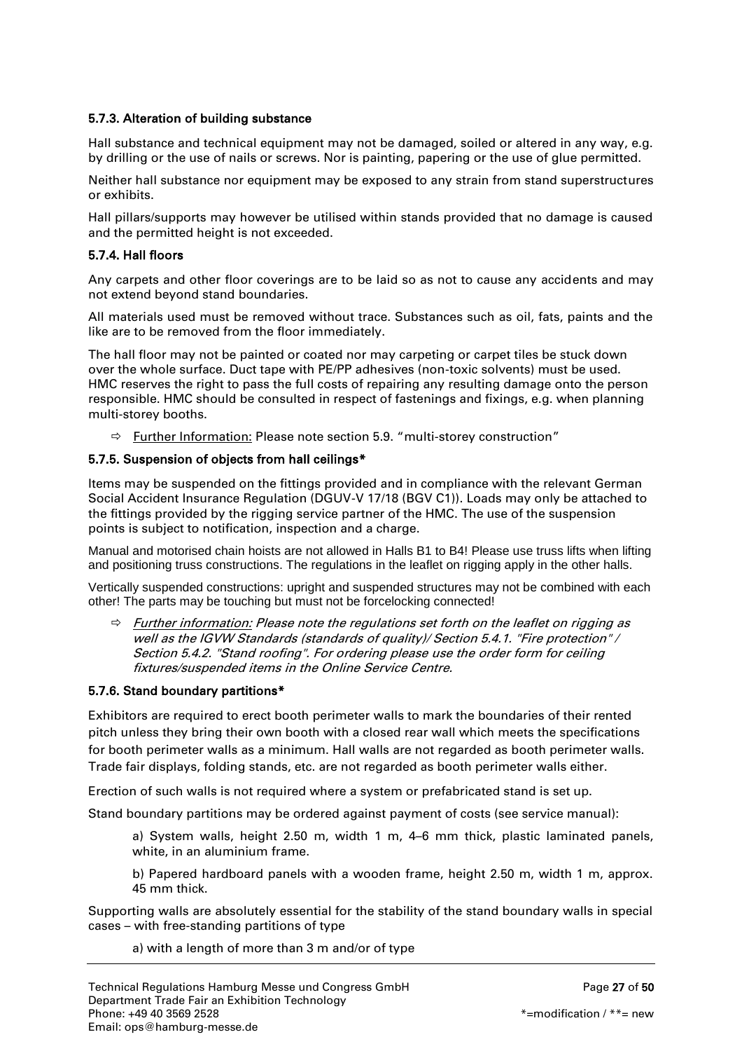### 5.7.3. Alteration of building substance

Hall substance and technical equipment may not be damaged, soiled or altered in any way, e.g. by drilling or the use of nails or screws. Nor is painting, papering or the use of glue permitted.

Neither hall substance nor equipment may be exposed to any strain from stand superstructures or exhibits.

Hall pillars/supports may however be utilised within stands provided that no damage is caused and the permitted height is not exceeded.

### 5.7.4. Hall floors

Any carpets and other floor coverings are to be laid so as not to cause any accidents and may not extend beyond stand boundaries.

All materials used must be removed without trace. Substances such as oil, fats, paints and the like are to be removed from the floor immediately.

The hall floor may not be painted or coated nor may carpeting or carpet tiles be stuck down over the whole surface. Duct tape with PE/PP adhesives (non-toxic solvents) must be used. HMC reserves the right to pass the full costs of repairing any resulting damage onto the person responsible. HMC should be consulted in respect of fastenings and fixings, e.g. when planning multi-storey booths.

⇨ Further Information: Please note section 5.9. "multi-storey construction"

### 5.7.5. Suspension of objects from hall ceilings*

Items may be suspended on the fittings provided and in compliance with the relevant German Social Accident Insurance Regulation (DGUV-V 17/18 (BGV C1)). Loads may only be attached to the fittings provided by the rigging service partner of the HMC. The use of the suspension points is subject to notification, inspection and a charge.

Manual and motorised chain hoists are not allowed in Halls B1 to B4! Please use truss lifts when lifting and positioning truss constructions. The regulations in the leaflet on rigging apply in the other halls.

Vertically suspended constructions: upright and suspended structures may not be combined with each other! The parts may be touching but must not be forcelocking connected!

⇨ *Further information: Please note the regulations set forth on the leaflet on rigging as well as the IGVW Standards (standards of quality)/ Section 5.4.1. "Fire protection" / Section 5.4.2. "Stand roofing". For ordering please use the order form for ceiling fixtures/suspended items in the Online Service Centre.*

### 5.7.6. Stand boundary partitions*

Exhibitors are required to erect booth perimeter walls to mark the boundaries of their rented pitch unless they bring their own booth with a closed rear wall which meets the specifications for booth perimeter walls as a minimum. Hall walls are not regarded as booth perimeter walls. Trade fair displays, folding stands, etc. are not regarded as booth perimeter walls either.

Erection of such walls is not required where a system or prefabricated stand is set up.

Stand boundary partitions may be ordered against payment of costs (see service manual):

a) System walls, height 2.50 m, width 1 m, 4–6 mm thick, plastic laminated panels, white, in an aluminium frame.

b) Papered hardboard panels with a wooden frame, height 2.50 m, width 1 m, approx. 45 mm thick.

Supporting walls are absolutely essential for the stability of the stand boundary walls in special cases – with free-standing partitions of type

a) with a length of more than 3 m and/or of type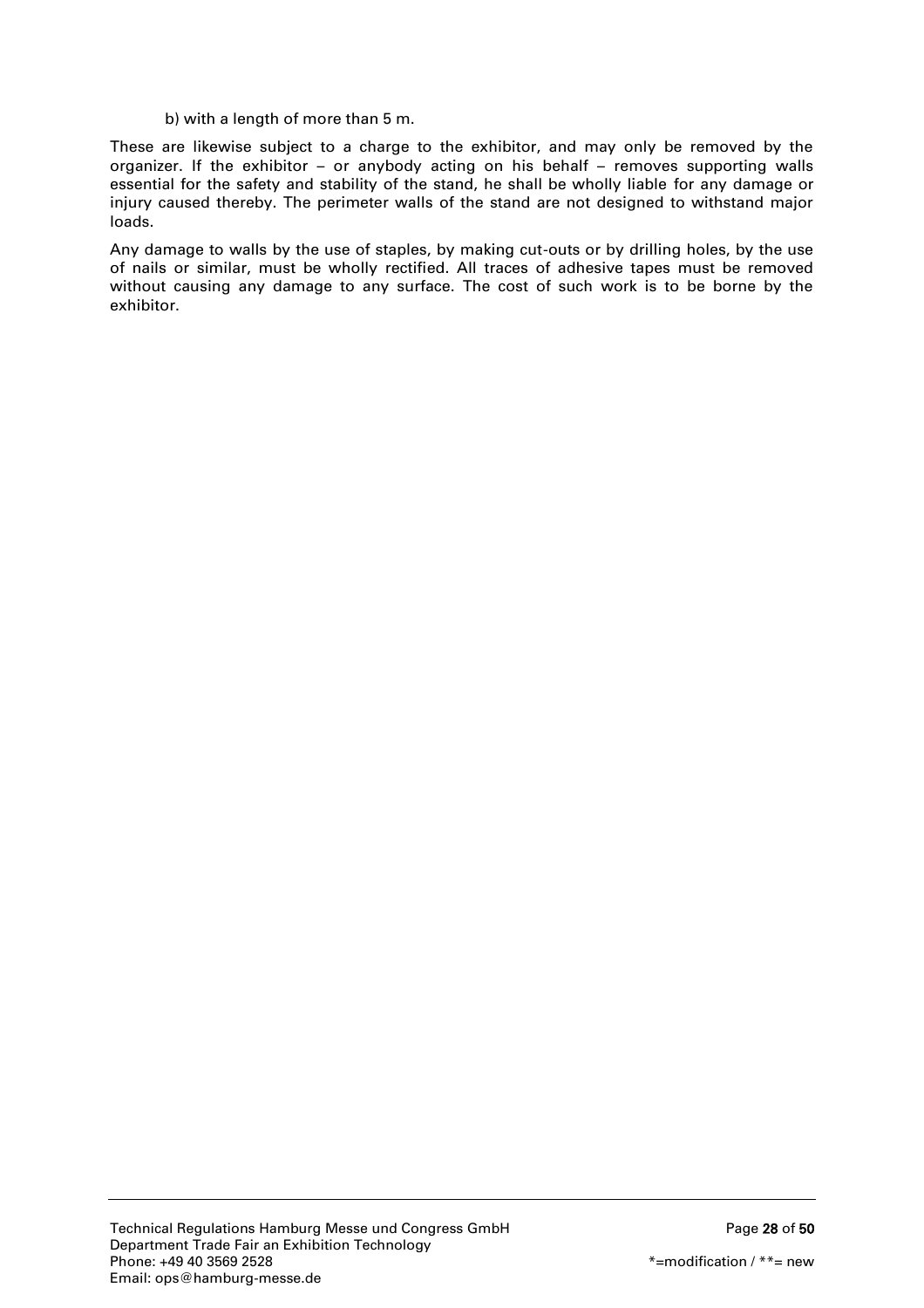b) with a length of more than 5 m.

These are likewise subject to a charge to the exhibitor, and may only be removed by the organizer. If the exhibitor – or anybody acting on his behalf – removes supporting walls essential for the safety and stability of the stand, he shall be wholly liable for any damage or injury caused thereby. The perimeter walls of the stand are not designed to withstand major loads.

Any damage to walls by the use of staples, by making cut-outs or by drilling holes, by the use of nails or similar, must be wholly rectified. All traces of adhesive tapes must be removed without causing any damage to any surface. The cost of such work is to be borne by the exhibitor.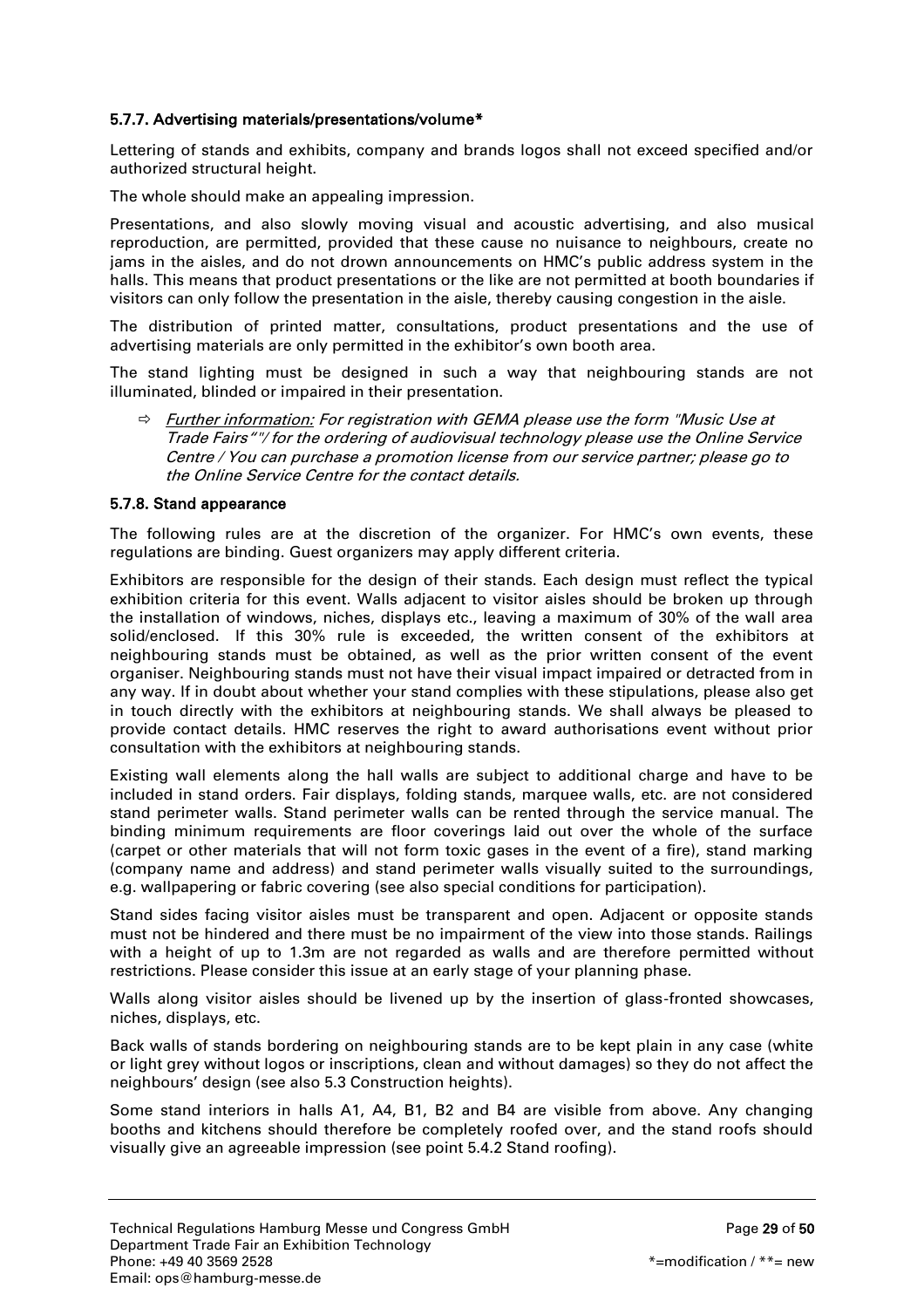### 5.7.7. Advertising materials/presentations/volume*

Lettering of stands and exhibits, company and brands logos shall not exceed specified and/or authorized structural height.

The whole should make an appealing impression.

Presentations, and also slowly moving visual and acoustic advertising, and also musical reproduction, are permitted, provided that these cause no nuisance to neighbours, create no jams in the aisles, and do not drown announcements on HMC's public address system in the halls. This means that product presentations or the like are not permitted at booth boundaries if visitors can only follow the presentation in the aisle, thereby causing congestion in the aisle.

The distribution of printed matter, consultations, product presentations and the use of advertising materials are only permitted in the exhibitor's own booth area.

The stand lighting must be designed in such a way that neighbouring stands are not illuminated, blinded or impaired in their presentation.

⇨ *<u>Further information:</u> For registration with GEMA please use the form "Music Use at Trade Fairs""/ for the ordering of audiovisual technology please use the Online Service Centre / You can purchase a promotion license from our service partner; please go to the Online Service Centre for the contact details.*

### 5.7.8. Stand appearance

The following rules are at the discretion of the organizer. For HMC's own events, these regulations are binding. Guest organizers may apply different criteria.

Exhibitors are responsible for the design of their stands. Each design must reflect the typical exhibition criteria for this event. Walls adjacent to visitor aisles should be broken up through the installation of windows, niches, displays etc., leaving a maximum of 30% of the wall area solid/enclosed. If this 30% rule is exceeded, the written consent of the exhibitors at neighbouring stands must be obtained, as well as the prior written consent of the event organiser. Neighbouring stands must not have their visual impact impaired or detracted from in any way. If in doubt about whether your stand complies with these stipulations, please also get in touch directly with the exhibitors at neighbouring stands. We shall always be pleased to provide contact details. HMC reserves the right to award authorisations event without prior consultation with the exhibitors at neighbouring stands.

Existing wall elements along the hall walls are subject to additional charge and have to be included in stand orders. Fair displays, folding stands, marquee walls, etc. are not considered stand perimeter walls. Stand perimeter walls can be rented through the service manual. The binding minimum requirements are floor coverings laid out over the whole of the surface (carpet or other materials that will not form toxic gases in the event of a fire), stand marking (company name and address) and stand perimeter walls visually suited to the surroundings, e.g. wallpapering or fabric covering (see also special conditions for participation).

Stand sides facing visitor aisles must be transparent and open. Adjacent or opposite stands must not be hindered and there must be no impairment of the view into those stands. Railings with a height of up to 1.3m are not regarded as walls and are therefore permitted without restrictions. Please consider this issue at an early stage of your planning phase.

Walls along visitor aisles should be livened up by the insertion of glass-fronted showcases, niches, displays, etc.

Back walls of stands bordering on neighbouring stands are to be kept plain in any case (white or light grey without logos or inscriptions, clean and without damages) so they do not affect the neighbours' design (see also 5.3 Construction heights).

Some stand interiors in halls A1, A4, B1, B2 and B4 are visible from above. Any changing booths and kitchens should therefore be completely roofed over, and the stand roofs should visually give an agreeable impression (see point 5.4.2 Stand roofing).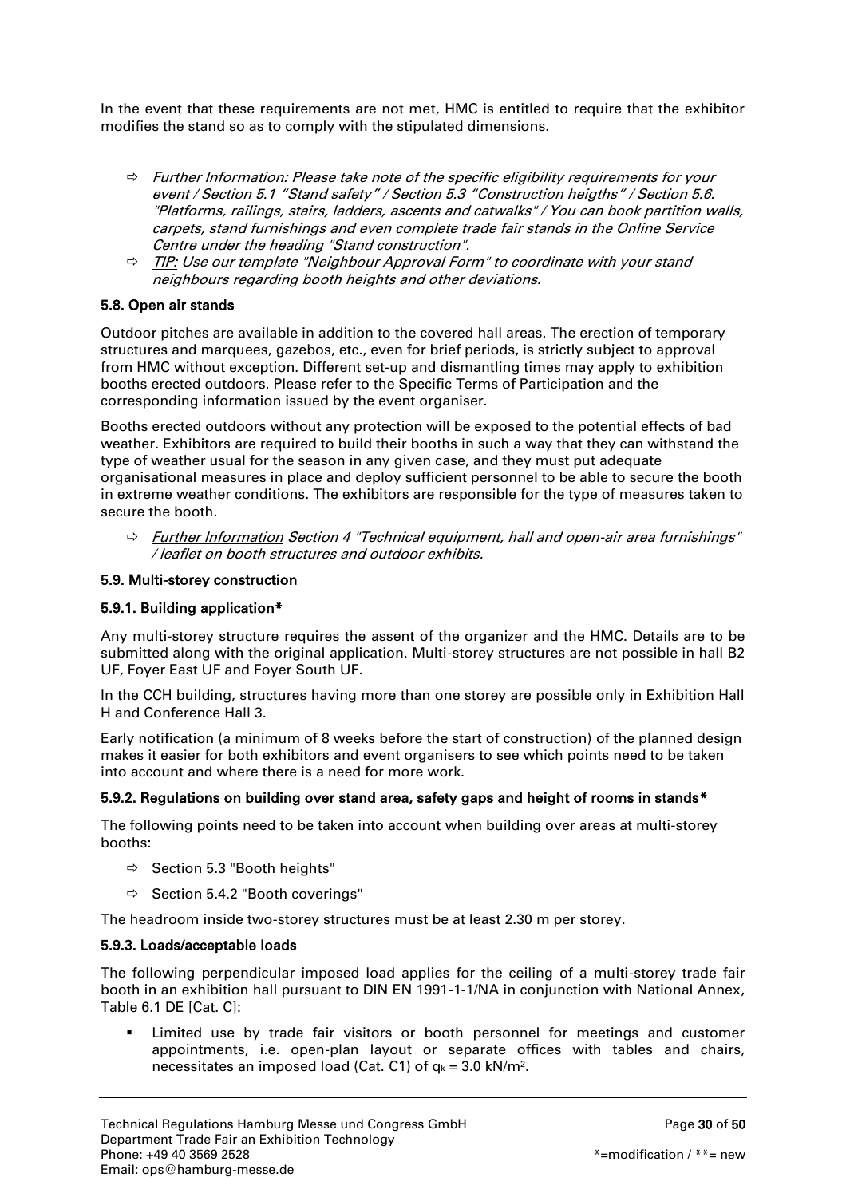In the event that these requirements are not met, HMC is entitled to require that the exhibitor modifies the stand so as to comply with the stipulated dimensions.

- ⇨ *Further Information: Please take note of the specific eligibility requirements for your event / Section 5.1 "Stand safety" / Section 5.3 "Construction heigths" / Section 5.6. "Platforms, railings, stairs, ladders, ascents and catwalks" / You can book partition walls, carpets, stand furnishings and even complete trade fair stands in the Online Service Centre under the heading "Stand construction".*
- ⇨ *TIP: Use our template "Neighbour Approval Form" to coordinate with your stand neighbours regarding booth heights and other deviations.*

### 5.8. Open air stands

Outdoor pitches are available in addition to the covered hall areas. The erection of temporary structures and marquees, gazebos, etc., even for brief periods, is strictly subject to approval from HMC without exception. Different set-up and dismantling times may apply to exhibition booths erected outdoors. Please refer to the Specific Terms of Participation and the corresponding information issued by the event organiser.

Booths erected outdoors without any protection will be exposed to the potential effects of bad weather. Exhibitors are required to build their booths in such a way that they can withstand the type of weather usual for the season in any given case, and they must put adequate organisational measures in place and deploy sufficient personnel to be able to secure the booth in extreme weather conditions. The exhibitors are responsible for the type of measures taken to secure the booth.

- ⇨ *Further Information Section 4 "Technical equipment, hall and open-air area furnishings" / leaflet on booth structures and outdoor exhibits.*

### 5.9. Multi-storey construction

#### 5.9.1. Building application*

Any multi-storey structure requires the assent of the organizer and the HMC. Details are to be submitted along with the original application. Multi-storey structures are not possible in hall B2 UF, Foyer East UF and Foyer South UF.

In the CCH building, structures having more than one storey are possible only in Exhibition Hall H and Conference Hall 3.

Early notification (a minimum of 8 weeks before the start of construction) of the planned design makes it easier for both exhibitors and event organisers to see which points need to be taken into account and where there is a need for more work.

#### 5.9.2. Regulations on building over stand area, safety gaps and height of rooms in stands*

The following points need to be taken into account when building over areas at multi-storey booths:

- ⇨ Section 5.3 "Booth heights"
- ⇨ Section 5.4.2 "Booth coverings"

The headroom inside two-storey structures must be at least 2.30 m per storey.

#### 5.9.3. Loads/acceptable loads

The following perpendicular imposed load applies for the ceiling of a multi-storey trade fair booth in an exhibition hall pursuant to DIN EN 1991-1-1/NA in conjunction with National Annex, Table 6.1 DE [Cat. C]:

- Limited use by trade fair visitors or booth personnel for meetings and customer appointments, i.e. open-plan layout or separate offices with tables and chairs, necessitates an imposed load (Cat. C1) of $q_k = 3.0$ kN/m².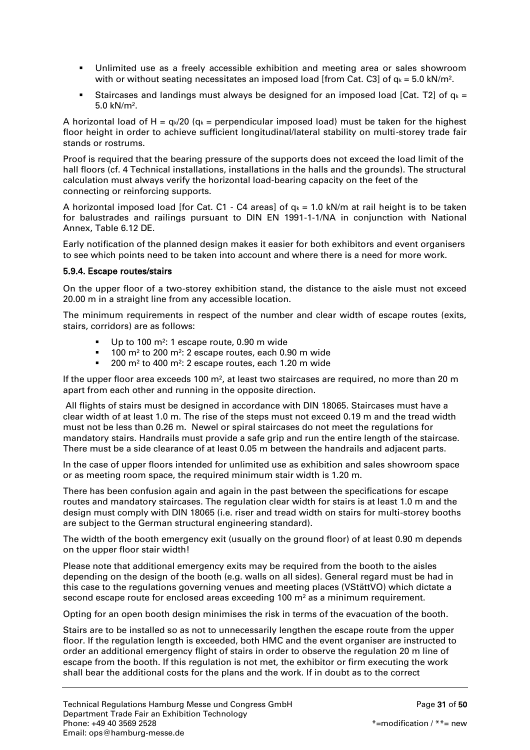- Unlimited use as a freely accessible exhibition and meeting area or sales showroom with or without seating necessitates an imposed load [from Cat. C3] of $q_k = 5.0$ kN/m$^2$.
- Staircases and landings must always be designed for an imposed load [Cat. T2] of $q_k = 5.0$ kN/m$^2$.

A horizontal load of $H = q_k/20$ ($q_k$ = perpendicular imposed load) must be taken for the highest floor height in order to achieve sufficient longitudinal/lateral stability on multi-storey trade fair stands or rostrums.

Proof is required that the bearing pressure of the supports does not exceed the load limit of the hall floors (cf. 4 Technical installations, installations in the halls and the grounds). The structural calculation must always verify the horizontal load-bearing capacity on the feet of the connecting or reinforcing supports.

A horizontal imposed load [for Cat. C1 - C4 areas] of $q_k = 1.0$ kN/m at rail height is to be taken for balustrades and railings pursuant to DIN EN 1991-1-1/NA in conjunction with National Annex, Table 6.12 DE.

Early notification of the planned design makes it easier for both exhibitors and event organisers to see which points need to be taken into account and where there is a need for more work.

#### 5.9.4. Escape routes/stairs

On the upper floor of a two-storey exhibition stand, the distance to the aisle must not exceed 20.00 m in a straight line from any accessible location.

The minimum requirements in respect of the number and clear width of escape routes (exits, stairs, corridors) are as follows:

- Up to 100 m$^2$: 1 escape route, 0.90 m wide
- 100 m$^2$ to 200 m$^2$: 2 escape routes, each 0.90 m wide
- 200 m$^2$ to 400 m$^2$: 2 escape routes, each 1.20 m wide

If the upper floor area exceeds 100 m$^2$, at least two staircases are required, no more than 20 m apart from each other and running in the opposite direction.

All flights of stairs must be designed in accordance with DIN 18065. Staircases must have a clear width of at least 1.0 m. The rise of the steps must not exceed 0.19 m and the tread width must not be less than 0.26 m. Newel or spiral staircases do not meet the regulations for mandatory stairs. Handrails must provide a safe grip and run the entire length of the staircase. There must be a side clearance of at least 0.05 m between the handrails and adjacent parts.

In the case of upper floors intended for unlimited use as exhibition and sales showroom space or as meeting room space, the required minimum stair width is 1.20 m.

There has been confusion again and again in the past between the specifications for escape routes and mandatory staircases. The regulation clear width for stairs is at least 1.0 m and the design must comply with DIN 18065 (i.e. riser and tread width on stairs for multi-storey booths are subject to the German structural engineering standard).

The width of the booth emergency exit (usually on the ground floor) of at least 0.90 m depends on the upper floor stair width!

Please note that additional emergency exits may be required from the booth to the aisles depending on the design of the booth (e.g. walls on all sides). General regard must be had in this case to the regulations governing venues and meeting places (VStättVO) which dictate a second escape route for enclosed areas exceeding 100 m$^2$ as a minimum requirement.

Opting for an open booth design minimises the risk in terms of the evacuation of the booth.

Stairs are to be installed so as not to unnecessarily lengthen the escape route from the upper floor. If the regulation length is exceeded, both HMC and the event organiser are instructed to order an additional emergency flight of stairs in order to observe the regulation 20 m line of escape from the booth. If this regulation is not met, the exhibitor or firm executing the work shall bear the additional costs for the plans and the work. If in doubt as to the correct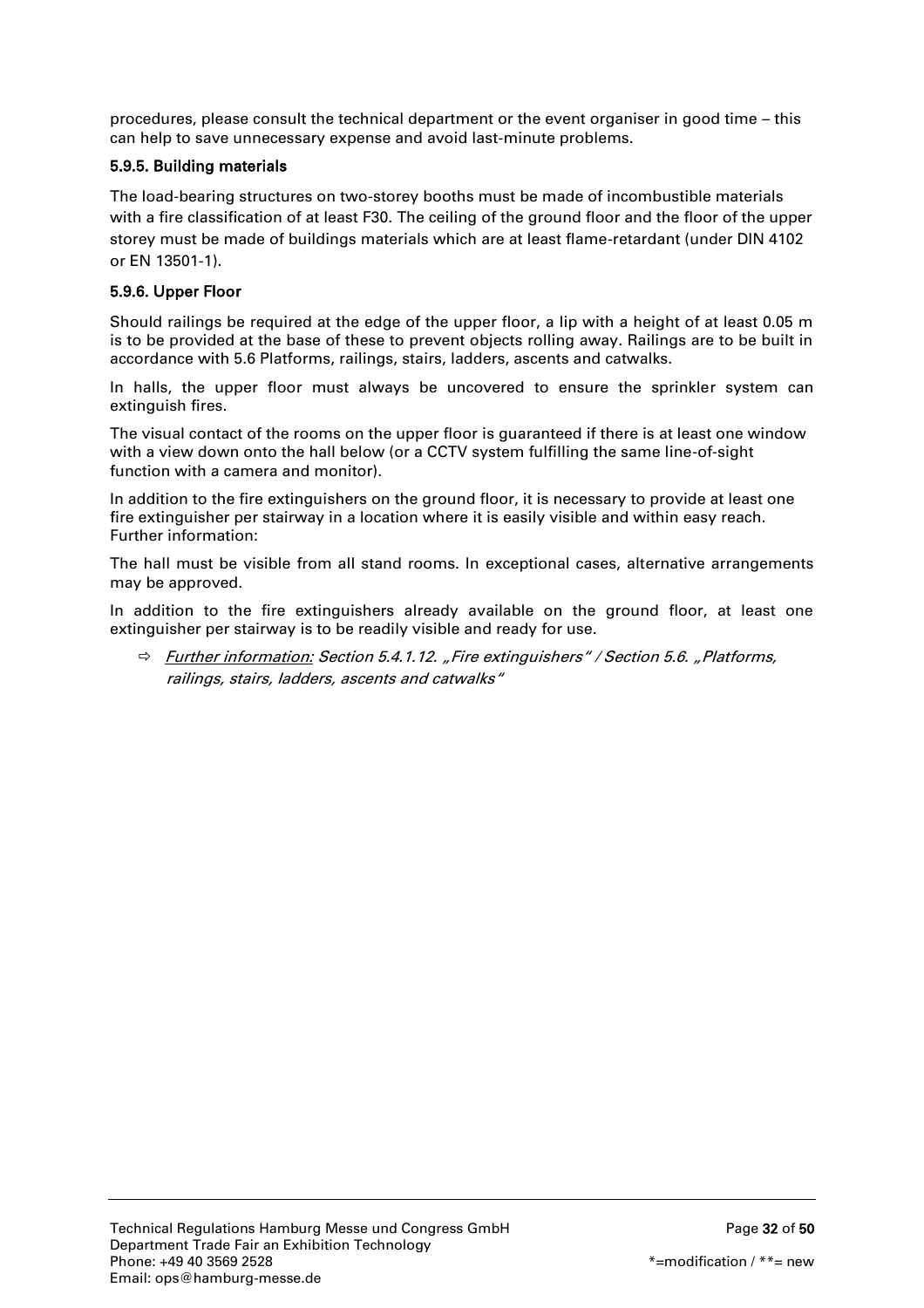procedures, please consult the technical department or the event organiser in good time – this can help to save unnecessary expense and avoid last-minute problems.

### 5.9.5. Building materials

The load-bearing structures on two-storey booths must be made of incombustible materials with a fire classification of at least F30. The ceiling of the ground floor and the floor of the upper storey must be made of buildings materials which are at least flame-retardant (under DIN 4102 or EN 13501-1).

### 5.9.6. Upper Floor

Should railings be required at the edge of the upper floor, a lip with a height of at least 0.05 m is to be provided at the base of these to prevent objects rolling away. Railings are to be built in accordance with 5.6 Platforms, railings, stairs, ladders, ascents and catwalks.

In halls, the upper floor must always be uncovered to ensure the sprinkler system can extinguish fires.

The visual contact of the rooms on the upper floor is guaranteed if there is at least one window with a view down onto the hall below (or a CCTV system fulfilling the same line-of-sight function with a camera and monitor).

In addition to the fire extinguishers on the ground floor, it is necessary to provide at least one fire extinguisher per stairway in a location where it is easily visible and within easy reach. Further information:

The hall must be visible from all stand rooms. In exceptional cases, alternative arrangements may be approved.

In addition to the fire extinguishers already available on the ground floor, at least one extinguisher per stairway is to be readily visible and ready for use.

⇨ *Further information: Section 5.4.1.12. „Fire extinguishers" / Section 5.6. „Platforms, railings, stairs, ladders, ascents and catwalks"*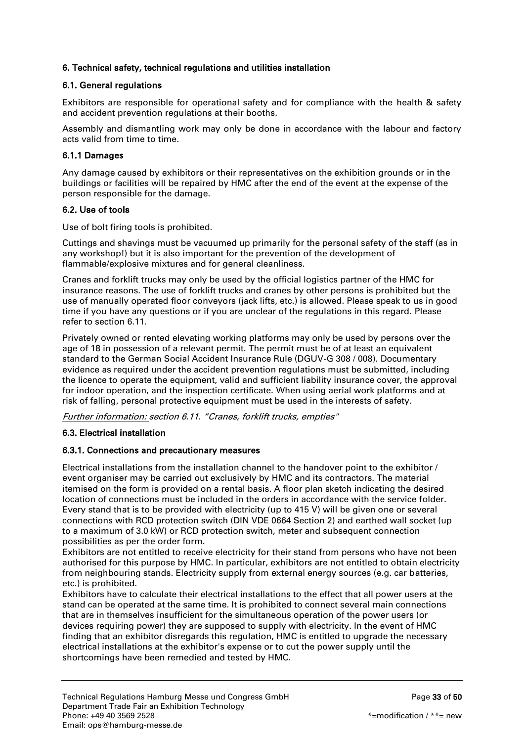### 6. Technical safety, technical regulations and utilities installation

#### 6.1. General regulations

Exhibitors are responsible for operational safety and for compliance with the health & safety and accident prevention regulations at their booths.

Assembly and dismantling work may only be done in accordance with the labour and factory acts valid from time to time.

#### 6.1.1 Damages

Any damage caused by exhibitors or their representatives on the exhibition grounds or in the buildings or facilities will be repaired by HMC after the end of the event at the expense of the person responsible for the damage.

#### 6.2. Use of tools

Use of bolt firing tools is prohibited.

Cuttings and shavings must be vacuumed up primarily for the personal safety of the staff (as in any workshop!) but it is also important for the prevention of the development of flammable/explosive mixtures and for general cleanliness.

Cranes and forklift trucks may only be used by the official logistics partner of the HMC for insurance reasons. The use of forklift trucks and cranes by other persons is prohibited but the use of manually operated floor conveyors (jack lifts, etc.) is allowed. Please speak to us in good time if you have any questions or if you are unclear of the regulations in this regard. Please refer to section 6.11.

Privately owned or rented elevating working platforms may only be used by persons over the age of 18 in possession of a relevant permit. The permit must be of at least an equivalent standard to the German Social Accident Insurance Rule (DGUV-G 308 / 008). Documentary evidence as required under the accident prevention regulations must be submitted, including the licence to operate the equipment, valid and sufficient liability insurance cover, the approval for indoor operation, and the inspection certificate. When using aerial work platforms and at risk of falling, personal protective equipment must be used in the interests of safety.

*Further information: section 6.11. "Cranes, forklift trucks, empties"*

#### 6.3. Electrical installation

#### 6.3.1. Connections and precautionary measures

Electrical installations from the installation channel to the handover point to the exhibitor / event organiser may be carried out exclusively by HMC and its contractors. The material itemised on the form is provided on a rental basis. A floor plan sketch indicating the desired location of connections must be included in the orders in accordance with the service folder. Every stand that is to be provided with electricity (up to 415 V) will be given one or several connections with RCD protection switch (DIN VDE 0664 Section 2) and earthed wall socket (up to a maximum of 3.0 kW) or RCD protection switch, meter and subsequent connection possibilities as per the order form.

Exhibitors are not entitled to receive electricity for their stand from persons who have not been authorised for this purpose by HMC. In particular, exhibitors are not entitled to obtain electricity from neighbouring stands. Electricity supply from external energy sources (e.g. car batteries, etc.) is prohibited.

Exhibitors have to calculate their electrical installations to the effect that all power users at the stand can be operated at the same time. It is prohibited to connect several main connections that are in themselves insufficient for the simultaneous operation of the power users (or devices requiring power) they are supposed to supply with electricity. In the event of HMC finding that an exhibitor disregards this regulation, HMC is entitled to upgrade the necessary electrical installations at the exhibitor's expense or to cut the power supply until the shortcomings have been remedied and tested by HMC.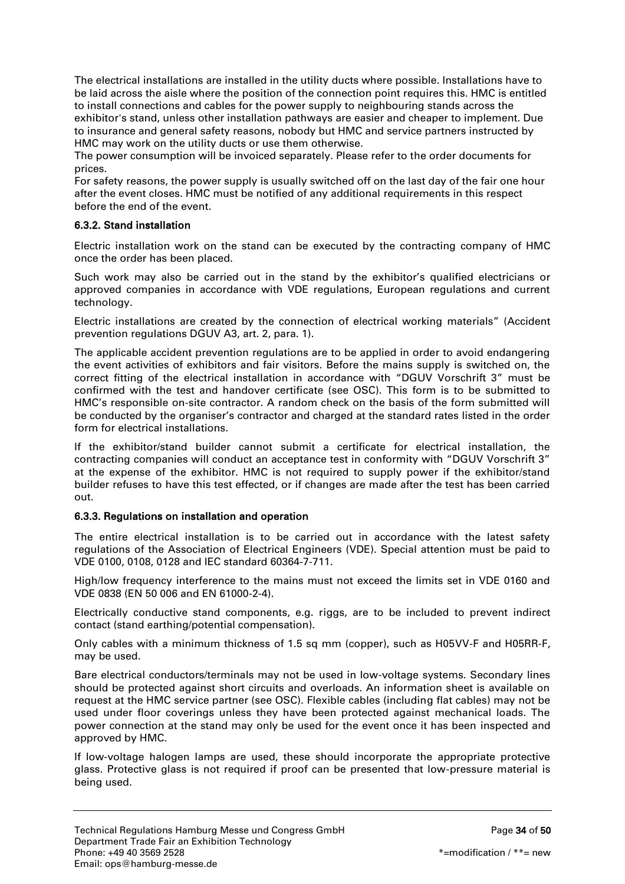The electrical installations are installed in the utility ducts where possible. Installations have to be laid across the aisle where the position of the connection point requires this. HMC is entitled to install connections and cables for the power supply to neighbouring stands across the exhibitor's stand, unless other installation pathways are easier and cheaper to implement. Due to insurance and general safety reasons, nobody but HMC and service partners instructed by HMC may work on the utility ducts or use them otherwise.
The power consumption will be invoiced separately. Please refer to the order documents for prices.
For safety reasons, the power supply is usually switched off on the last day of the fair one hour after the event closes. HMC must be notified of any additional requirements in this respect before the end of the event.

#### 6.3.2. Stand installation

Electric installation work on the stand can be executed by the contracting company of HMC once the order has been placed.

Such work may also be carried out in the stand by the exhibitor's qualified electricians or approved companies in accordance with VDE regulations, European regulations and current technology.

Electric installations are created by the connection of electrical working materials" (Accident prevention regulations DGUV A3, art. 2, para. 1).

The applicable accident prevention regulations are to be applied in order to avoid endangering the event activities of exhibitors and fair visitors. Before the mains supply is switched on, the correct fitting of the electrical installation in accordance with "DGUV Vorschrift 3" must be confirmed with the test and handover certificate (see OSC). This form is to be submitted to HMC's responsible on-site contractor. A random check on the basis of the form submitted will be conducted by the organiser's contractor and charged at the standard rates listed in the order form for electrical installations.

If the exhibitor/stand builder cannot submit a certificate for electrical installation, the contracting companies will conduct an acceptance test in conformity with "DGUV Vorschrift 3" at the expense of the exhibitor. HMC is not required to supply power if the exhibitor/stand builder refuses to have this test effected, or if changes are made after the test has been carried out.

#### 6.3.3. Regulations on installation and operation

The entire electrical installation is to be carried out in accordance with the latest safety regulations of the Association of Electrical Engineers (VDE). Special attention must be paid to VDE 0100, 0108, 0128 and IEC standard 60364-7-711.

High/low frequency interference to the mains must not exceed the limits set in VDE 0160 and VDE 0838 (EN 50 006 and EN 61000-2-4).

Electrically conductive stand components, e.g. riggs, are to be included to prevent indirect contact (stand earthing/potential compensation).

Only cables with a minimum thickness of 1.5 sq mm (copper), such as H05VV-F and H05RR-F, may be used.

Bare electrical conductors/terminals may not be used in low-voltage systems. Secondary lines should be protected against short circuits and overloads. An information sheet is available on request at the HMC service partner (see OSC). Flexible cables (including flat cables) may not be used under floor coverings unless they have been protected against mechanical loads. The power connection at the stand may only be used for the event once it has been inspected and approved by HMC.

If low-voltage halogen lamps are used, these should incorporate the appropriate protective glass. Protective glass is not required if proof can be presented that low-pressure material is being used.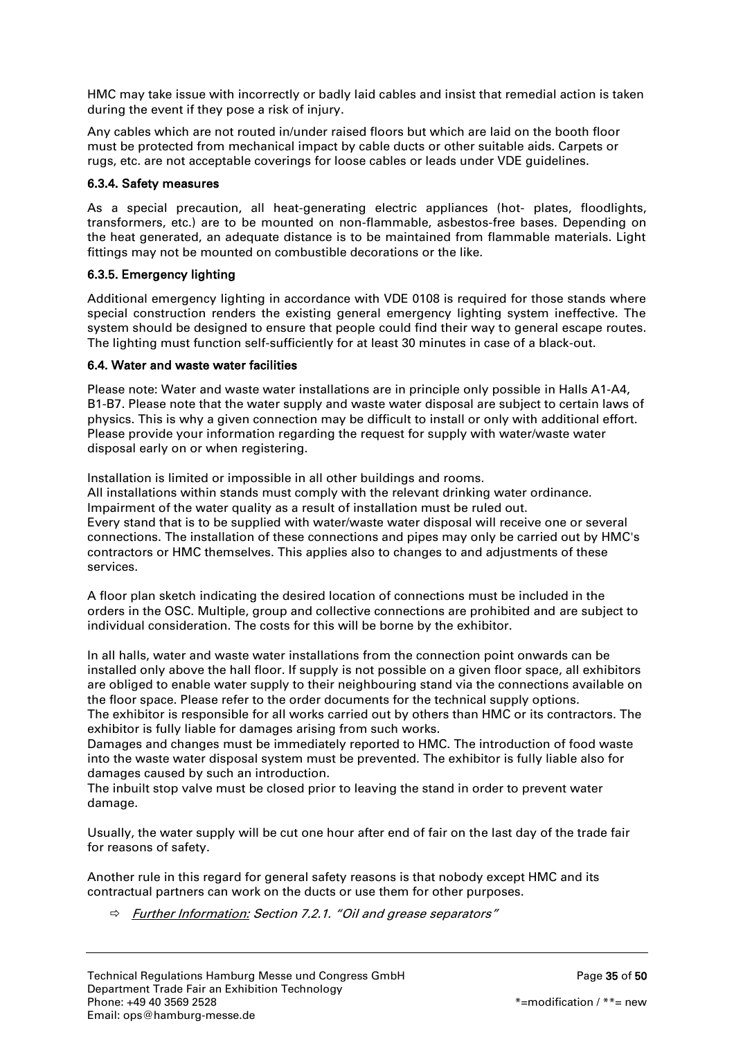HMC may take issue with incorrectly or badly laid cables and insist that remedial action is taken during the event if they pose a risk of injury.

Any cables which are not routed in/under raised floors but which are laid on the booth floor must be protected from mechanical impact by cable ducts or other suitable aids. Carpets or rugs, etc. are not acceptable coverings for loose cables or leads under VDE guidelines.

#### 6.3.4. Safety measures

As a special precaution, all heat-generating electric appliances (hot- plates, floodlights, transformers, etc.) are to be mounted on non-flammable, asbestos-free bases. Depending on the heat generated, an adequate distance is to be maintained from flammable materials. Light fittings may not be mounted on combustible decorations or the like.

#### 6.3.5. Emergency lighting

Additional emergency lighting in accordance with VDE 0108 is required for those stands where special construction renders the existing general emergency lighting system ineffective. The system should be designed to ensure that people could find their way to general escape routes. The lighting must function self-sufficiently for at least 30 minutes in case of a black-out.

### 6.4. Water and waste water facilities

Please note: Water and waste water installations are in principle only possible in Halls A1-A4, B1-B7. Please note that the water supply and waste water disposal are subject to certain laws of physics. This is why a given connection may be difficult to install or only with additional effort. Please provide your information regarding the request for supply with water/waste water disposal early on or when registering.

Installation is limited or impossible in all other buildings and rooms.
All installations within stands must comply with the relevant drinking water ordinance. Impairment of the water quality as a result of installation must be ruled out.
Every stand that is to be supplied with water/waste water disposal will receive one or several connections. The installation of these connections and pipes may only be carried out by HMC's contractors or HMC themselves. This applies also to changes to and adjustments of these services.

A floor plan sketch indicating the desired location of connections must be included in the orders in the OSC. Multiple, group and collective connections are prohibited and are subject to individual consideration. The costs for this will be borne by the exhibitor.

In all halls, water and waste water installations from the connection point onwards can be installed only above the hall floor. If supply is not possible on a given floor space, all exhibitors are obliged to enable water supply to their neighbouring stand via the connections available on the floor space. Please refer to the order documents for the technical supply options.
The exhibitor is responsible for all works carried out by others than HMC or its contractors. The exhibitor is fully liable for damages arising from such works.
Damages and changes must be immediately reported to HMC. The introduction of food waste into the waste water disposal system must be prevented. The exhibitor is fully liable also for damages caused by such an introduction.
The inbuilt stop valve must be closed prior to leaving the stand in order to prevent water damage.

Usually, the water supply will be cut one hour after end of fair on the last day of the trade fair for reasons of safety.

Another rule in this regard for general safety reasons is that nobody except HMC and its contractual partners can work on the ducts or use them for other purposes.

⇨ *Further Information: Section 7.2.1. "Oil and grease separators"*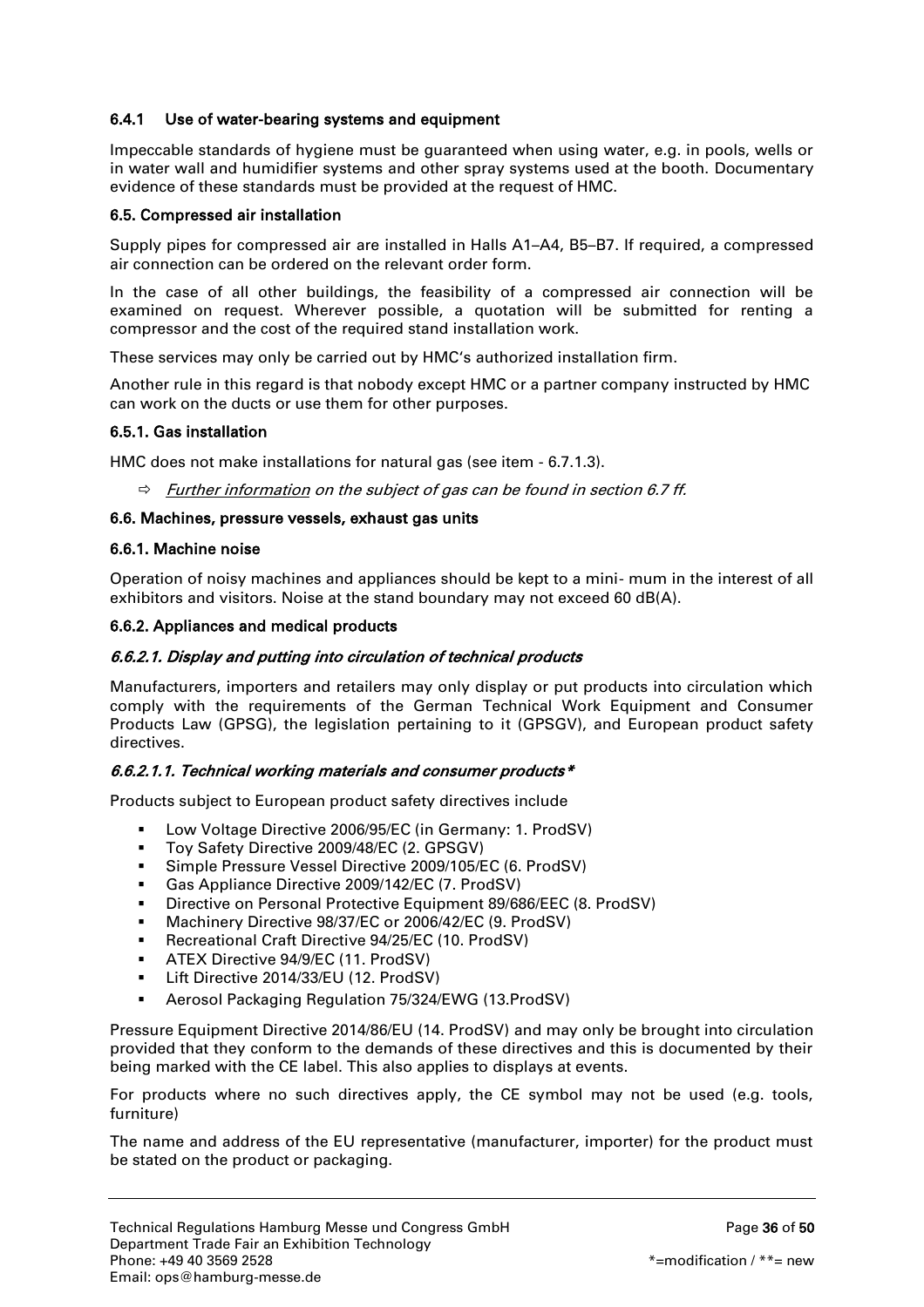#### 6.4.1 Use of water-bearing systems and equipment

Impeccable standards of hygiene must be guaranteed when using water, e.g. in pools, wells or in water wall and humidifier systems and other spray systems used at the booth. Documentary evidence of these standards must be provided at the request of HMC.

### 6.5. Compressed air installation

Supply pipes for compressed air are installed in Halls A1–A4, B5–B7. If required, a compressed air connection can be ordered on the relevant order form.

In the case of all other buildings, the feasibility of a compressed air connection will be examined on request. Wherever possible, a quotation will be submitted for renting a compressor and the cost of the required stand installation work.

These services may only be carried out by HMC's authorized installation firm.

Another rule in this regard is that nobody except HMC or a partner company instructed by HMC can work on the ducts or use them for other purposes.

#### 6.5.1. Gas installation

HMC does not make installations for natural gas (see item - 6.7.1.3).

⇨ *Further information on the subject of gas can be found in section 6.7 ff.*

### 6.6. Machines, pressure vessels, exhaust gas units

#### 6.6.1. Machine noise

Operation of noisy machines and appliances should be kept to a mini- mum in the interest of all exhibitors and visitors. Noise at the stand boundary may not exceed 60 dB(A).

#### 6.6.2. Appliances and medical products

##### *6.6.2.1. Display and putting into circulation of technical products*

Manufacturers, importers and retailers may only display or put products into circulation which comply with the requirements of the German Technical Work Equipment and Consumer Products Law (GPSG), the legislation pertaining to it (GPSGV), and European product safety directives.

##### *6.6.2.1.1. Technical working materials and consumer products**

Products subject to European product safety directives include

- Low Voltage Directive 2006/95/EC (in Germany: 1. ProdSV)
- Toy Safety Directive 2009/48/EC (2. GPSGV)
- Simple Pressure Vessel Directive 2009/105/EC (6. ProdSV)
- Gas Appliance Directive 2009/142/EC (7. ProdSV)
- Directive on Personal Protective Equipment 89/686/EEC (8. ProdSV)
- Machinery Directive 98/37/EC or 2006/42/EC (9. ProdSV)
- Recreational Craft Directive 94/25/EC (10. ProdSV)
- ATEX Directive 94/9/EC (11. ProdSV)
- Lift Directive 2014/33/EU (12. ProdSV)
- Aerosol Packaging Regulation 75/324/EWG (13.ProdSV)

Pressure Equipment Directive 2014/86/EU (14. ProdSV) and may only be brought into circulation provided that they conform to the demands of these directives and this is documented by their being marked with the CE label. This also applies to displays at events.

For products where no such directives apply, the CE symbol may not be used (e.g. tools, furniture)

The name and address of the EU representative (manufacturer, importer) for the product must be stated on the product or packaging.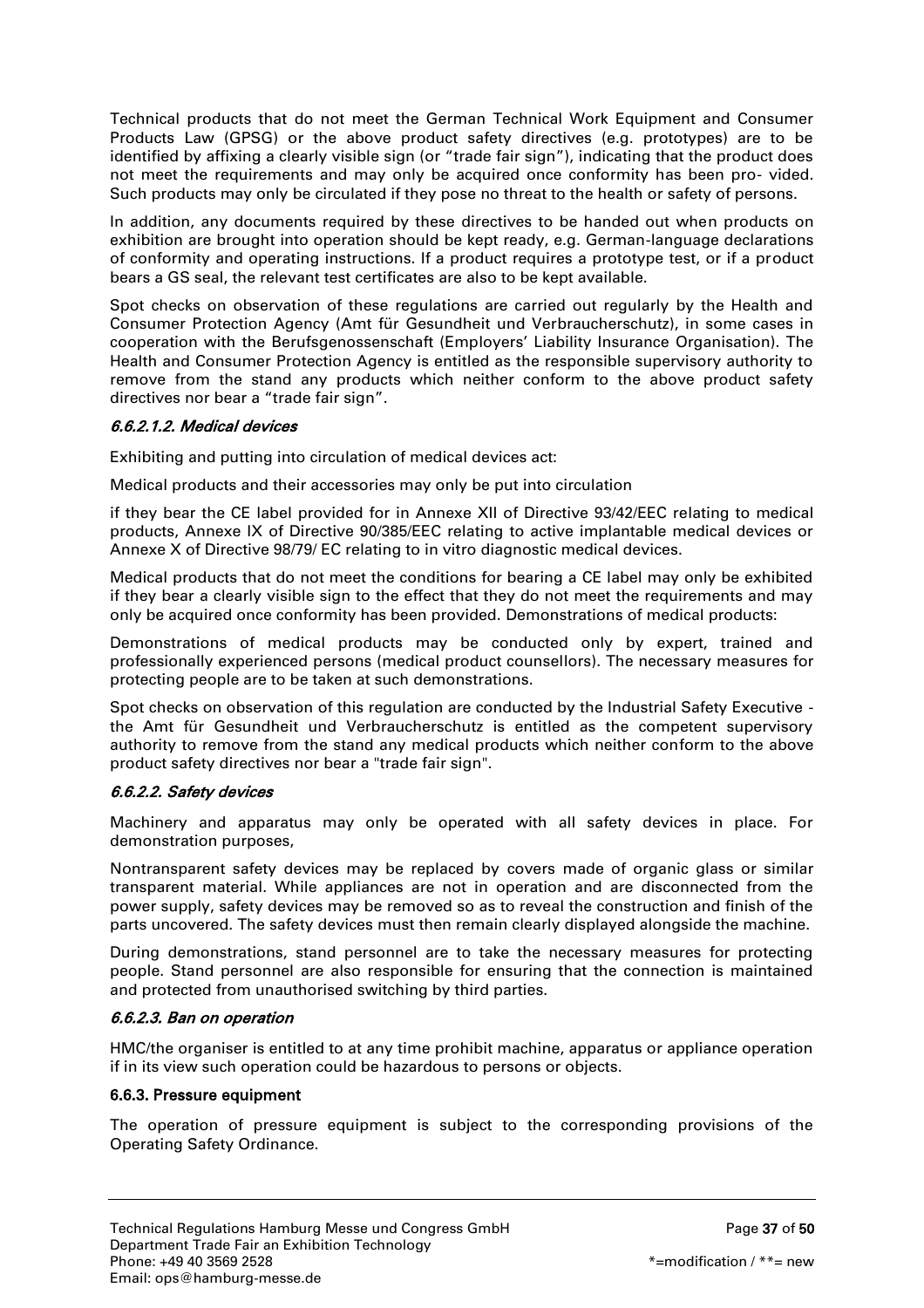Technical products that do not meet the German Technical Work Equipment and Consumer Products Law (GPSG) or the above product safety directives (e.g. prototypes) are to be identified by affixing a clearly visible sign (or “trade fair sign”), indicating that the product does not meet the requirements and may only be acquired once conformity has been pro- vided. Such products may only be circulated if they pose no threat to the health or safety of persons.

In addition, any documents required by these directives to be handed out when products on exhibition are brought into operation should be kept ready, e.g. German-language declarations of conformity and operating instructions. If a product requires a prototype test, or if a product bears a GS seal, the relevant test certificates are also to be kept available.

Spot checks on observation of these regulations are carried out regularly by the Health and Consumer Protection Agency (Amt für Gesundheit und Verbraucherschutz), in some cases in cooperation with the Berufsgenossenschaft (Employers’ Liability Insurance Organisation). The Health and Consumer Protection Agency is entitled as the responsible supervisory authority to remove from the stand any products which neither conform to the above product safety directives nor bear a “trade fair sign”.

#### *6.6.2.1.2. Medical devices*

Exhibiting and putting into circulation of medical devices act:

Medical products and their accessories may only be put into circulation

if they bear the CE label provided for in Annexe XII of Directive 93/42/EEC relating to medical products, Annexe IX of Directive 90/385/EEC relating to active implantable medical devices or Annexe X of Directive 98/79/ EC relating to in vitro diagnostic medical devices.

Medical products that do not meet the conditions for bearing a CE label may only be exhibited if they bear a clearly visible sign to the effect that they do not meet the requirements and may only be acquired once conformity has been provided. Demonstrations of medical products:

Demonstrations of medical products may be conducted only by expert, trained and professionally experienced persons (medical product counsellors). The necessary measures for protecting people are to be taken at such demonstrations.

Spot checks on observation of this regulation are conducted by the Industrial Safety Executive - the Amt für Gesundheit und Verbraucherschutz is entitled as the competent supervisory authority to remove from the stand any medical products which neither conform to the above product safety directives nor bear a "trade fair sign".

#### *6.6.2.2. Safety devices*

Machinery and apparatus may only be operated with all safety devices in place. For demonstration purposes,

Nontransparent safety devices may be replaced by covers made of organic glass or similar transparent material. While appliances are not in operation and are disconnected from the power supply, safety devices may be removed so as to reveal the construction and finish of the parts uncovered. The safety devices must then remain clearly displayed alongside the machine.

During demonstrations, stand personnel are to take the necessary measures for protecting people. Stand personnel are also responsible for ensuring that the connection is maintained and protected from unauthorised switching by third parties.

#### *6.6.2.3. Ban on operation*

HMC/the organiser is entitled to at any time prohibit machine, apparatus or appliance operation if in its view such operation could be hazardous to persons or objects.

### 6.6.3. Pressure equipment

The operation of pressure equipment is subject to the corresponding provisions of the Operating Safety Ordinance.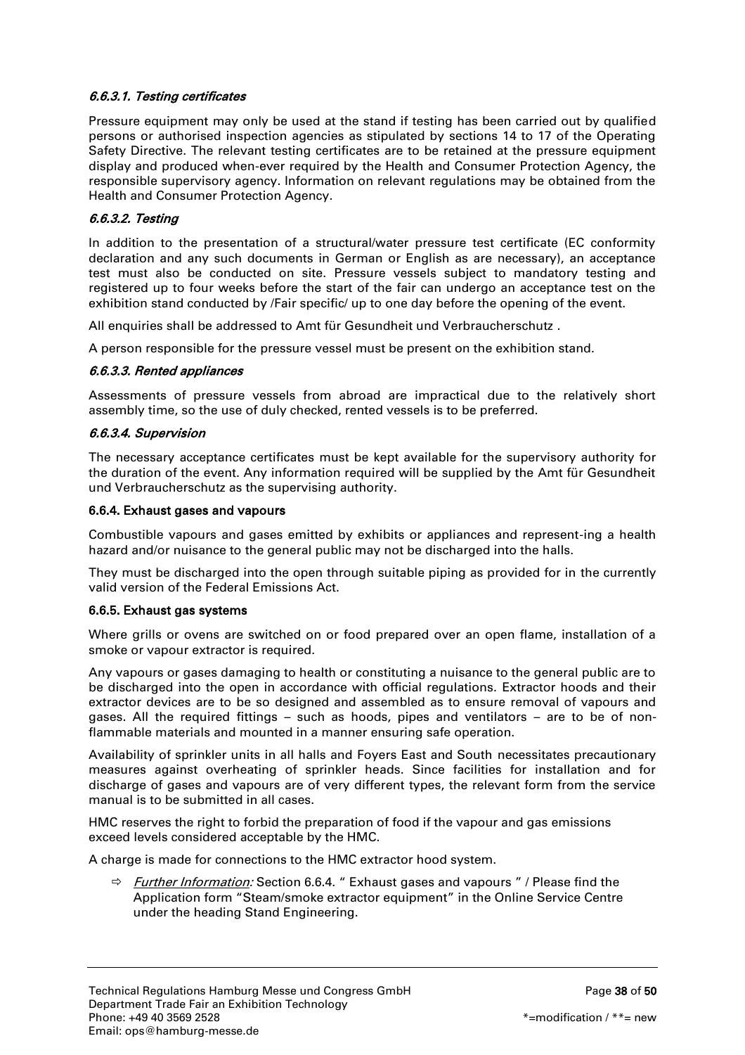#### *6.6.3.1. Testing certificates*

Pressure equipment may only be used at the stand if testing has been carried out by qualified persons or authorised inspection agencies as stipulated by sections 14 to 17 of the Operating Safety Directive. The relevant testing certificates are to be retained at the pressure equipment display and produced when-ever required by the Health and Consumer Protection Agency, the responsible supervisory agency. Information on relevant regulations may be obtained from the Health and Consumer Protection Agency.

#### *6.6.3.2. Testing*

In addition to the presentation of a structural/water pressure test certificate (EC conformity declaration and any such documents in German or English as are necessary), an acceptance test must also be conducted on site. Pressure vessels subject to mandatory testing and registered up to four weeks before the start of the fair can undergo an acceptance test on the exhibition stand conducted by /Fair specific/ up to one day before the opening of the event.

All enquiries shall be addressed to Amt für Gesundheit und Verbraucherschutz .

A person responsible for the pressure vessel must be present on the exhibition stand.

#### *6.6.3.3. Rented appliances*

Assessments of pressure vessels from abroad are impractical due to the relatively short assembly time, so the use of duly checked, rented vessels is to be preferred.

#### *6.6.3.4. Supervision*

The necessary acceptance certificates must be kept available for the supervisory authority for the duration of the event. Any information required will be supplied by the Amt für Gesundheit und Verbraucherschutz as the supervising authority.

### 6.6.4. Exhaust gases and vapours

Combustible vapours and gases emitted by exhibits or appliances and represent-ing a health hazard and/or nuisance to the general public may not be discharged into the halls.

They must be discharged into the open through suitable piping as provided for in the currently valid version of the Federal Emissions Act.

### 6.6.5. Exhaust gas systems

Where grills or ovens are switched on or food prepared over an open flame, installation of a smoke or vapour extractor is required.

Any vapours or gases damaging to health or constituting a nuisance to the general public are to be discharged into the open in accordance with official regulations. Extractor hoods and their extractor devices are to be so designed and assembled as to ensure removal of vapours and gases. All the required fittings – such as hoods, pipes and ventilators – are to be of non-flammable materials and mounted in a manner ensuring safe operation.

Availability of sprinkler units in all halls and Foyers East and South necessitates precautionary measures against overheating of sprinkler heads. Since facilities for installation and for discharge of gases and vapours are of very different types, the relevant form from the service manual is to be submitted in all cases.

HMC reserves the right to forbid the preparation of food if the vapour and gas emissions exceed levels considered acceptable by the HMC.

A charge is made for connections to the HMC extractor hood system.

- ⇨ *Further Information:* Section 6.6.4. " Exhaust gases and vapours " / Please find the Application form "Steam/smoke extractor equipment" in the Online Service Centre under the heading Stand Engineering.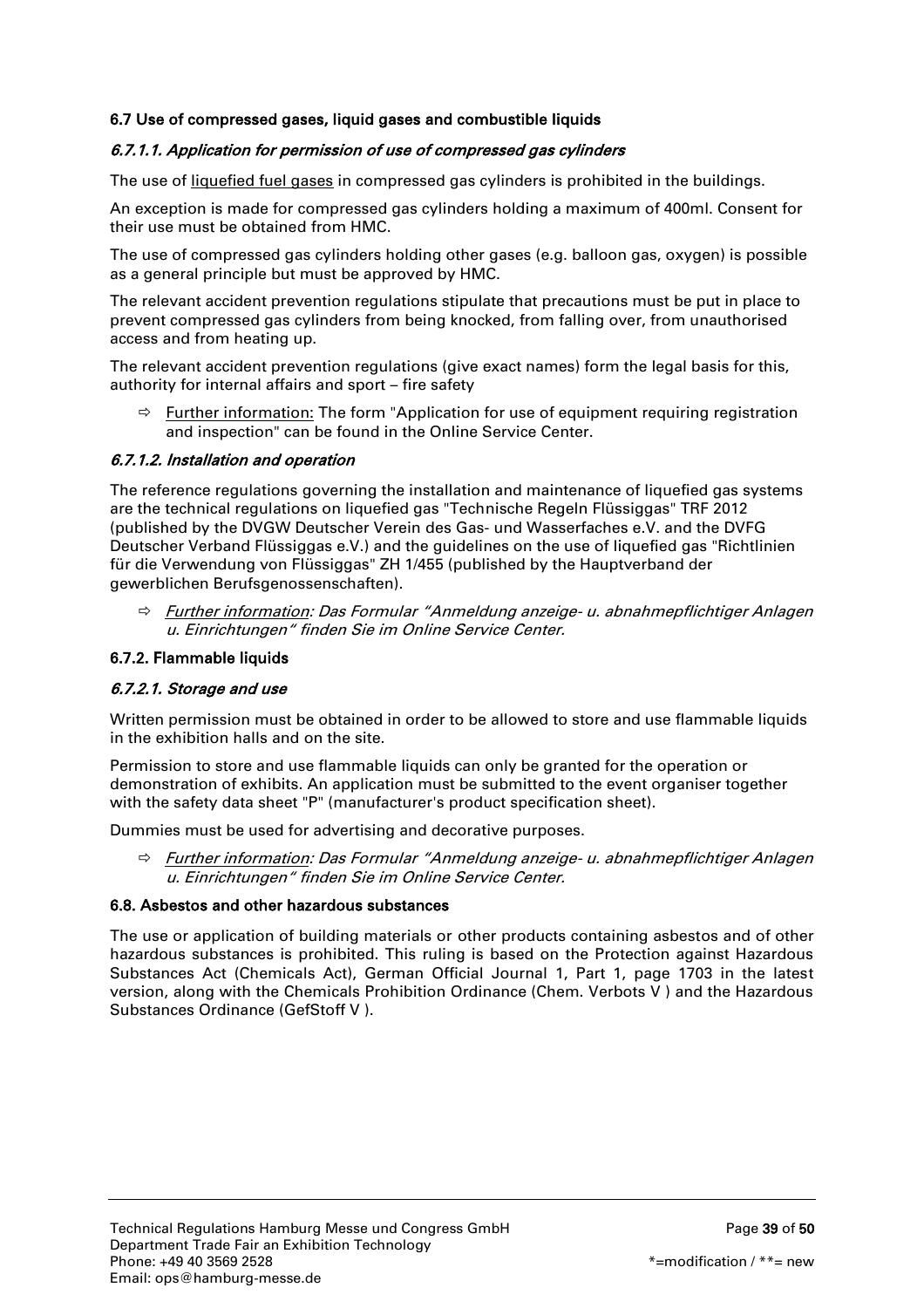### 6.7 Use of compressed gases, liquid gases and combustible liquids

#### *6.7.1.1. Application for permission of use of compressed gas cylinders*

The use of liquefied fuel gases in compressed gas cylinders is prohibited in the buildings.

An exception is made for compressed gas cylinders holding a maximum of 400ml. Consent for their use must be obtained from HMC.

The use of compressed gas cylinders holding other gases (e.g. balloon gas, oxygen) is possible as a general principle but must be approved by HMC.

The relevant accident prevention regulations stipulate that precautions must be put in place to prevent compressed gas cylinders from being knocked, from falling over, from unauthorised access and from heating up.

The relevant accident prevention regulations (give exact names) form the legal basis for this, authority for internal affairs and sport – fire safety

- ⇨ Further information: The form "Application for use of equipment requiring registration and inspection" can be found in the Online Service Center.

#### *6.7.1.2. Installation and operation*

The reference regulations governing the installation and maintenance of liquefied gas systems are the technical regulations on liquefied gas "Technische Regeln Flüssiggas" TRF 2012 (published by the DVGW Deutscher Verein des Gas- und Wasserfaches e.V. and the DVFG Deutscher Verband Flüssiggas e.V.) and the guidelines on the use of liquefied gas "Richtlinien für die Verwendung von Flüssiggas" ZH 1/455 (published by the Hauptverband der gewerblichen Berufsgenossenschaften).

- ⇨ *Further information: Das Formular "Anmeldung anzeige- u. abnahmepflichtiger Anlagen u. Einrichtungen" finden Sie im Online Service Center.*

### 6.7.2. Flammable liquids

#### *6.7.2.1. Storage and use*

Written permission must be obtained in order to be allowed to store and use flammable liquids in the exhibition halls and on the site.

Permission to store and use flammable liquids can only be granted for the operation or demonstration of exhibits. An application must be submitted to the event organiser together with the safety data sheet "P" (manufacturer's product specification sheet).

Dummies must be used for advertising and decorative purposes.

- ⇨ *Further information: Das Formular "Anmeldung anzeige- u. abnahmepflichtiger Anlagen u. Einrichtungen" finden Sie im Online Service Center.*

### 6.8. Asbestos and other hazardous substances

The use or application of building materials or other products containing asbestos and of other hazardous substances is prohibited. This ruling is based on the Protection against Hazardous Substances Act (Chemicals Act), German Official Journal 1, Part 1, page 1703 in the latest version, along with the Chemicals Prohibition Ordinance (Chem. Verbots V ) and the Hazardous Substances Ordinance (GefStoff V ).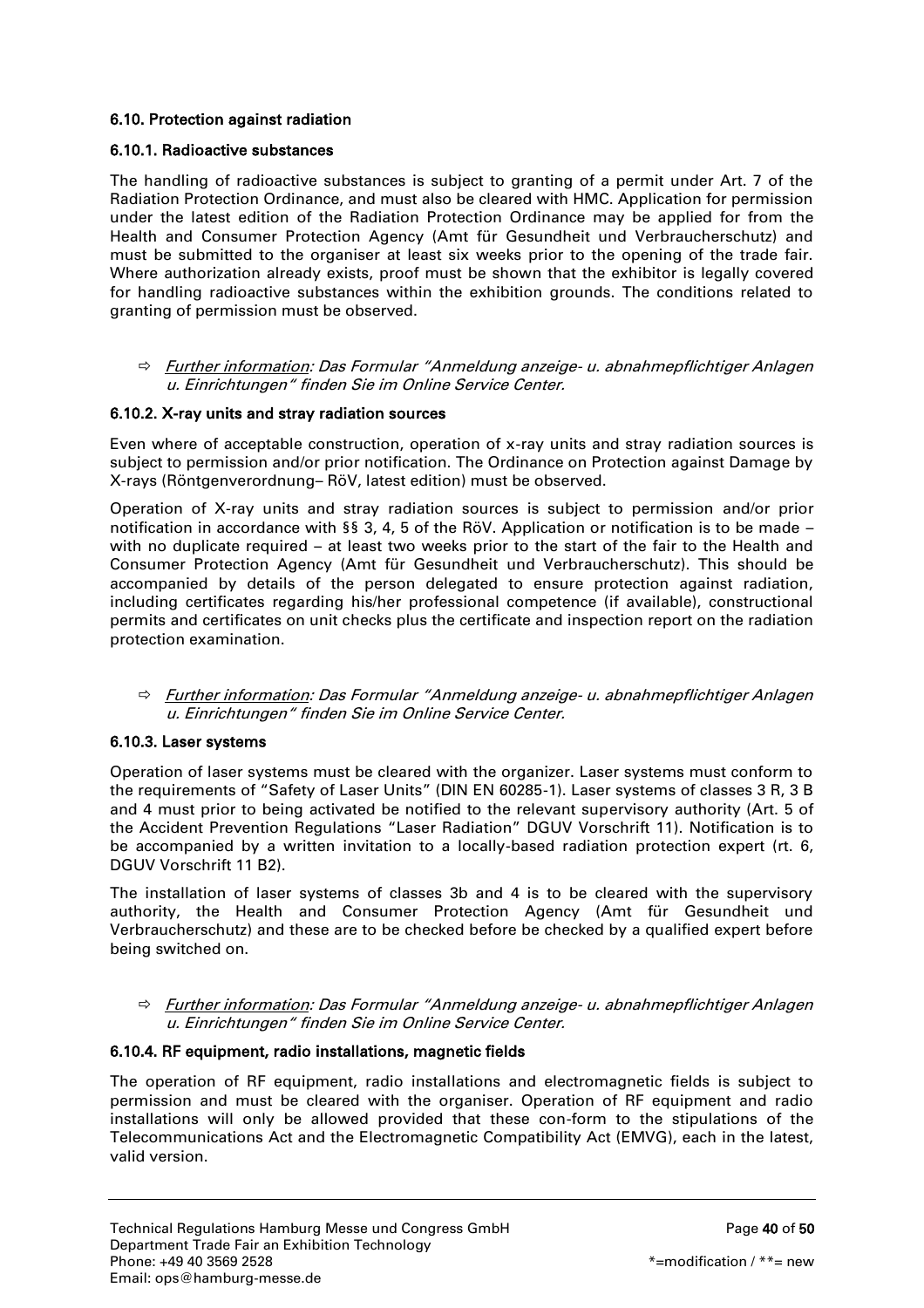#### 6.10. Protection against radiation

#### 6.10.1. Radioactive substances

The handling of radioactive substances is subject to granting of a permit under Art. 7 of the Radiation Protection Ordinance, and must also be cleared with HMC. Application for permission under the latest edition of the Radiation Protection Ordinance may be applied for from the Health and Consumer Protection Agency (Amt für Gesundheit und Verbraucherschutz) and must be submitted to the organiser at least six weeks prior to the opening of the trade fair. Where authorization already exists, proof must be shown that the exhibitor is legally covered for handling radioactive substances within the exhibition grounds. The conditions related to granting of permission must be observed.

- ⇨ *Further information: Das Formular "Anmeldung anzeige- u. abnahmepflichtiger Anlagen u. Einrichtungen" finden Sie im Online Service Center.*

#### 6.10.2. X-ray units and stray radiation sources

Even where of acceptable construction, operation of x-ray units and stray radiation sources is subject to permission and/or prior notification. The Ordinance on Protection against Damage by X-rays (Röntgenverordnung– RöV, latest edition) must be observed.

Operation of X-ray units and stray radiation sources is subject to permission and/or prior notification in accordance with §§ 3, 4, 5 of the RöV. Application or notification is to be made – with no duplicate required – at least two weeks prior to the start of the fair to the Health and Consumer Protection Agency (Amt für Gesundheit und Verbraucherschutz). This should be accompanied by details of the person delegated to ensure protection against radiation, including certificates regarding his/her professional competence (if available), constructional permits and certificates on unit checks plus the certificate and inspection report on the radiation protection examination.

- ⇨ *Further information: Das Formular "Anmeldung anzeige- u. abnahmepflichtiger Anlagen u. Einrichtungen" finden Sie im Online Service Center.*

#### 6.10.3. Laser systems

Operation of laser systems must be cleared with the organizer. Laser systems must conform to the requirements of "Safety of Laser Units" (DIN EN 60285-1). Laser systems of classes 3 R, 3 B and 4 must prior to being activated be notified to the relevant supervisory authority (Art. 5 of the Accident Prevention Regulations "Laser Radiation" DGUV Vorschrift 11). Notification is to be accompanied by a written invitation to a locally-based radiation protection expert (rt. 6, DGUV Vorschrift 11 B2).

The installation of laser systems of classes 3b and 4 is to be cleared with the supervisory authority, the Health and Consumer Protection Agency (Amt für Gesundheit und Verbraucherschutz) and these are to be checked before be checked by a qualified expert before being switched on.

- ⇨ *Further information: Das Formular "Anmeldung anzeige- u. abnahmepflichtiger Anlagen u. Einrichtungen" finden Sie im Online Service Center.*

#### 6.10.4. RF equipment, radio installations, magnetic fields

The operation of RF equipment, radio installations and electromagnetic fields is subject to permission and must be cleared with the organiser. Operation of RF equipment and radio installations will only be allowed provided that these con-form to the stipulations of the Telecommunications Act and the Electromagnetic Compatibility Act (EMVG), each in the latest, valid version.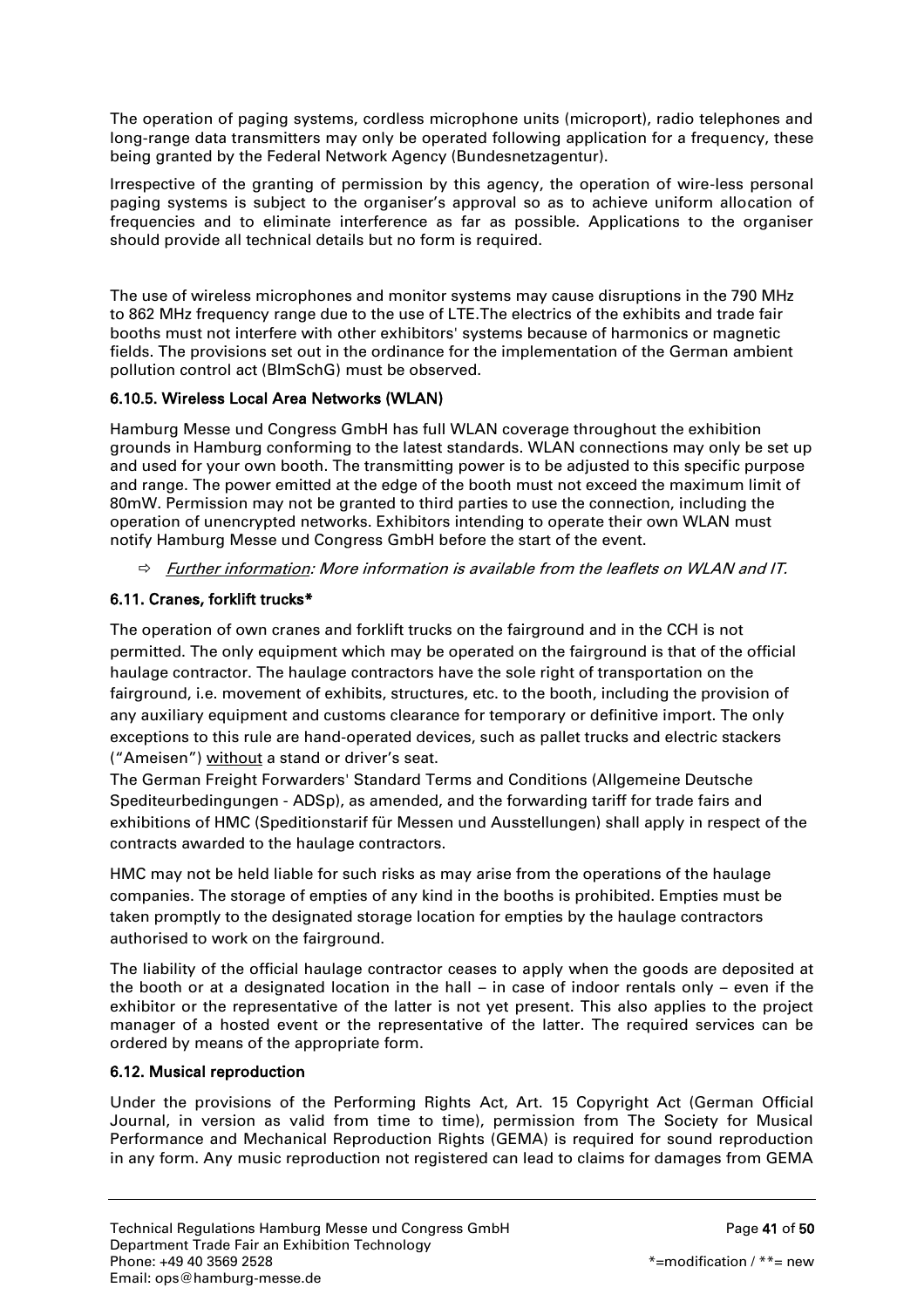The operation of paging systems, cordless microphone units (microport), radio telephones and long-range data transmitters may only be operated following application for a frequency, these being granted by the Federal Network Agency (Bundesnetzagentur).

Irrespective of the granting of permission by this agency, the operation of wire-less personal paging systems is subject to the organiser's approval so as to achieve uniform allocation of frequencies and to eliminate interference as far as possible. Applications to the organiser should provide all technical details but no form is required.

The use of wireless microphones and monitor systems may cause disruptions in the 790 MHz to 862 MHz frequency range due to the use of LTE.The electrics of the exhibits and trade fair booths must not interfere with other exhibitors' systems because of harmonics or magnetic fields. The provisions set out in the ordinance for the implementation of the German ambient pollution control act (BImSchG) must be observed.

#### 6.10.5. Wireless Local Area Networks (WLAN)

Hamburg Messe und Congress GmbH has full WLAN coverage throughout the exhibition grounds in Hamburg conforming to the latest standards. WLAN connections may only be set up and used for your own booth. The transmitting power is to be adjusted to this specific purpose and range. The power emitted at the edge of the booth must not exceed the maximum limit of 80mW. Permission may not be granted to third parties to use the connection, including the operation of unencrypted networks. Exhibitors intending to operate their own WLAN must notify Hamburg Messe und Congress GmbH before the start of the event.

- ⇨ *Further information: More information is available from the leaflets on WLAN and IT.*

### 6.11. Cranes, forklift trucks*

The operation of own cranes and forklift trucks on the fairground and in the CCH is not permitted. The only equipment which may be operated on the fairground is that of the official haulage contractor. The haulage contractors have the sole right of transportation on the fairground, i.e. movement of exhibits, structures, etc. to the booth, including the provision of any auxiliary equipment and customs clearance for temporary or definitive import. The only exceptions to this rule are hand-operated devices, such as pallet trucks and electric stackers ("Ameisen") without a stand or driver's seat.
The German Freight Forwarders' Standard Terms and Conditions (Allgemeine Deutsche Spediteurbedingungen - ADSp), as amended, and the forwarding tariff for trade fairs and exhibitions of HMC (Speditionstarif für Messen und Ausstellungen) shall apply in respect of the contracts awarded to the haulage contractors.

HMC may not be held liable for such risks as may arise from the operations of the haulage companies. The storage of empties of any kind in the booths is prohibited. Empties must be taken promptly to the designated storage location for empties by the haulage contractors authorised to work on the fairground.

The liability of the official haulage contractor ceases to apply when the goods are deposited at the booth or at a designated location in the hall – in case of indoor rentals only – even if the exhibitor or the representative of the latter is not yet present. This also applies to the project manager of a hosted event or the representative of the latter. The required services can be ordered by means of the appropriate form.

### 6.12. Musical reproduction

Under the provisions of the Performing Rights Act, Art. 15 Copyright Act (German Official Journal, in version as valid from time to time), permission from The Society for Musical Performance and Mechanical Reproduction Rights (GEMA) is required for sound reproduction in any form. Any music reproduction not registered can lead to claims for damages from GEMA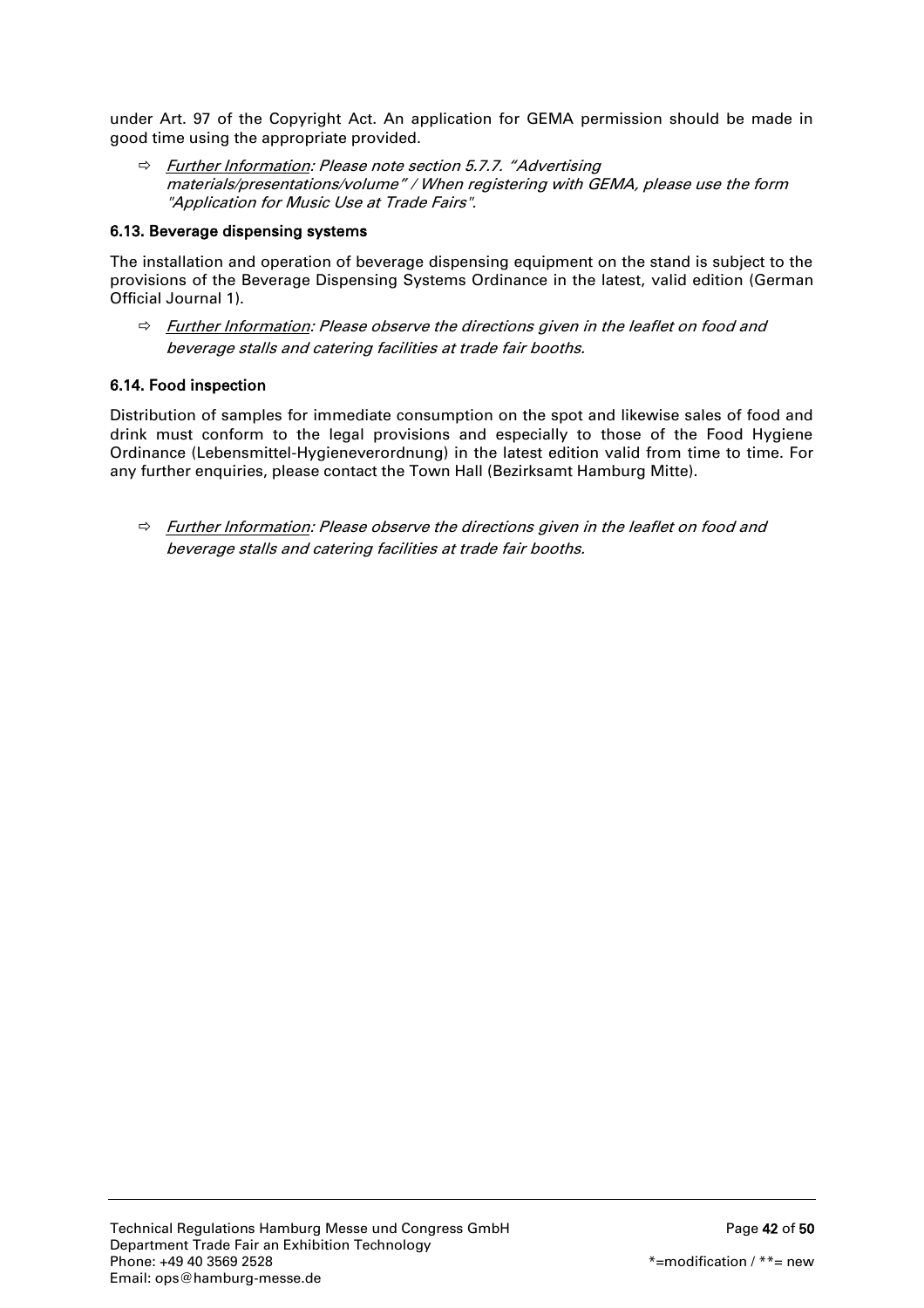under Art. 97 of the Copyright Act. An application for GEMA permission should be made in good time using the appropriate provided.

- ⇨ *Further Information: Please note section 5.7.7. "Advertising materials/presentations/volume" / When registering with GEMA, please use the form "Application for Music Use at Trade Fairs".*

### 6.13. Beverage dispensing systems

The installation and operation of beverage dispensing equipment on the stand is subject to the provisions of the Beverage Dispensing Systems Ordinance in the latest, valid edition (German Official Journal 1).

- ⇨ *Further Information: Please observe the directions given in the leaflet on food and beverage stalls and catering facilities at trade fair booths.*

### 6.14. Food inspection

Distribution of samples for immediate consumption on the spot and likewise sales of food and drink must conform to the legal provisions and especially to those of the Food Hygiene Ordinance (Lebensmittel-Hygieneverordnung) in the latest edition valid from time to time. For any further enquiries, please contact the Town Hall (Bezirksamt Hamburg Mitte).

- ⇨ *Further Information: Please observe the directions given in the leaflet on food and beverage stalls and catering facilities at trade fair booths.*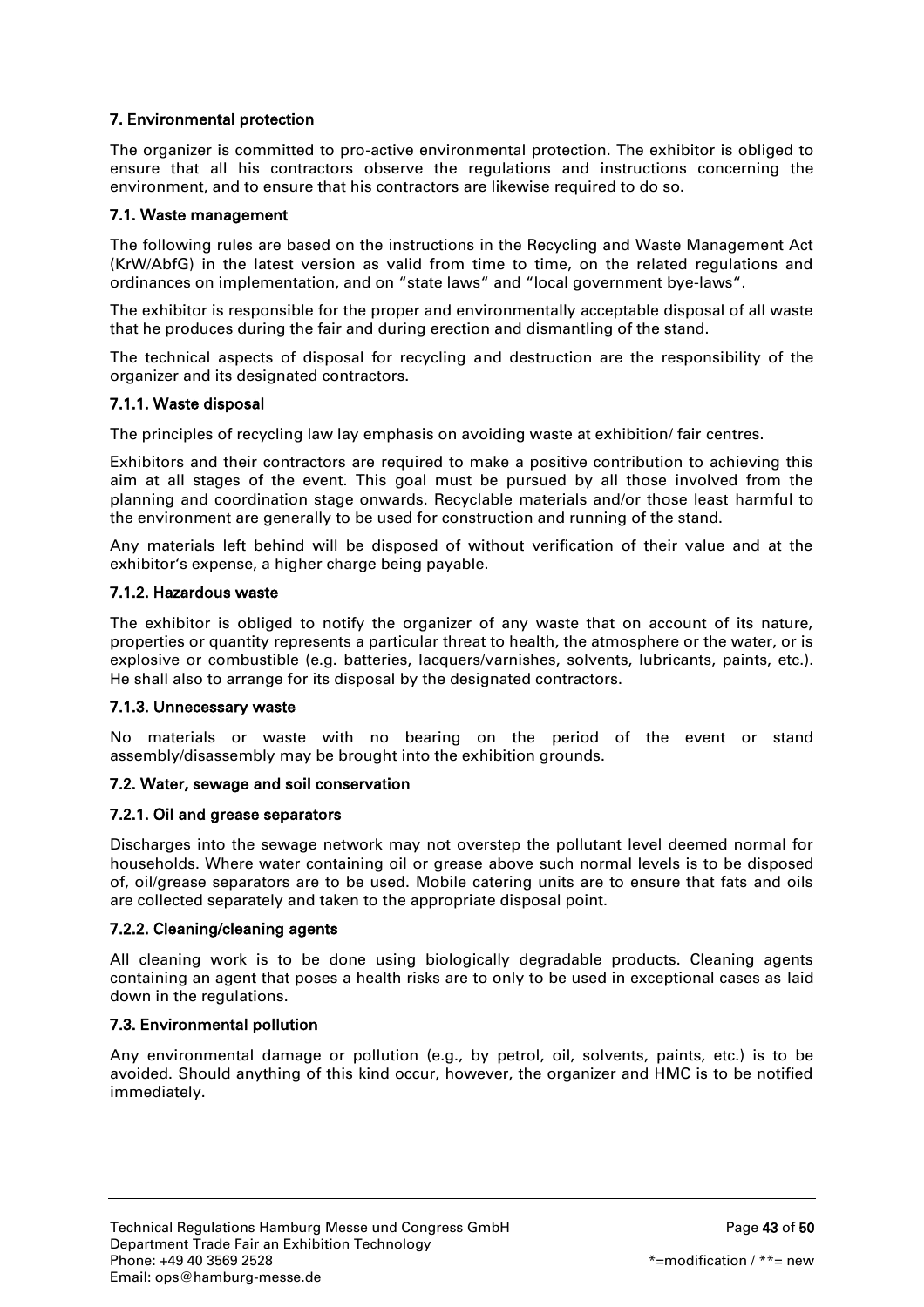## 7. Environmental protection

The organizer is committed to pro-active environmental protection. The exhibitor is obliged to ensure that all his contractors observe the regulations and instructions concerning the environment, and to ensure that his contractors are likewise required to do so.

### 7.1. Waste management

The following rules are based on the instructions in the Recycling and Waste Management Act (KrW/AbfG) in the latest version as valid from time to time, on the related regulations and ordinances on implementation, and on "state laws" and "local government bye-laws".

The exhibitor is responsible for the proper and environmentally acceptable disposal of all waste that he produces during the fair and during erection and dismantling of the stand.

The technical aspects of disposal for recycling and destruction are the responsibility of the organizer and its designated contractors.

#### 7.1.1. Waste disposal

The principles of recycling law lay emphasis on avoiding waste at exhibition/ fair centres.

Exhibitors and their contractors are required to make a positive contribution to achieving this aim at all stages of the event. This goal must be pursued by all those involved from the planning and coordination stage onwards. Recyclable materials and/or those least harmful to the environment are generally to be used for construction and running of the stand.

Any materials left behind will be disposed of without verification of their value and at the exhibitor's expense, a higher charge being payable.

#### 7.1.2. Hazardous waste

The exhibitor is obliged to notify the organizer of any waste that on account of its nature, properties or quantity represents a particular threat to health, the atmosphere or the water, or is explosive or combustible (e.g. batteries, lacquers/varnishes, solvents, lubricants, paints, etc.). He shall also to arrange for its disposal by the designated contractors.

#### 7.1.3. Unnecessary waste

No materials or waste with no bearing on the period of the event or stand assembly/disassembly may be brought into the exhibition grounds.

### 7.2. Water, sewage and soil conservation

#### 7.2.1. Oil and grease separators

Discharges into the sewage network may not overstep the pollutant level deemed normal for households. Where water containing oil or grease above such normal levels is to be disposed of, oil/grease separators are to be used. Mobile catering units are to ensure that fats and oils are collected separately and taken to the appropriate disposal point.

#### 7.2.2. Cleaning/cleaning agents

All cleaning work is to be done using biologically degradable products. Cleaning agents containing an agent that poses a health risks are to only to be used in exceptional cases as laid down in the regulations.

### 7.3. Environmental pollution

Any environmental damage or pollution (e.g., by petrol, oil, solvents, paints, etc.) is to be avoided. Should anything of this kind occur, however, the organizer and HMC is to be notified immediately.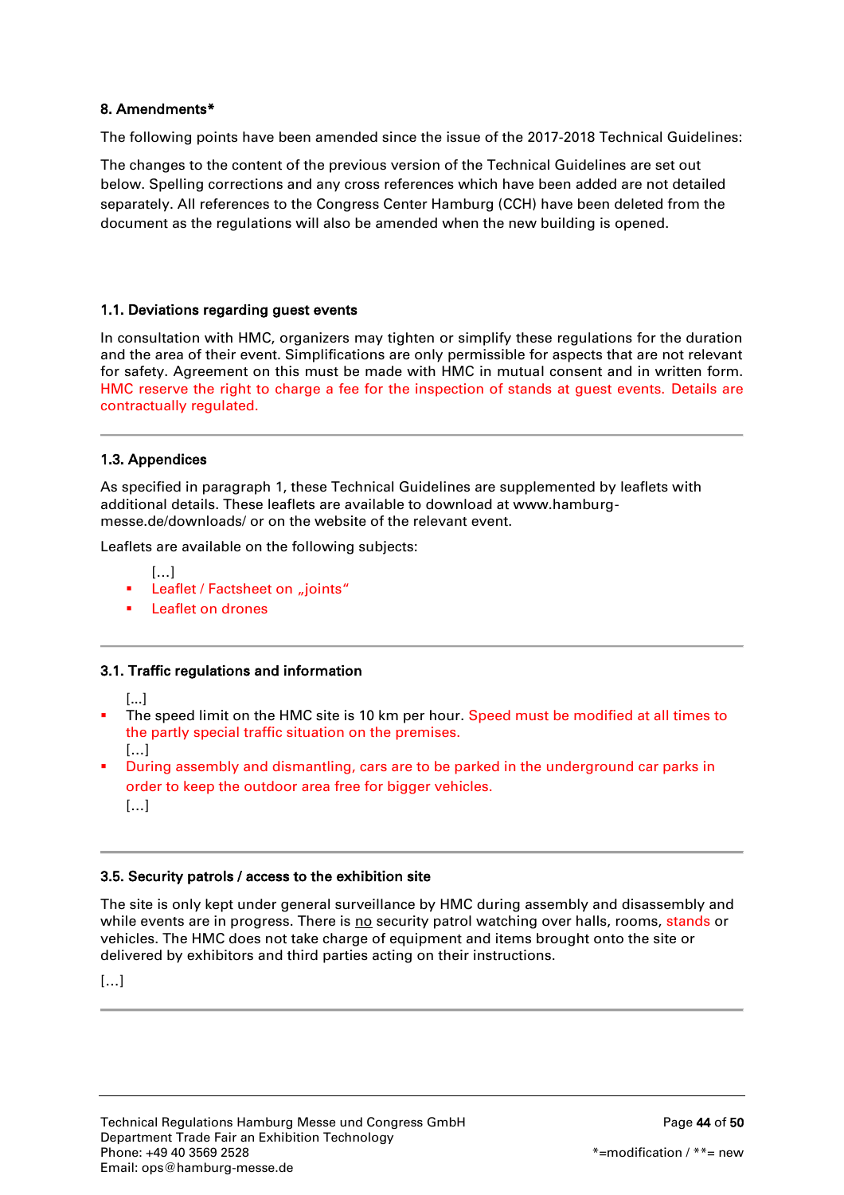**8. Amendments***

The following points have been amended since the issue of the 2017-2018 Technical Guidelines:

The changes to the content of the previous version of the Technical Guidelines are set out below. Spelling corrections and any cross references which have been added are not detailed separately. All references to the Congress Center Hamburg (CCH) have been deleted from the document as the regulations will also be amended when the new building is opened.

**1.1. Deviations regarding guest events**

In consultation with HMC, organizers may tighten or simplify these regulations for the duration and the area of their event. Simplifications are only permissible for aspects that are not relevant for safety. Agreement on this must be made with HMC in mutual consent and in written form. HMC reserve the right to charge a fee for the inspection of stands at guest events. Details are contractually regulated.

---

**1.3. Appendices**

As specified in paragraph 1, these Technical Guidelines are supplemented by leaflets with additional details. These leaflets are available to download at www.hamburg-messe.de/downloads/ or on the website of the relevant event.

Leaflets are available on the following subjects:

[…]
- Leaflet / Factsheet on „joints“
- Leaflet on drones

---

**3.1. Traffic regulations and information**

[...]
- The speed limit on the HMC site is 10 km per hour. Speed must be modified at all times to the partly special traffic situation on the premises.

[…]
- During assembly and dismantling, cars are to be parked in the underground car parks in order to keep the outdoor area free for bigger vehicles.

[…]

---

**3.5. Security patrols / access to the exhibition site**

The site is only kept under general surveillance by HMC during assembly and disassembly and while events are in progress. There is no security patrol watching over halls, rooms, stands or vehicles. The HMC does not take charge of equipment and items brought onto the site or delivered by exhibitors and third parties acting on their instructions.

[…]

---

Technical Regulations Hamburg Messe und Congress GmbH
Department Trade Fair an Exhibition Technology
Phone: +49 40 3569 2528
Email: ops@hamburg-messe.de

*=modification / **= new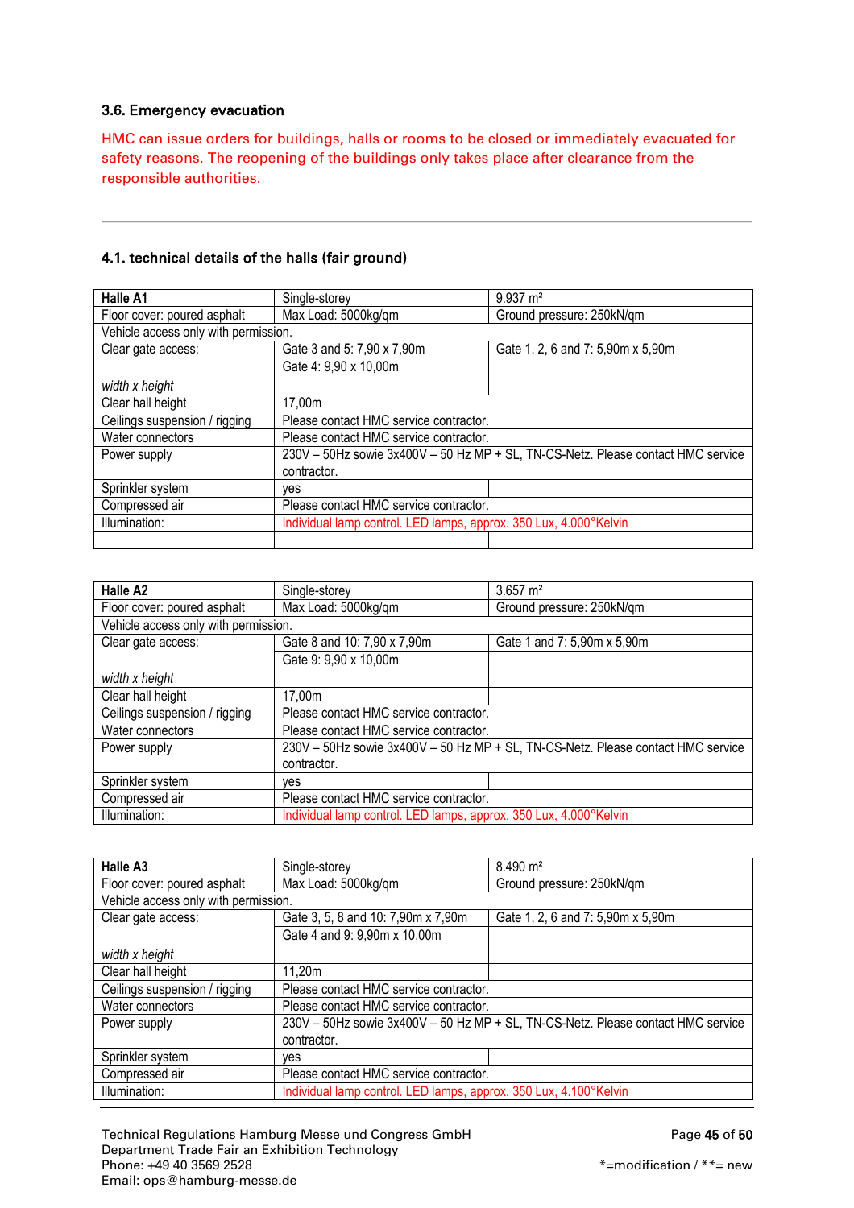### 3.6. Emergency evacuation

HMC can issue orders for buildings, halls or rooms to be closed or immediately evacuated for safety reasons. The reopening of the buildings only takes place after clearance from the responsible authorities.

---

### 4.1. technical details of the halls (fair ground)

| **Halle A1** | Single-storey | 9.937 m² |
|---|---|---|
| Floor cover: poured asphalt | Max Load: 5000kg/qm | Ground pressure: 250kN/qm |
| Vehicle access only with permission. | | |
| Clear gate access:<br><br>*width x height* | Gate 3 and 5: 7,90 x 7,90m<br>Gate 4: 9,90 x 10,00m | Gate 1, 2, 6 and 7: 5,90m x 5,90m |
| Clear hall height | 17,00m | |
| Ceilings suspension / rigging | Please contact HMC service contractor. | |
| Water connectors | Please contact HMC service contractor. | |
| Power supply | 230V – 50Hz sowie 3x400V – 50 Hz MP + SL, TN-CS-Netz. Please contact HMC service contractor. | |
| Sprinkler system | yes | |
| Compressed air | Please contact HMC service contractor. | |
| Illumination: | Individual lamp control. LED lamps, approx. 350 Lux, 4.000°Kelvin | |
| | | |

| **Halle A2** | Single-storey | 3.657 m² |
|---|---|---|
| Floor cover: poured asphalt | Max Load: 5000kg/qm | Ground pressure: 250kN/qm |
| Vehicle access only with permission. | | |
| Clear gate access:<br><br>*width x height* | Gate 8 and 10: 7,90 x 7,90m<br>Gate 9: 9,90 x 10,00m | Gate 1 and 7: 5,90m x 5,90m |
| Clear hall height | 17,00m | |
| Ceilings suspension / rigging | Please contact HMC service contractor. | |
| Water connectors | Please contact HMC service contractor. | |
| Power supply | 230V – 50Hz sowie 3x400V – 50 Hz MP + SL, TN-CS-Netz. Please contact HMC service contractor. | |
| Sprinkler system | yes | |
| Compressed air | Please contact HMC service contractor. | |
| Illumination: | Individual lamp control. LED lamps, approx. 350 Lux, 4.000°Kelvin | |

| **Halle A3** | Single-storey | 8.490 m² |
|---|---|---|
| Floor cover: poured asphalt | Max Load: 5000kg/qm | Ground pressure: 250kN/qm |
| Vehicle access only with permission. | | |
| Clear gate access:<br><br>*width x height* | Gate 3, 5, 8 and 10: 7,90m x 7,90m<br>Gate 4 and 9: 9,90m x 10,00m | Gate 1, 2, 6 and 7: 5,90m x 5,90m |
| Clear hall height | 11,20m | |
| Ceilings suspension / rigging | Please contact HMC service contractor. | |
| Water connectors | Please contact HMC service contractor. | |
| Power supply | 230V – 50Hz sowie 3x400V – 50 Hz MP + SL, TN-CS-Netz. Please contact HMC service contractor. | |
| Sprinkler system | yes | |
| Compressed air | Please contact HMC service contractor. | |
| Illumination: | Individual lamp control. LED lamps, approx. 350 Lux, 4.100°Kelvin | |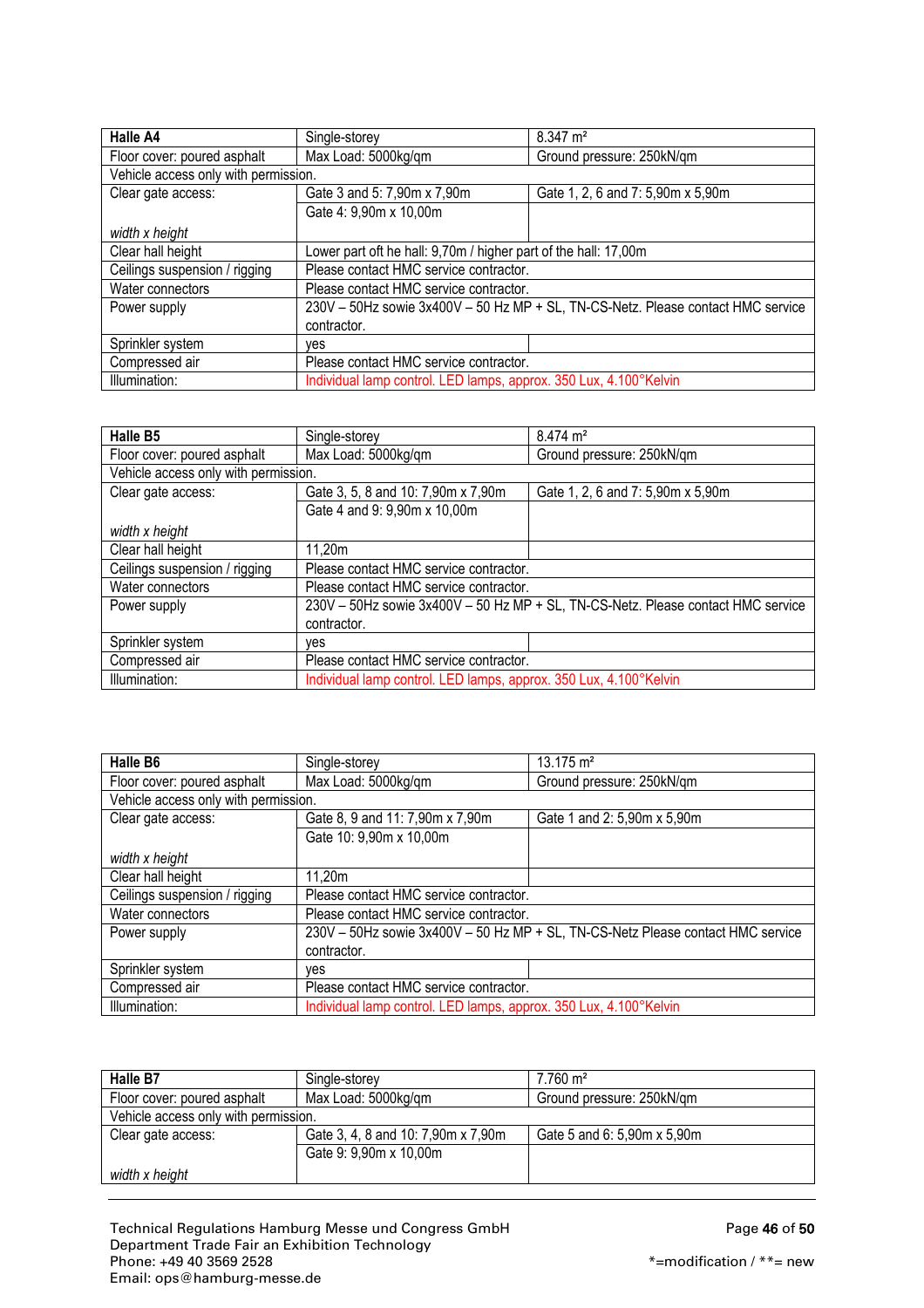| **Halle A4** | Single-storey | 8.347 m² |
|---|---|---|
| Floor cover: poured asphalt | Max Load: 5000kg/qm | Ground pressure: 250kN/qm |
| Vehicle access only with permission. | | |
| Clear gate access:<br><br>*width x height* | Gate 3 and 5: 7,90m x 7,90m<br>Gate 4: 9,90m x 10,00m | Gate 1, 2, 6 and 7: 5,90m x 5,90m |
| Clear hall height | Lower part oft he hall: 9,70m / higher part of the hall: 17,00m | |
| Ceilings suspension / rigging | Please contact HMC service contractor. | |
| Water connectors | Please contact HMC service contractor. | |
| Power supply | 230V – 50Hz sowie 3x400V – 50 Hz MP + SL, TN-CS-Netz. Please contact HMC service contractor. | |
| Sprinkler system | yes | |
| Compressed air | Please contact HMC service contractor. | |
| Illumination: | Individual lamp control. LED lamps, approx. 350 Lux, 4.100°Kelvin | |

| **Halle B5** | Single-storey | 8.474 m² |
|---|---|---|
| Floor cover: poured asphalt | Max Load: 5000kg/qm | Ground pressure: 250kN/qm |
| Vehicle access only with permission. | | |
| Clear gate access:<br><br>*width x height* | Gate 3, 5, 8 and 10: 7,90m x 7,90m<br>Gate 4 and 9: 9,90m x 10,00m | Gate 1, 2, 6 and 7: 5,90m x 5,90m |
| Clear hall height | 11,20m | |
| Ceilings suspension / rigging | Please contact HMC service contractor. | |
| Water connectors | Please contact HMC service contractor. | |
| Power supply | 230V – 50Hz sowie 3x400V – 50 Hz MP + SL, TN-CS-Netz. Please contact HMC service contractor. | |
| Sprinkler system | yes | |
| Compressed air | Please contact HMC service contractor. | |
| Illumination: | Individual lamp control. LED lamps, approx. 350 Lux, 4.100°Kelvin | |

| **Halle B6** | Single-storey | 13.175 m² |
|---|---|---|
| Floor cover: poured asphalt | Max Load: 5000kg/qm | Ground pressure: 250kN/qm |
| Vehicle access only with permission. | | |
| Clear gate access:<br><br>*width x height* | Gate 8, 9 and 11: 7,90m x 7,90m<br>Gate 10: 9,90m x 10,00m | Gate 1 and 2: 5,90m x 5,90m |
| Clear hall height | 11,20m | |
| Ceilings suspension / rigging | Please contact HMC service contractor. | |
| Water connectors | Please contact HMC service contractor. | |
| Power supply | 230V – 50Hz sowie 3x400V – 50 Hz MP + SL, TN-CS-Netz Please contact HMC service contractor. | |
| Sprinkler system | yes | |
| Compressed air | Please contact HMC service contractor. | |
| Illumination: | Individual lamp control. LED lamps, approx. 350 Lux, 4.100°Kelvin | |

| **Halle B7** | Single-storey | 7.760 m² |
|---|---|---|
| Floor cover: poured asphalt | Max Load: 5000kg/qm | Ground pressure: 250kN/qm |
| Vehicle access only with permission. | | |
| Clear gate access:<br><br>*width x height* | Gate 3, 4, 8 and 10: 7,90m x 7,90m<br>Gate 9: 9,90m x 10,00m | Gate 5 and 6: 5,90m x 5,90m |

Technical Regulations Hamburg Messe und Congress GmbH
Department Trade Fair an Exhibition Technology
Phone: +49 40 3569 2528
Email: ops@hamburg-messe.de

*=modification / **= new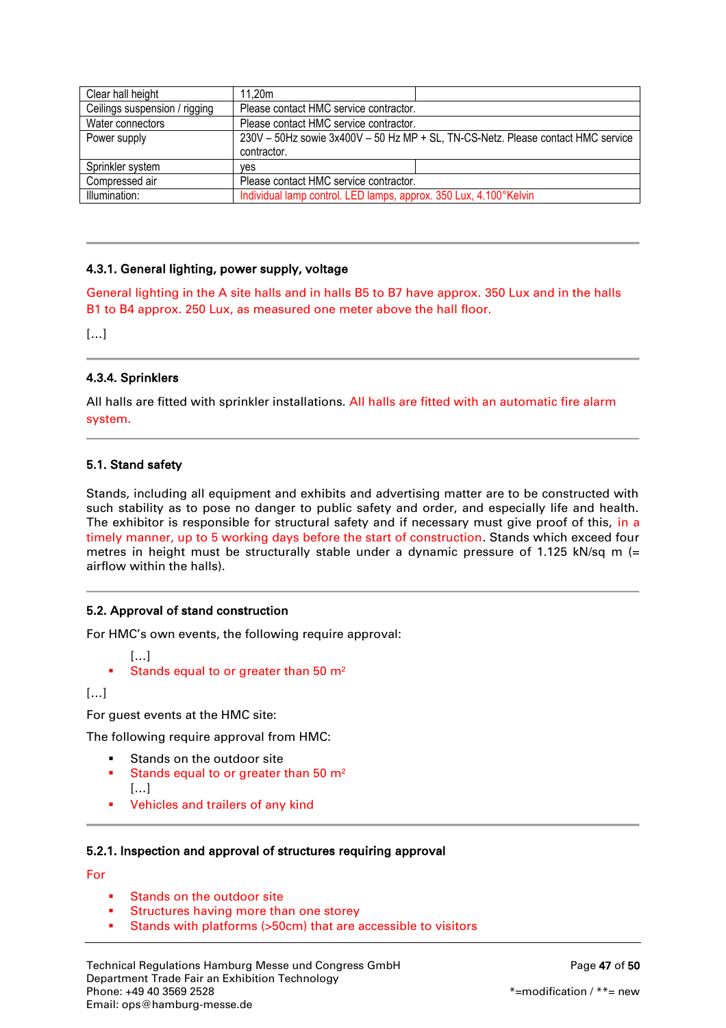| | | |
|---|---|---|
| Clear hall height | 11,20m | |
| Ceilings suspension / rigging | Please contact HMC service contractor. | |
| Water connectors | Please contact HMC service contractor. | |
| Power supply | 230V – 50Hz sowie 3x400V – 50 Hz MP + SL, TN-CS-Netz. Please contact HMC service contractor. | |
| Sprinkler system | yes | |
| Compressed air | Please contact HMC service contractor. | |
| Illumination: | Individual lamp control. LED lamps, approx. 350 Lux, 4.100°Kelvin | |

### 4.3.1. General lighting, power supply, voltage

General lighting in the A site halls and in halls B5 to B7 have approx. 350 Lux and in the halls B1 to B4 approx. 250 Lux, as measured one meter above the hall floor.

[…]

### 4.3.4. Sprinklers

All halls are fitted with sprinkler installations. All halls are fitted with an automatic fire alarm system.

### 5.1. Stand safety

Stands, including all equipment and exhibits and advertising matter are to be constructed with such stability as to pose no danger to public safety and order, and especially life and health. The exhibitor is responsible for structural safety and if necessary must give proof of this, in a timely manner, up to 5 working days before the start of construction. Stands which exceed four metres in height must be structurally stable under a dynamic pressure of 1.125 kN/sq m (= airflow within the halls).

### 5.2. Approval of stand construction

For HMC's own events, the following require approval:

[…]
- Stands equal to or greater than 50 m²

[…]

For guest events at the HMC site:

The following require approval from HMC:

- Stands on the outdoor site
- Stands equal to or greater than 50 m²

[…]
- Vehicles and trailers of any kind

### 5.2.1. Inspection and approval of structures requiring approval

For

- Stands on the outdoor site
- Structures having more than one storey
- Stands with platforms (>50cm) that are accessible to visitors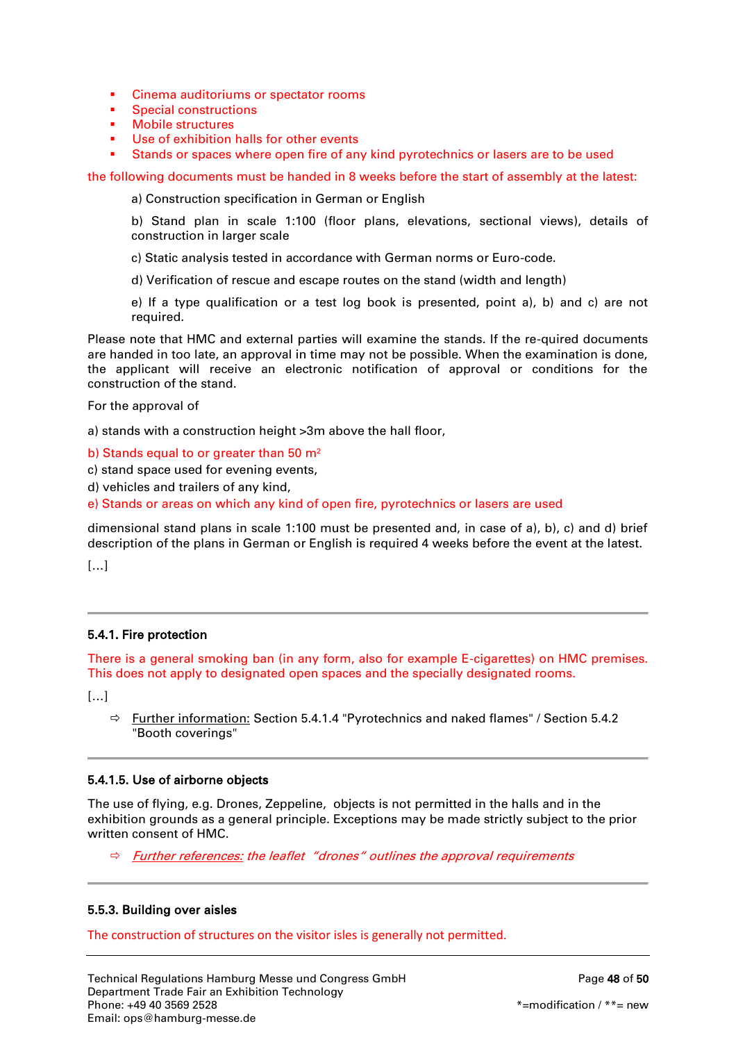- Cinema auditoriums or spectator rooms
- Special constructions
- Mobile structures
- Use of exhibition halls for other events
- Stands or spaces where open fire of any kind pyrotechnics or lasers are to be used

the following documents must be handed in 8 weeks before the start of assembly at the latest:

a) Construction specification in German or English

b) Stand plan in scale 1:100 (floor plans, elevations, sectional views), details of construction in larger scale

c) Static analysis tested in accordance with German norms or Euro-code.

d) Verification of rescue and escape routes on the stand (width and length)

e) If a type qualification or a test log book is presented, point a), b) and c) are not required.

Please note that HMC and external parties will examine the stands. If the re-quired documents are handed in too late, an approval in time may not be possible. When the examination is done, the applicant will receive an electronic notification of approval or conditions for the construction of the stand.

For the approval of

a) stands with a construction height >3m above the hall floor,

b) Stands equal to or greater than 50 m²
c) stand space used for evening events,
d) vehicles and trailers of any kind,
e) Stands or areas on which any kind of open fire, pyrotechnics or lasers are used

dimensional stand plans in scale 1:100 must be presented and, in case of a), b), c) and d) brief description of the plans in German or English is required 4 weeks before the event at the latest.

[…]

---

#### 5.4.1. Fire protection

There is a general smoking ban (in any form, also for example E-cigarettes) on HMC premises. This does not apply to designated open spaces and the specially designated rooms.

[…]

⇨ Further information: Section 5.4.1.4 "Pyrotechnics and naked flames" / Section 5.4.2 "Booth coverings"

---

#### 5.4.1.5. Use of airborne objects

The use of flying, e.g. Drones, Zeppeline, objects is not permitted in the halls and in the exhibition grounds as a general principle. Exceptions may be made strictly subject to the prior written consent of HMC.

⇨ *Further references: the leaflet "drones" outlines the approval requirements*

---

#### 5.5.3. Building over aisles

The construction of structures on the visitor isles is generally not permitted.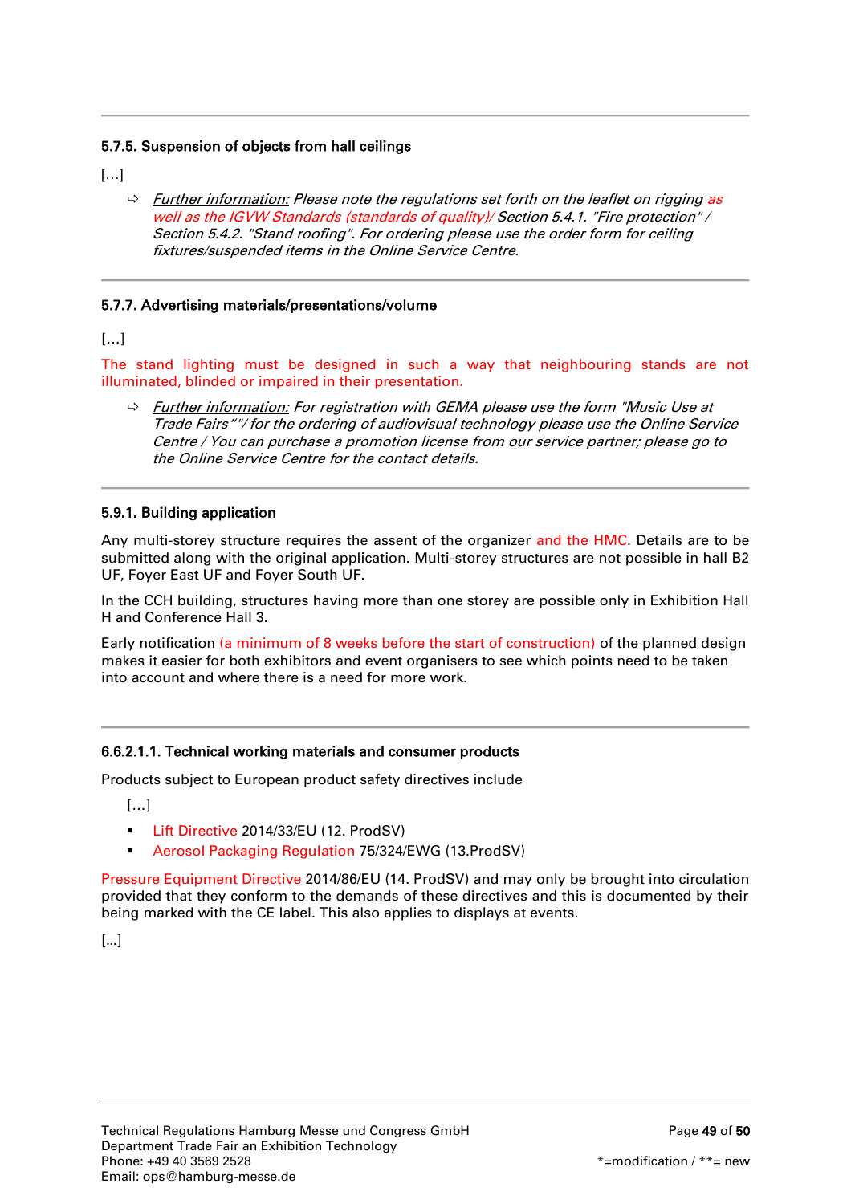#### 5.7.5. Suspension of objects from hall ceilings

[…]

⇨ *Further information: Please note the regulations set forth on the leaflet on rigging as well as the IGVW Standards (standards of quality)/ Section 5.4.1. "Fire protection" / Section 5.4.2. "Stand roofing". For ordering please use the order form for ceiling fixtures/suspended items in the Online Service Centre.*

#### 5.7.7. Advertising materials/presentations/volume

[…]

The stand lighting must be designed in such a way that neighbouring stands are not illuminated, blinded or impaired in their presentation.

⇨ *Further information: For registration with GEMA please use the form "Music Use at Trade Fairs""/ for the ordering of audiovisual technology please use the Online Service Centre / You can purchase a promotion license from our service partner; please go to the Online Service Centre for the contact details.*

#### 5.9.1. Building application

Any multi-storey structure requires the assent of the organizer and the HMC. Details are to be submitted along with the original application. Multi-storey structures are not possible in hall B2 UF, Foyer East UF and Foyer South UF.

In the CCH building, structures having more than one storey are possible only in Exhibition Hall H and Conference Hall 3.

Early notification (a minimum of 8 weeks before the start of construction) of the planned design makes it easier for both exhibitors and event organisers to see which points need to be taken into account and where there is a need for more work.

#### 6.6.2.1.1. Technical working materials and consumer products

Products subject to European product safety directives include

[…]

- Lift Directive 2014/33/EU (12. ProdSV)
- Aerosol Packaging Regulation 75/324/EWG (13.ProdSV)

Pressure Equipment Directive 2014/86/EU (14. ProdSV) and may only be brought into circulation provided that they conform to the demands of these directives and this is documented by their being marked with the CE label. This also applies to displays at events.

[…]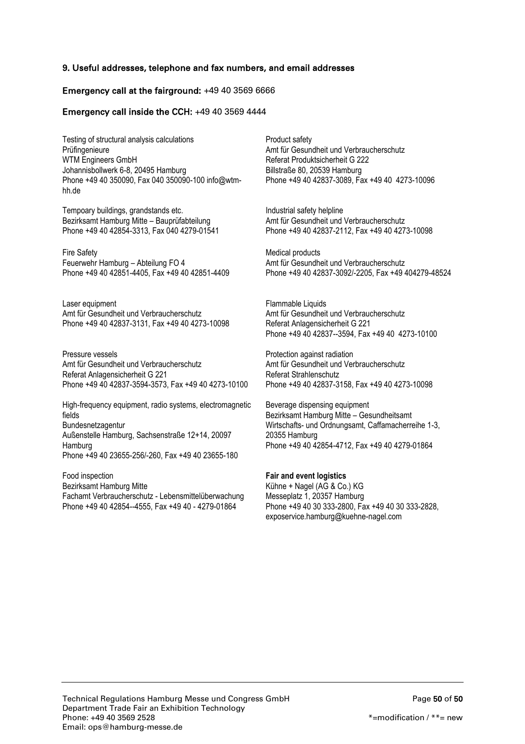## 9. Useful addresses, telephone and fax numbers, and email addresses

**Emergency call at the fairground:** +49 40 3569 6666

**Emergency call inside the CCH:** +49 40 3569 4444

Testing of structural analysis calculations
Prüfingenieure
WTM Engineers GmbH
Johannisbollwerk 6-8, 20495 Hamburg
Phone +49 40 350090, Fax 040 350090-100 info@wtm-hh.de

Tempoary buildings, grandstands etc.
Bezirksamt Hamburg Mitte – Bauprüfabteilung
Phone +49 40 42854-3313, Fax 040 4279-01541

Fire Safety
Feuerwehr Hamburg – Abteilung FO 4
Phone +49 40 42851-4405, Fax +49 40 42851-4409

Laser equipment
Amt für Gesundheit und Verbraucherschutz
Phone +49 40 42837-3131, Fax +49 40 4273-10098

Pressure vessels
Amt für Gesundheit und Verbraucherschutz
Referat Anlagensicherheit G 221
Phone +49 40 42837-3594-3573, Fax +49 40 4273-10100

High-frequency equipment, radio systems, electromagnetic fields
Bundesnetzagentur
Außenstelle Hamburg, Sachsenstraße 12+14, 20097 Hamburg
Phone +49 40 23655-256/-260, Fax +49 40 23655-180

Food inspection
Bezirksamt Hamburg Mitte
Fachamt Verbraucherschutz - Lebensmittelüberwachung
Phone +49 40 42854--4555, Fax +49 40 - 4279-01864

Product safety
Amt für Gesundheit und Verbraucherschutz
Referat Produktsicherheit G 222
Billstraße 80, 20539 Hamburg
Phone +49 40 42837-3089, Fax +49 40 4273-10096

Industrial safety helpline
Amt für Gesundheit und Verbraucherschutz
Phone +49 40 42837-2112, Fax +49 40 4273-10098

Medical products
Amt für Gesundheit und Verbraucherschutz
Phone +49 40 42837-3092/-2205, Fax +49 404279-48524

Flammable Liquids
Amt für Gesundheit und Verbraucherschutz
Referat Anlagensicherheit G 221
Phone +49 40 42837--3594, Fax +49 40 4273-10100

Protection against radiation
Amt für Gesundheit und Verbraucherschutz
Referat Strahlenschutz
Phone +49 40 42837-3158, Fax +49 40 4273-10098

Beverage dispensing equipment
Bezirksamt Hamburg Mitte – Gesundheitsamt
Wirtschafts- und Ordnungsamt, Caffamacherreihe 1-3, 20355 Hamburg
Phone +49 40 42854-4712, Fax +49 40 4279-01864

**Fair and event logistics**
Kühne + Nagel (AG & Co.) KG
Messeplatz 1, 20357 Hamburg
Phone +49 40 30 333-2800, Fax +49 40 30 333-2828, exposervice.hamburg@kuehne-nagel.com